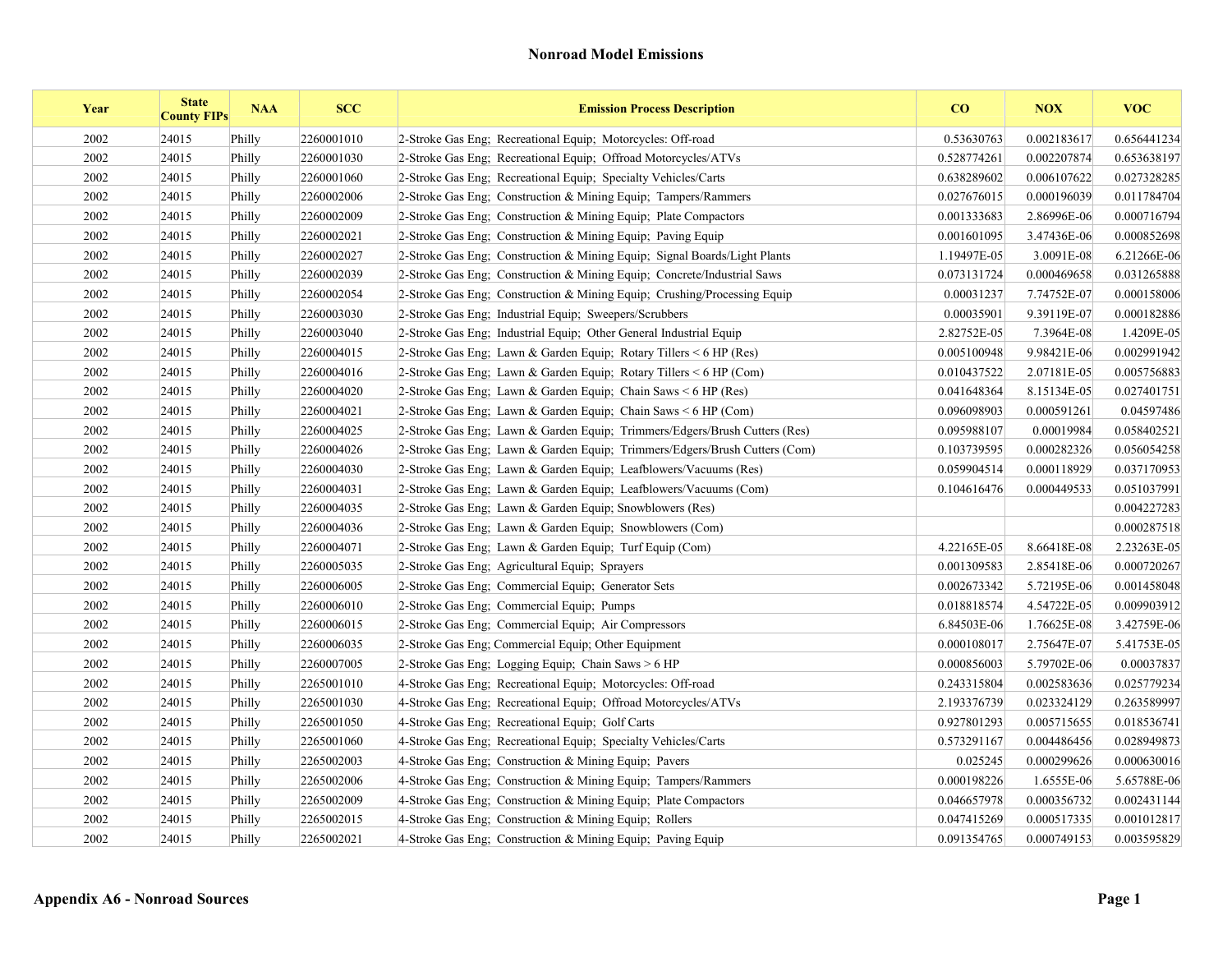# Nonroad Model Emissions

| Year | State County FIPs | NAA | SCC | Emission Process Description | CO | NOX | VOC |
|---|---|---|---|---|---|---|---|
| 2002 | 24015 | Philly | 2260001010 | 2-Stroke Gas Eng; Recreational Equip; Motorcycles: Off-road | 0.53630763 | 0.002183617 | 0.656441234 |
| 2002 | 24015 | Philly | 2260001030 | 2-Stroke Gas Eng; Recreational Equip; Offroad Motorcycles/ATVs | 0.528774261 | 0.002207874 | 0.653638197 |
| 2002 | 24015 | Philly | 2260001060 | 2-Stroke Gas Eng; Recreational Equip; Specialty Vehicles/Carts | 0.638289602 | 0.006107622 | 0.027328285 |
| 2002 | 24015 | Philly | 2260002006 | 2-Stroke Gas Eng; Construction & Mining Equip; Tampers/Rammers | 0.027676015 | 0.000196039 | 0.011784704 |
| 2002 | 24015 | Philly | 2260002009 | 2-Stroke Gas Eng; Construction & Mining Equip; Plate Compactors | 0.001333683 | 2.86996E-06 | 0.000716794 |
| 2002 | 24015 | Philly | 2260002021 | 2-Stroke Gas Eng; Construction & Mining Equip; Paving Equip | 0.001601095 | 3.47436E-06 | 0.000852698 |
| 2002 | 24015 | Philly | 2260002027 | 2-Stroke Gas Eng; Construction & Mining Equip; Signal Boards/Light Plants | 1.19497E-05 | 3.0091E-08 | 6.21266E-06 |
| 2002 | 24015 | Philly | 2260002039 | 2-Stroke Gas Eng; Construction & Mining Equip; Concrete/Industrial Saws | 0.073131724 | 0.000469658 | 0.031265888 |
| 2002 | 24015 | Philly | 2260002054 | 2-Stroke Gas Eng; Construction & Mining Equip; Crushing/Processing Equip | 0.00031237 | 7.74752E-07 | 0.000158006 |
| 2002 | 24015 | Philly | 2260003030 | 2-Stroke Gas Eng; Industrial Equip; Sweepers/Scrubbers | 0.00035901 | 9.39119E-07 | 0.000182886 |
| 2002 | 24015 | Philly | 2260003040 | 2-Stroke Gas Eng; Industrial Equip; Other General Industrial Equip | 2.82752E-05 | 7.3964E-08 | 1.4209E-05 |
| 2002 | 24015 | Philly | 2260004015 | 2-Stroke Gas Eng; Lawn & Garden Equip; Rotary Tillers < 6 HP (Res) | 0.005100948 | 9.98421E-06 | 0.002991942 |
| 2002 | 24015 | Philly | 2260004016 | 2-Stroke Gas Eng; Lawn & Garden Equip; Rotary Tillers < 6 HP (Com) | 0.010437522 | 2.07181E-05 | 0.005756883 |
| 2002 | 24015 | Philly | 2260004020 | 2-Stroke Gas Eng; Lawn & Garden Equip; Chain Saws < 6 HP (Res) | 0.041648364 | 8.15134E-05 | 0.027401751 |
| 2002 | 24015 | Philly | 2260004021 | 2-Stroke Gas Eng; Lawn & Garden Equip; Chain Saws < 6 HP (Com) | 0.096098903 | 0.000591261 | 0.04597486 |
| 2002 | 24015 | Philly | 2260004025 | 2-Stroke Gas Eng; Lawn & Garden Equip; Trimmers/Edgers/Brush Cutters (Res) | 0.095988107 | 0.00019984 | 0.058402521 |
| 2002 | 24015 | Philly | 2260004026 | 2-Stroke Gas Eng; Lawn & Garden Equip; Trimmers/Edgers/Brush Cutters (Com) | 0.103739595 | 0.000282326 | 0.056054258 |
| 2002 | 24015 | Philly | 2260004030 | 2-Stroke Gas Eng; Lawn & Garden Equip; Leafblowers/Vacuums (Res) | 0.059904514 | 0.000118929 | 0.037170953 |
| 2002 | 24015 | Philly | 2260004031 | 2-Stroke Gas Eng; Lawn & Garden Equip; Leafblowers/Vacuums (Com) | 0.104616476 | 0.000449533 | 0.051037991 |
| 2002 | 24015 | Philly | 2260004035 | 2-Stroke Gas Eng; Lawn & Garden Equip; Snowblowers (Res) | | | 0.004227283 |
| 2002 | 24015 | Philly | 2260004036 | 2-Stroke Gas Eng; Lawn & Garden Equip; Snowblowers (Com) | | | 0.000287518 |
| 2002 | 24015 | Philly | 2260004071 | 2-Stroke Gas Eng; Lawn & Garden Equip; Turf Equip (Com) | 4.22165E-05 | 8.66418E-08 | 2.23263E-05 |
| 2002 | 24015 | Philly | 2260005035 | 2-Stroke Gas Eng; Agricultural Equip; Sprayers | 0.001309583 | 2.85418E-06 | 0.000720267 |
| 2002 | 24015 | Philly | 2260006005 | 2-Stroke Gas Eng; Commercial Equip; Generator Sets | 0.002673342 | 5.72195E-06 | 0.001458048 |
| 2002 | 24015 | Philly | 2260006010 | 2-Stroke Gas Eng; Commercial Equip; Pumps | 0.018818574 | 4.54722E-05 | 0.009903912 |
| 2002 | 24015 | Philly | 2260006015 | 2-Stroke Gas Eng; Commercial Equip; Air Compressors | 6.84503E-06 | 1.76625E-08 | 3.42759E-06 |
| 2002 | 24015 | Philly | 2260006035 | 2-Stroke Gas Eng; Commercial Equip; Other Equipment | 0.000108017 | 2.75647E-07 | 5.41753E-05 |
| 2002 | 24015 | Philly | 2260007005 | 2-Stroke Gas Eng; Logging Equip; Chain Saws > 6 HP | 0.000856003 | 5.79702E-06 | 0.00037837 |
| 2002 | 24015 | Philly | 2265001010 | 4-Stroke Gas Eng; Recreational Equip; Motorcycles: Off-road | 0.243315804 | 0.002583636 | 0.025779234 |
| 2002 | 24015 | Philly | 2265001030 | 4-Stroke Gas Eng; Recreational Equip; Offroad Motorcycles/ATVs | 2.193376739 | 0.023324129 | 0.263589997 |
| 2002 | 24015 | Philly | 2265001050 | 4-Stroke Gas Eng; Recreational Equip; Golf Carts | 0.927801293 | 0.005715655 | 0.018536741 |
| 2002 | 24015 | Philly | 2265001060 | 4-Stroke Gas Eng; Recreational Equip; Specialty Vehicles/Carts | 0.573291167 | 0.004486456 | 0.028949873 |
| 2002 | 24015 | Philly | 2265002003 | 4-Stroke Gas Eng; Construction & Mining Equip; Pavers | 0.025245 | 0.000299626 | 0.000630016 |
| 2002 | 24015 | Philly | 2265002006 | 4-Stroke Gas Eng; Construction & Mining Equip; Tampers/Rammers | 0.000198226 | 1.6555E-06 | 5.65788E-06 |
| 2002 | 24015 | Philly | 2265002009 | 4-Stroke Gas Eng; Construction & Mining Equip; Plate Compactors | 0.046657978 | 0.000356732 | 0.002431144 |
| 2002 | 24015 | Philly | 2265002015 | 4-Stroke Gas Eng; Construction & Mining Equip; Rollers | 0.047415269 | 0.000517335 | 0.001012817 |
| 2002 | 24015 | Philly | 2265002021 | 4-Stroke Gas Eng; Construction & Mining Equip; Paving Equip | 0.091354765 | 0.000749153 | 0.003595829 |

**Appendix A6 - Nonroad Sources**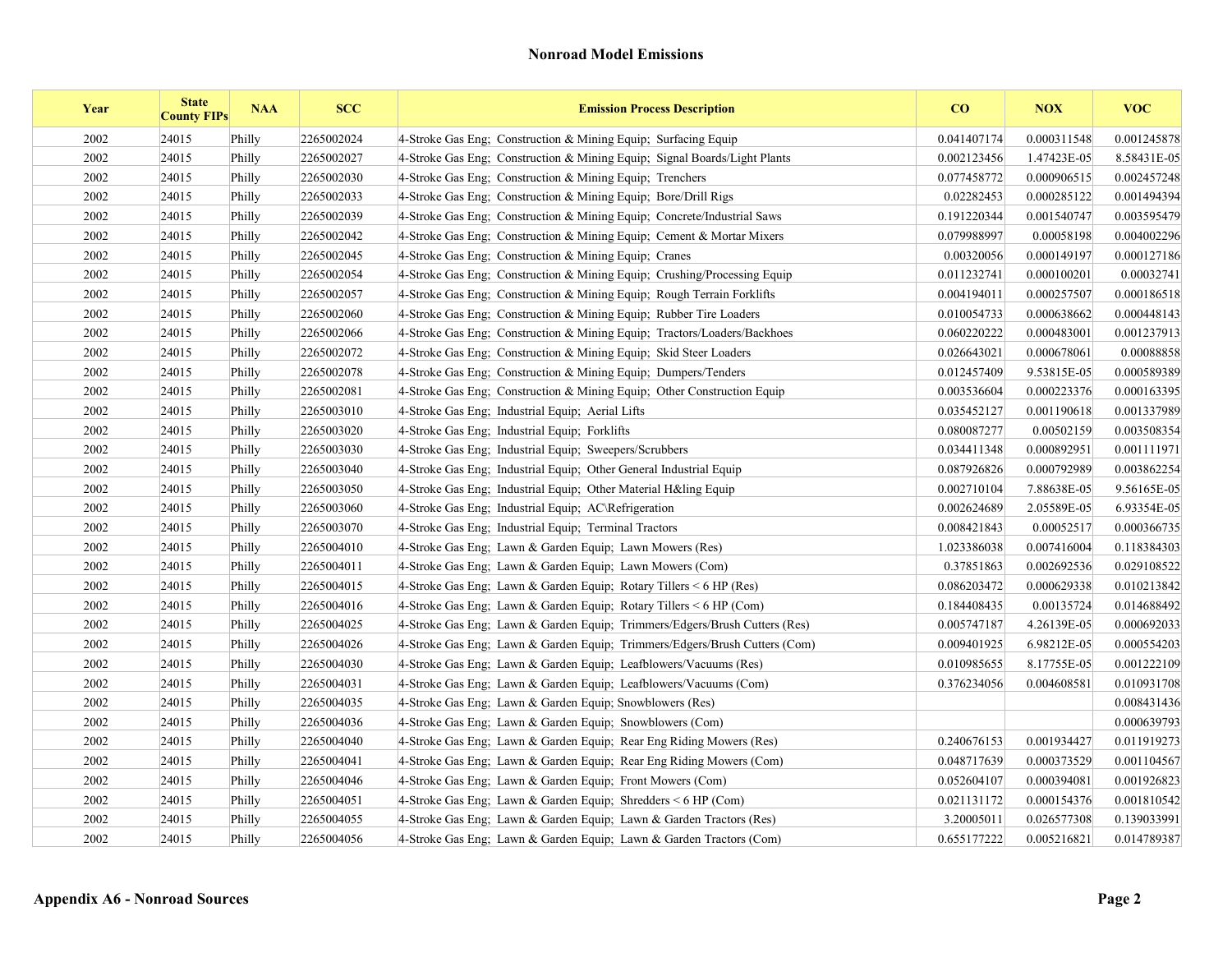## Nonroad Model Emissions

| Year | State County FIPs | NAA | SCC | Emission Process Description | CO | NOX | VOC |
|---|---|---|---|---|---|---|---|
| 2002 | 24015 | Philly | 2265002024 | 4-Stroke Gas Eng; Construction & Mining Equip; Surfacing Equip | 0.041407174 | 0.000311548 | 0.001245878 |
| 2002 | 24015 | Philly | 2265002027 | 4-Stroke Gas Eng; Construction & Mining Equip; Signal Boards/Light Plants | 0.002123456 | 1.47423E-05 | 8.58431E-05 |
| 2002 | 24015 | Philly | 2265002030 | 4-Stroke Gas Eng; Construction & Mining Equip; Trenchers | 0.077458772 | 0.000906515 | 0.002457248 |
| 2002 | 24015 | Philly | 2265002033 | 4-Stroke Gas Eng; Construction & Mining Equip; Bore/Drill Rigs | 0.02282453 | 0.000285122 | 0.001494394 |
| 2002 | 24015 | Philly | 2265002039 | 4-Stroke Gas Eng; Construction & Mining Equip; Concrete/Industrial Saws | 0.191220344 | 0.001540747 | 0.003595479 |
| 2002 | 24015 | Philly | 2265002042 | 4-Stroke Gas Eng; Construction & Mining Equip; Cement & Mortar Mixers | 0.079988997 | 0.00058198 | 0.004002296 |
| 2002 | 24015 | Philly | 2265002045 | 4-Stroke Gas Eng; Construction & Mining Equip; Cranes | 0.00320056 | 0.000149197 | 0.000127186 |
| 2002 | 24015 | Philly | 2265002054 | 4-Stroke Gas Eng; Construction & Mining Equip; Crushing/Processing Equip | 0.011232741 | 0.000100201 | 0.00032741 |
| 2002 | 24015 | Philly | 2265002057 | 4-Stroke Gas Eng; Construction & Mining Equip; Rough Terrain Forklifts | 0.004194011 | 0.000257507 | 0.000186518 |
| 2002 | 24015 | Philly | 2265002060 | 4-Stroke Gas Eng; Construction & Mining Equip; Rubber Tire Loaders | 0.010054733 | 0.000638662 | 0.000448143 |
| 2002 | 24015 | Philly | 2265002066 | 4-Stroke Gas Eng; Construction & Mining Equip; Tractors/Loaders/Backhoes | 0.060220222 | 0.000483001 | 0.001237913 |
| 2002 | 24015 | Philly | 2265002072 | 4-Stroke Gas Eng; Construction & Mining Equip; Skid Steer Loaders | 0.026643021 | 0.000678061 | 0.00088858 |
| 2002 | 24015 | Philly | 2265002078 | 4-Stroke Gas Eng; Construction & Mining Equip; Dumpers/Tenders | 0.012457409 | 9.53815E-05 | 0.000589389 |
| 2002 | 24015 | Philly | 2265002081 | 4-Stroke Gas Eng; Construction & Mining Equip; Other Construction Equip | 0.003536604 | 0.000223376 | 0.000163395 |
| 2002 | 24015 | Philly | 2265003010 | 4-Stroke Gas Eng; Industrial Equip; Aerial Lifts | 0.035452127 | 0.001190618 | 0.001337989 |
| 2002 | 24015 | Philly | 2265003020 | 4-Stroke Gas Eng; Industrial Equip; Forklifts | 0.080087277 | 0.00502159 | 0.003508354 |
| 2002 | 24015 | Philly | 2265003030 | 4-Stroke Gas Eng; Industrial Equip; Sweepers/Scrubbers | 0.034411348 | 0.000892951 | 0.001111971 |
| 2002 | 24015 | Philly | 2265003040 | 4-Stroke Gas Eng; Industrial Equip; Other General Industrial Equip | 0.087926826 | 0.000792989 | 0.003862254 |
| 2002 | 24015 | Philly | 2265003050 | 4-Stroke Gas Eng; Industrial Equip; Other Material H&ling Equip | 0.002710104 | 7.88638E-05 | 9.56165E-05 |
| 2002 | 24015 | Philly | 2265003060 | 4-Stroke Gas Eng; Industrial Equip; AC\Refrigeration | 0.002624689 | 2.05589E-05 | 6.93354E-05 |
| 2002 | 24015 | Philly | 2265003070 | 4-Stroke Gas Eng; Industrial Equip; Terminal Tractors | 0.008421843 | 0.00052517 | 0.000366735 |
| 2002 | 24015 | Philly | 2265004010 | 4-Stroke Gas Eng; Lawn & Garden Equip; Lawn Mowers (Res) | 1.023386038 | 0.007416004 | 0.118384303 |
| 2002 | 24015 | Philly | 2265004011 | 4-Stroke Gas Eng; Lawn & Garden Equip; Lawn Mowers (Com) | 0.37851863 | 0.002692536 | 0.029108522 |
| 2002 | 24015 | Philly | 2265004015 | 4-Stroke Gas Eng; Lawn & Garden Equip; Rotary Tillers < 6 HP (Res) | 0.086203472 | 0.000629338 | 0.010213842 |
| 2002 | 24015 | Philly | 2265004016 | 4-Stroke Gas Eng; Lawn & Garden Equip; Rotary Tillers < 6 HP (Com) | 0.184408435 | 0.00135724 | 0.014688492 |
| 2002 | 24015 | Philly | 2265004025 | 4-Stroke Gas Eng; Lawn & Garden Equip; Trimmers/Edgers/Brush Cutters (Res) | 0.005747187 | 4.26139E-05 | 0.000692033 |
| 2002 | 24015 | Philly | 2265004026 | 4-Stroke Gas Eng; Lawn & Garden Equip; Trimmers/Edgers/Brush Cutters (Com) | 0.009401925 | 6.98212E-05 | 0.000554203 |
| 2002 | 24015 | Philly | 2265004030 | 4-Stroke Gas Eng; Lawn & Garden Equip; Leafblowers/Vacuums (Res) | 0.010985655 | 8.17755E-05 | 0.001222109 |
| 2002 | 24015 | Philly | 2265004031 | 4-Stroke Gas Eng; Lawn & Garden Equip; Leafblowers/Vacuums (Com) | 0.376234056 | 0.004608581 | 0.010931708 |
| 2002 | 24015 | Philly | 2265004035 | 4-Stroke Gas Eng; Lawn & Garden Equip; Snowblowers (Res) | | | 0.008431436 |
| 2002 | 24015 | Philly | 2265004036 | 4-Stroke Gas Eng; Lawn & Garden Equip; Snowblowers (Com) | | | 0.000639793 |
| 2002 | 24015 | Philly | 2265004040 | 4-Stroke Gas Eng; Lawn & Garden Equip; Rear Eng Riding Mowers (Res) | 0.240676153 | 0.001934427 | 0.011919273 |
| 2002 | 24015 | Philly | 2265004041 | 4-Stroke Gas Eng; Lawn & Garden Equip; Rear Eng Riding Mowers (Com) | 0.048717639 | 0.000373529 | 0.001104567 |
| 2002 | 24015 | Philly | 2265004046 | 4-Stroke Gas Eng; Lawn & Garden Equip; Front Mowers (Com) | 0.052604107 | 0.000394081 | 0.001926823 |
| 2002 | 24015 | Philly | 2265004051 | 4-Stroke Gas Eng; Lawn & Garden Equip; Shredders < 6 HP (Com) | 0.021131172 | 0.000154376 | 0.001810542 |
| 2002 | 24015 | Philly | 2265004055 | 4-Stroke Gas Eng; Lawn & Garden Equip; Lawn & Garden Tractors (Res) | 3.20005011 | 0.026577308 | 0.139033991 |
| 2002 | 24015 | Philly | 2265004056 | 4-Stroke Gas Eng; Lawn & Garden Equip; Lawn & Garden Tractors (Com) | 0.655177222 | 0.005216821 | 0.014789387 |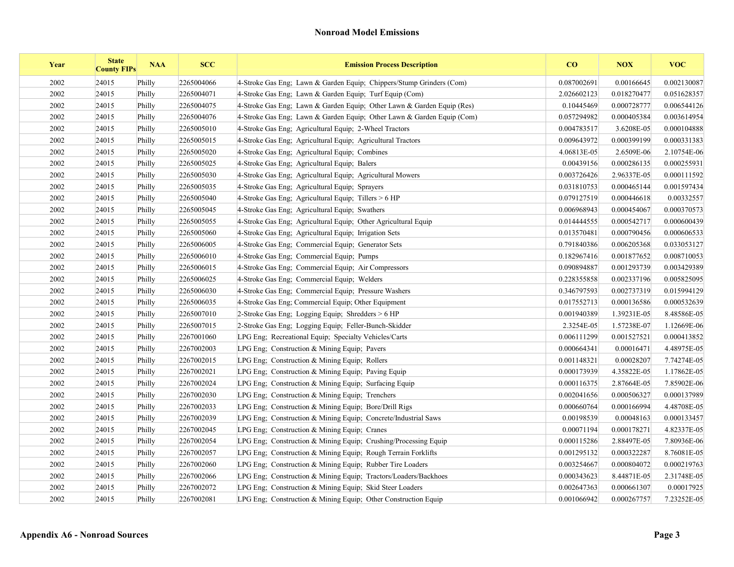## Nonroad Model Emissions

| Year | State County FIPs | NAA | SCC | Emission Process Description | CO | NOX | VOC |
|---|---|---|---|---|---|---|---|
| 2002 | 24015 | Philly | 2265004066 | 4-Stroke Gas Eng; Lawn & Garden Equip; Chippers/Stump Grinders (Com) | 0.087002691 | 0.00166645 | 0.002130087 |
| 2002 | 24015 | Philly | 2265004071 | 4-Stroke Gas Eng; Lawn & Garden Equip; Turf Equip (Com) | 2.026602123 | 0.018270477 | 0.051628357 |
| 2002 | 24015 | Philly | 2265004075 | 4-Stroke Gas Eng; Lawn & Garden Equip; Other Lawn & Garden Equip (Res) | 0.10445469 | 0.000728777 | 0.006544126 |
| 2002 | 24015 | Philly | 2265004076 | 4-Stroke Gas Eng; Lawn & Garden Equip; Other Lawn & Garden Equip (Com) | 0.057294982 | 0.000405384 | 0.003614954 |
| 2002 | 24015 | Philly | 2265005010 | 4-Stroke Gas Eng; Agricultural Equip; 2-Wheel Tractors | 0.004783517 | 3.6208E-05 | 0.000104888 |
| 2002 | 24015 | Philly | 2265005015 | 4-Stroke Gas Eng; Agricultural Equip; Agricultural Tractors | 0.009643972 | 0.000399199 | 0.000331383 |
| 2002 | 24015 | Philly | 2265005020 | 4-Stroke Gas Eng; Agricultural Equip; Combines | 4.06813E-05 | 2.6509E-06 | 2.10754E-06 |
| 2002 | 24015 | Philly | 2265005025 | 4-Stroke Gas Eng; Agricultural Equip; Balers | 0.00439156 | 0.000286135 | 0.000255931 |
| 2002 | 24015 | Philly | 2265005030 | 4-Stroke Gas Eng; Agricultural Equip; Agricultural Mowers | 0.003726426 | 2.96337E-05 | 0.000111592 |
| 2002 | 24015 | Philly | 2265005035 | 4-Stroke Gas Eng; Agricultural Equip; Sprayers | 0.031810753 | 0.000465144 | 0.001597434 |
| 2002 | 24015 | Philly | 2265005040 | 4-Stroke Gas Eng; Agricultural Equip; Tillers > 6 HP | 0.079127519 | 0.000446618 | 0.00332557 |
| 2002 | 24015 | Philly | 2265005045 | 4-Stroke Gas Eng; Agricultural Equip; Swathers | 0.006968943 | 0.000454067 | 0.000370573 |
| 2002 | 24015 | Philly | 2265005055 | 4-Stroke Gas Eng; Agricultural Equip; Other Agricultural Equip | 0.014444555 | 0.000542717 | 0.000600439 |
| 2002 | 24015 | Philly | 2265005060 | 4-Stroke Gas Eng; Agricultural Equip; Irrigation Sets | 0.013570481 | 0.000790456 | 0.000606533 |
| 2002 | 24015 | Philly | 2265006005 | 4-Stroke Gas Eng; Commercial Equip; Generator Sets | 0.791840386 | 0.006205368 | 0.033053127 |
| 2002 | 24015 | Philly | 2265006010 | 4-Stroke Gas Eng; Commercial Equip; Pumps | 0.182967416 | 0.001877652 | 0.008710053 |
| 2002 | 24015 | Philly | 2265006015 | 4-Stroke Gas Eng; Commercial Equip; Air Compressors | 0.090894887 | 0.001293739 | 0.003429389 |
| 2002 | 24015 | Philly | 2265006025 | 4-Stroke Gas Eng; Commercial Equip; Welders | 0.228355858 | 0.002337196 | 0.005825095 |
| 2002 | 24015 | Philly | 2265006030 | 4-Stroke Gas Eng; Commercial Equip; Pressure Washers | 0.346797593 | 0.002737319 | 0.015994129 |
| 2002 | 24015 | Philly | 2265006035 | 4-Stroke Gas Eng; Commercial Equip; Other Equipment | 0.017552713 | 0.000136586 | 0.000532639 |
| 2002 | 24015 | Philly | 2265007010 | 2-Stroke Gas Eng; Logging Equip; Shredders > 6 HP | 0.001940389 | 1.39231E-05 | 8.48586E-05 |
| 2002 | 24015 | Philly | 2265007015 | 2-Stroke Gas Eng; Logging Equip; Feller-Bunch-Skidder | 2.3254E-05 | 1.57238E-07 | 1.12669E-06 |
| 2002 | 24015 | Philly | 2267001060 | LPG Eng; Recreational Equip; Specialty Vehicles/Carts | 0.006111299 | 0.001527521 | 0.000413852 |
| 2002 | 24015 | Philly | 2267002003 | LPG Eng; Construction & Mining Equip; Pavers | 0.000664341 | 0.00016471 | 4.48975E-05 |
| 2002 | 24015 | Philly | 2267002015 | LPG Eng; Construction & Mining Equip; Rollers | 0.001148321 | 0.00028207 | 7.74274E-05 |
| 2002 | 24015 | Philly | 2267002021 | LPG Eng; Construction & Mining Equip; Paving Equip | 0.000173939 | 4.35822E-05 | 1.17862E-05 |
| 2002 | 24015 | Philly | 2267002024 | LPG Eng; Construction & Mining Equip; Surfacing Equip | 0.000116375 | 2.87664E-05 | 7.85902E-06 |
| 2002 | 24015 | Philly | 2267002030 | LPG Eng; Construction & Mining Equip; Trenchers | 0.002041656 | 0.000506327 | 0.000137989 |
| 2002 | 24015 | Philly | 2267002033 | LPG Eng; Construction & Mining Equip; Bore/Drill Rigs | 0.000660764 | 0.000166994 | 4.48708E-05 |
| 2002 | 24015 | Philly | 2267002039 | LPG Eng; Construction & Mining Equip; Concrete/Industrial Saws | 0.00198539 | 0.00048163 | 0.000133457 |
| 2002 | 24015 | Philly | 2267002045 | LPG Eng; Construction & Mining Equip; Cranes | 0.00071194 | 0.000178271 | 4.82337E-05 |
| 2002 | 24015 | Philly | 2267002054 | LPG Eng; Construction & Mining Equip; Crushing/Processing Equip | 0.000115286 | 2.88497E-05 | 7.80936E-06 |
| 2002 | 24015 | Philly | 2267002057 | LPG Eng; Construction & Mining Equip; Rough Terrain Forklifts | 0.001295132 | 0.000322287 | 8.76081E-05 |
| 2002 | 24015 | Philly | 2267002060 | LPG Eng; Construction & Mining Equip; Rubber Tire Loaders | 0.003254667 | 0.000804072 | 0.000219763 |
| 2002 | 24015 | Philly | 2267002066 | LPG Eng; Construction & Mining Equip; Tractors/Loaders/Backhoes | 0.000343623 | 8.44871E-05 | 2.31748E-05 |
| 2002 | 24015 | Philly | 2267002072 | LPG Eng; Construction & Mining Equip; Skid Steer Loaders | 0.002647363 | 0.000661307 | 0.00017925 |
| 2002 | 24015 | Philly | 2267002081 | LPG Eng; Construction & Mining Equip; Other Construction Equip | 0.001066942 | 0.000267757 | 7.23252E-05 |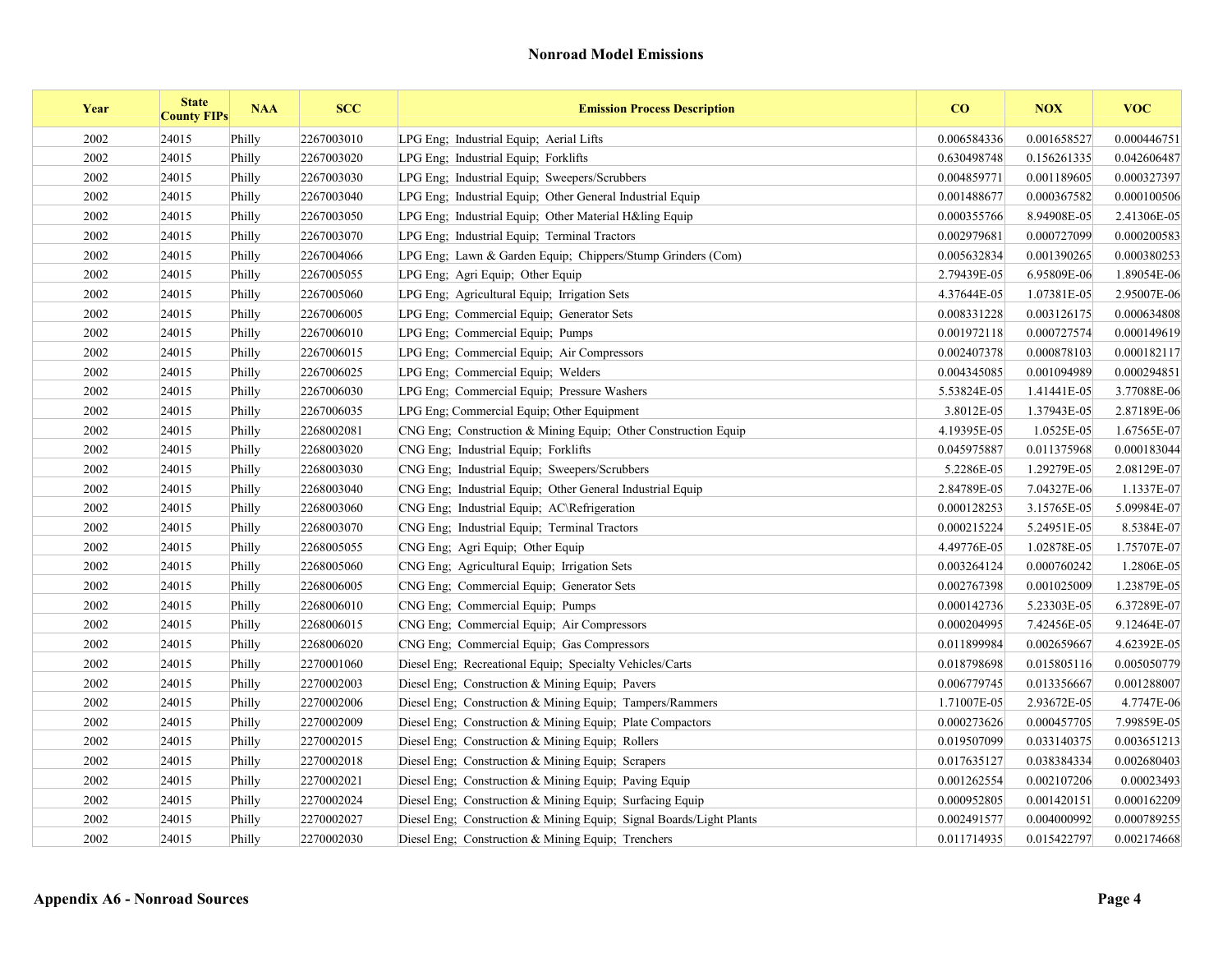## Nonroad Model Emissions

| Year | State County FIPs | NAA | SCC | Emission Process Description | CO | NOX | VOC |
|---|---|---|---|---|---|---|---|
| 2002 | 24015 | Philly | 2267003010 | LPG Eng; Industrial Equip; Aerial Lifts | 0.006584336 | 0.001658527 | 0.000446751 |
| 2002 | 24015 | Philly | 2267003020 | LPG Eng; Industrial Equip; Forklifts | 0.630498748 | 0.156261335 | 0.042606487 |
| 2002 | 24015 | Philly | 2267003030 | LPG Eng; Industrial Equip; Sweepers/Scrubbers | 0.004859771 | 0.001189605 | 0.000327397 |
| 2002 | 24015 | Philly | 2267003040 | LPG Eng; Industrial Equip; Other General Industrial Equip | 0.001488677 | 0.000367582 | 0.000100506 |
| 2002 | 24015 | Philly | 2267003050 | LPG Eng; Industrial Equip; Other Material H&ling Equip | 0.000355766 | 8.94908E-05 | 2.41306E-05 |
| 2002 | 24015 | Philly | 2267003070 | LPG Eng; Industrial Equip; Terminal Tractors | 0.002979681 | 0.000727099 | 0.000200583 |
| 2002 | 24015 | Philly | 2267004066 | LPG Eng; Lawn & Garden Equip; Chippers/Stump Grinders (Com) | 0.005632834 | 0.001390265 | 0.000380253 |
| 2002 | 24015 | Philly | 2267005055 | LPG Eng; Agri Equip; Other Equip | 2.79439E-05 | 6.95809E-06 | 1.89054E-06 |
| 2002 | 24015 | Philly | 2267005060 | LPG Eng; Agricultural Equip; Irrigation Sets | 4.37644E-05 | 1.07381E-05 | 2.95007E-06 |
| 2002 | 24015 | Philly | 2267006005 | LPG Eng; Commercial Equip; Generator Sets | 0.008331228 | 0.003126175 | 0.000634808 |
| 2002 | 24015 | Philly | 2267006010 | LPG Eng; Commercial Equip; Pumps | 0.001972118 | 0.000727574 | 0.000149619 |
| 2002 | 24015 | Philly | 2267006015 | LPG Eng; Commercial Equip; Air Compressors | 0.002407378 | 0.000878103 | 0.000182117 |
| 2002 | 24015 | Philly | 2267006025 | LPG Eng; Commercial Equip; Welders | 0.004345085 | 0.001094989 | 0.000294851 |
| 2002 | 24015 | Philly | 2267006030 | LPG Eng; Commercial Equip; Pressure Washers | 5.53824E-05 | 1.41441E-05 | 3.77088E-06 |
| 2002 | 24015 | Philly | 2267006035 | LPG Eng; Commercial Equip; Other Equipment | 3.8012E-05 | 1.37943E-05 | 2.87189E-06 |
| 2002 | 24015 | Philly | 2268002081 | CNG Eng; Construction & Mining Equip; Other Construction Equip | 4.19395E-05 | 1.0525E-05 | 1.67565E-07 |
| 2002 | 24015 | Philly | 2268003020 | CNG Eng; Industrial Equip; Forklifts | 0.045975887 | 0.011375968 | 0.000183044 |
| 2002 | 24015 | Philly | 2268003030 | CNG Eng; Industrial Equip; Sweepers/Scrubbers | 5.2286E-05 | 1.29279E-05 | 2.08129E-07 |
| 2002 | 24015 | Philly | 2268003040 | CNG Eng; Industrial Equip; Other General Industrial Equip | 2.84789E-05 | 7.04327E-06 | 1.1337E-07 |
| 2002 | 24015 | Philly | 2268003060 | CNG Eng; Industrial Equip; AC\Refrigeration | 0.000128253 | 3.15765E-05 | 5.09984E-07 |
| 2002 | 24015 | Philly | 2268003070 | CNG Eng; Industrial Equip; Terminal Tractors | 0.000215224 | 5.24951E-05 | 8.5384E-07 |
| 2002 | 24015 | Philly | 2268005055 | CNG Eng; Agri Equip; Other Equip | 4.49776E-05 | 1.02878E-05 | 1.75707E-07 |
| 2002 | 24015 | Philly | 2268005060 | CNG Eng; Agricultural Equip; Irrigation Sets | 0.003264124 | 0.000760242 | 1.2806E-05 |
| 2002 | 24015 | Philly | 2268006005 | CNG Eng; Commercial Equip; Generator Sets | 0.002767398 | 0.001025009 | 1.23879E-05 |
| 2002 | 24015 | Philly | 2268006010 | CNG Eng; Commercial Equip; Pumps | 0.000142736 | 5.23303E-05 | 6.37289E-07 |
| 2002 | 24015 | Philly | 2268006015 | CNG Eng; Commercial Equip; Air Compressors | 0.000204995 | 7.42456E-05 | 9.12464E-07 |
| 2002 | 24015 | Philly | 2268006020 | CNG Eng; Commercial Equip; Gas Compressors | 0.011899984 | 0.002659667 | 4.62392E-05 |
| 2002 | 24015 | Philly | 2270001060 | Diesel Eng; Recreational Equip; Specialty Vehicles/Carts | 0.018798698 | 0.015805116 | 0.005050779 |
| 2002 | 24015 | Philly | 2270002003 | Diesel Eng; Construction & Mining Equip; Pavers | 0.006779745 | 0.013356667 | 0.001288007 |
| 2002 | 24015 | Philly | 2270002006 | Diesel Eng; Construction & Mining Equip; Tampers/Rammers | 1.71007E-05 | 2.93672E-05 | 4.7747E-06 |
| 2002 | 24015 | Philly | 2270002009 | Diesel Eng; Construction & Mining Equip; Plate Compactors | 0.000273626 | 0.000457705 | 7.99859E-05 |
| 2002 | 24015 | Philly | 2270002015 | Diesel Eng; Construction & Mining Equip; Rollers | 0.019507099 | 0.033140375 | 0.003651213 |
| 2002 | 24015 | Philly | 2270002018 | Diesel Eng; Construction & Mining Equip; Scrapers | 0.017635127 | 0.038384334 | 0.002680403 |
| 2002 | 24015 | Philly | 2270002021 | Diesel Eng; Construction & Mining Equip; Paving Equip | 0.001262554 | 0.002107206 | 0.00023493 |
| 2002 | 24015 | Philly | 2270002024 | Diesel Eng; Construction & Mining Equip; Surfacing Equip | 0.000952805 | 0.001420151 | 0.000162209 |
| 2002 | 24015 | Philly | 2270002027 | Diesel Eng; Construction & Mining Equip; Signal Boards/Light Plants | 0.002491577 | 0.004000992 | 0.000789255 |
| 2002 | 24015 | Philly | 2270002030 | Diesel Eng; Construction & Mining Equip; Trenchers | 0.011714935 | 0.015422797 | 0.002174668 |

**Appendix A6 - Nonroad Sources**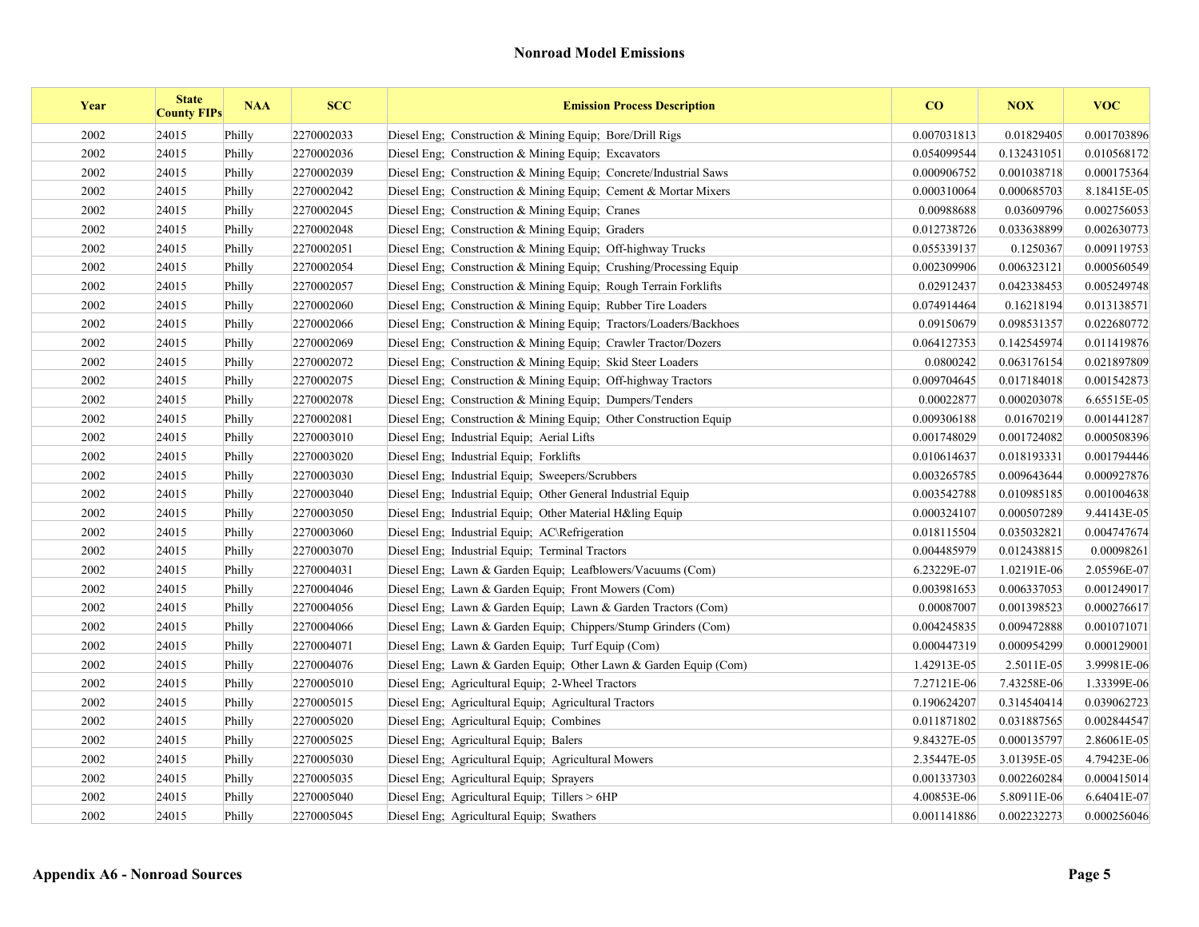## Nonroad Model Emissions

| Year | State County FIPs | NAA | SCC | Emission Process Description | CO | NOX | VOC |
|---|---|---|---|---|---|---|---|
| 2002 | 24015 | Philly | 2270002033 | Diesel Eng; Construction & Mining Equip; Bore/Drill Rigs | 0.007031813 | 0.01829405 | 0.001703896 |
| 2002 | 24015 | Philly | 2270002036 | Diesel Eng; Construction & Mining Equip; Excavators | 0.054099544 | 0.132431051 | 0.010568172 |
| 2002 | 24015 | Philly | 2270002039 | Diesel Eng; Construction & Mining Equip; Concrete/Industrial Saws | 0.000906752 | 0.001038718 | 0.000175364 |
| 2002 | 24015 | Philly | 2270002042 | Diesel Eng; Construction & Mining Equip; Cement & Mortar Mixers | 0.000310064 | 0.000685703 | 8.18415E-05 |
| 2002 | 24015 | Philly | 2270002045 | Diesel Eng; Construction & Mining Equip; Cranes | 0.00988688 | 0.03609796 | 0.002756053 |
| 2002 | 24015 | Philly | 2270002048 | Diesel Eng; Construction & Mining Equip; Graders | 0.012738726 | 0.033638899 | 0.002630773 |
| 2002 | 24015 | Philly | 2270002051 | Diesel Eng; Construction & Mining Equip; Off-highway Trucks | 0.055339137 | 0.1250367 | 0.009119753 |
| 2002 | 24015 | Philly | 2270002054 | Diesel Eng; Construction & Mining Equip; Crushing/Processing Equip | 0.002309906 | 0.006323121 | 0.000560549 |
| 2002 | 24015 | Philly | 2270002057 | Diesel Eng; Construction & Mining Equip; Rough Terrain Forklifts | 0.02912437 | 0.042338453 | 0.005249748 |
| 2002 | 24015 | Philly | 2270002060 | Diesel Eng; Construction & Mining Equip; Rubber Tire Loaders | 0.074914464 | 0.16218194 | 0.013138571 |
| 2002 | 24015 | Philly | 2270002066 | Diesel Eng; Construction & Mining Equip; Tractors/Loaders/Backhoes | 0.09150679 | 0.098531357 | 0.022680772 |
| 2002 | 24015 | Philly | 2270002069 | Diesel Eng; Construction & Mining Equip; Crawler Tractor/Dozers | 0.064127353 | 0.142545974 | 0.011419876 |
| 2002 | 24015 | Philly | 2270002072 | Diesel Eng; Construction & Mining Equip; Skid Steer Loaders | 0.0800242 | 0.063176154 | 0.021897809 |
| 2002 | 24015 | Philly | 2270002075 | Diesel Eng; Construction & Mining Equip; Off-highway Tractors | 0.009704645 | 0.017184018 | 0.001542873 |
| 2002 | 24015 | Philly | 2270002078 | Diesel Eng; Construction & Mining Equip; Dumpers/Tenders | 0.00022877 | 0.000203078 | 6.65515E-05 |
| 2002 | 24015 | Philly | 2270002081 | Diesel Eng; Construction & Mining Equip; Other Construction Equip | 0.009306188 | 0.01670219 | 0.001441287 |
| 2002 | 24015 | Philly | 2270003010 | Diesel Eng; Industrial Equip; Aerial Lifts | 0.001748029 | 0.001724082 | 0.000508396 |
| 2002 | 24015 | Philly | 2270003020 | Diesel Eng; Industrial Equip; Forklifts | 0.010614637 | 0.018193331 | 0.001794446 |
| 2002 | 24015 | Philly | 2270003030 | Diesel Eng; Industrial Equip; Sweepers/Scrubbers | 0.003265785 | 0.009643644 | 0.000927876 |
| 2002 | 24015 | Philly | 2270003040 | Diesel Eng; Industrial Equip; Other General Industrial Equip | 0.003542788 | 0.010985185 | 0.001004638 |
| 2002 | 24015 | Philly | 2270003050 | Diesel Eng; Industrial Equip; Other Material H&ling Equip | 0.000324107 | 0.000507289 | 9.44143E-05 |
| 2002 | 24015 | Philly | 2270003060 | Diesel Eng; Industrial Equip; AC\Refrigeration | 0.018115504 | 0.035032821 | 0.004747674 |
| 2002 | 24015 | Philly | 2270003070 | Diesel Eng; Industrial Equip; Terminal Tractors | 0.004485979 | 0.012438815 | 0.00098261 |
| 2002 | 24015 | Philly | 2270004031 | Diesel Eng; Lawn & Garden Equip; Leafblowers/Vacuums (Com) | 6.23229E-07 | 1.02191E-06 | 2.05596E-07 |
| 2002 | 24015 | Philly | 2270004046 | Diesel Eng; Lawn & Garden Equip; Front Mowers (Com) | 0.003981653 | 0.006337053 | 0.001249017 |
| 2002 | 24015 | Philly | 2270004056 | Diesel Eng; Lawn & Garden Equip; Lawn & Garden Tractors (Com) | 0.00087007 | 0.001398523 | 0.000276617 |
| 2002 | 24015 | Philly | 2270004066 | Diesel Eng; Lawn & Garden Equip; Chippers/Stump Grinders (Com) | 0.004245835 | 0.009472888 | 0.001071071 |
| 2002 | 24015 | Philly | 2270004071 | Diesel Eng; Lawn & Garden Equip; Turf Equip (Com) | 0.000447319 | 0.000954299 | 0.000129001 |
| 2002 | 24015 | Philly | 2270004076 | Diesel Eng; Lawn & Garden Equip; Other Lawn & Garden Equip (Com) | 1.42913E-05 | 2.5011E-05 | 3.99981E-06 |
| 2002 | 24015 | Philly | 2270005010 | Diesel Eng; Agricultural Equip; 2-Wheel Tractors | 7.27121E-06 | 7.43258E-06 | 1.33399E-06 |
| 2002 | 24015 | Philly | 2270005015 | Diesel Eng; Agricultural Equip; Agricultural Tractors | 0.190624207 | 0.314540414 | 0.039062723 |
| 2002 | 24015 | Philly | 2270005020 | Diesel Eng; Agricultural Equip; Combines | 0.011871802 | 0.031887565 | 0.002844547 |
| 2002 | 24015 | Philly | 2270005025 | Diesel Eng; Agricultural Equip; Balers | 9.84327E-05 | 0.000135797 | 2.86061E-05 |
| 2002 | 24015 | Philly | 2270005030 | Diesel Eng; Agricultural Equip; Agricultural Mowers | 2.35447E-05 | 3.01395E-05 | 4.79423E-06 |
| 2002 | 24015 | Philly | 2270005035 | Diesel Eng; Agricultural Equip; Sprayers | 0.001337303 | 0.002260284 | 0.000415014 |
| 2002 | 24015 | Philly | 2270005040 | Diesel Eng; Agricultural Equip; Tillers > 6HP | 4.00853E-06 | 5.80911E-06 | 6.64041E-07 |
| 2002 | 24015 | Philly | 2270005045 | Diesel Eng; Agricultural Equip; Swathers | 0.001141886 | 0.002232273 | 0.000256046 |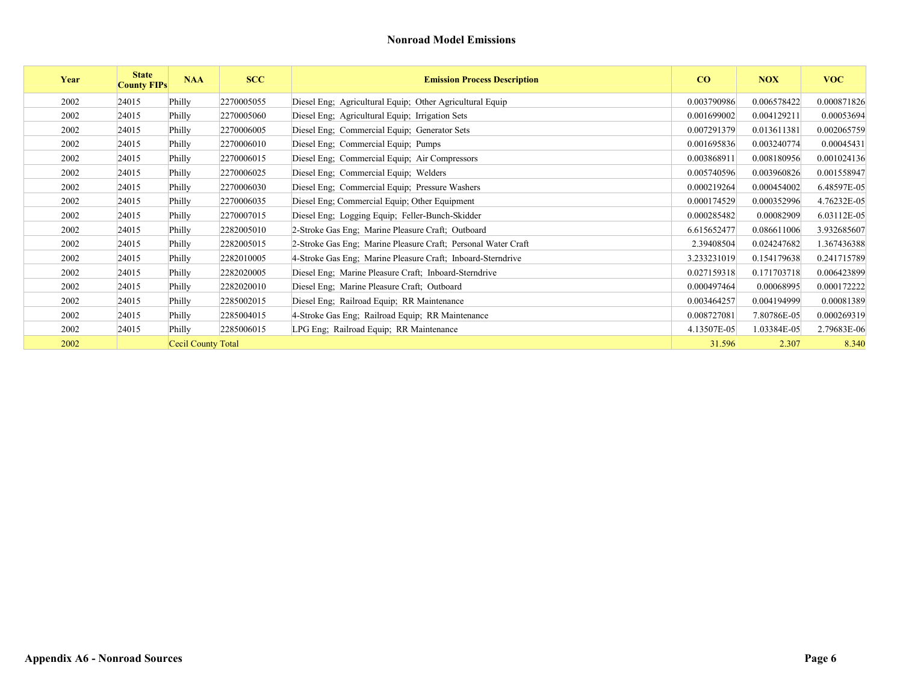## Nonroad Model Emissions

| Year | State County FIPs | NAA | SCC | Emission Process Description | CO | NOX | VOC |
|---|---|---|---|---|---|---|---|
| 2002 | 24015 | Philly | 2270005055 | Diesel Eng; Agricultural Equip; Other Agricultural Equip | 0.003790986 | 0.006578422 | 0.000871826 |
| 2002 | 24015 | Philly | 2270005060 | Diesel Eng; Agricultural Equip; Irrigation Sets | 0.001699002 | 0.004129211 | 0.00053694 |
| 2002 | 24015 | Philly | 2270006005 | Diesel Eng; Commercial Equip; Generator Sets | 0.007291379 | 0.013611381 | 0.002065759 |
| 2002 | 24015 | Philly | 2270006010 | Diesel Eng; Commercial Equip; Pumps | 0.001695836 | 0.003240774 | 0.00045431 |
| 2002 | 24015 | Philly | 2270006015 | Diesel Eng; Commercial Equip; Air Compressors | 0.003868911 | 0.008180956 | 0.001024136 |
| 2002 | 24015 | Philly | 2270006025 | Diesel Eng; Commercial Equip; Welders | 0.005740596 | 0.003960826 | 0.001558947 |
| 2002 | 24015 | Philly | 2270006030 | Diesel Eng; Commercial Equip; Pressure Washers | 0.000219264 | 0.000454002 | 6.48597E-05 |
| 2002 | 24015 | Philly | 2270006035 | Diesel Eng; Commercial Equip; Other Equipment | 0.000174529 | 0.000352996 | 4.76232E-05 |
| 2002 | 24015 | Philly | 2270007015 | Diesel Eng; Logging Equip; Feller-Bunch-Skidder | 0.000285482 | 0.00082909 | 6.03112E-05 |
| 2002 | 24015 | Philly | 2282005010 | 2-Stroke Gas Eng; Marine Pleasure Craft; Outboard | 6.615652477 | 0.086611006 | 3.932685607 |
| 2002 | 24015 | Philly | 2282005015 | 2-Stroke Gas Eng; Marine Pleasure Craft; Personal Water Craft | 2.39408504 | 0.024247682 | 1.367436388 |
| 2002 | 24015 | Philly | 2282010005 | 4-Stroke Gas Eng; Marine Pleasure Craft; Inboard-Sterndrive | 3.233231019 | 0.154179638 | 0.241715789 |
| 2002 | 24015 | Philly | 2282020005 | Diesel Eng; Marine Pleasure Craft; Inboard-Sterndrive | 0.027159318 | 0.171703718 | 0.006423899 |
| 2002 | 24015 | Philly | 2282020010 | Diesel Eng; Marine Pleasure Craft; Outboard | 0.000497464 | 0.00068995 | 0.000172222 |
| 2002 | 24015 | Philly | 2285002015 | Diesel Eng; Railroad Equip; RR Maintenance | 0.003464257 | 0.004194999 | 0.00081389 |
| 2002 | 24015 | Philly | 2285004015 | 4-Stroke Gas Eng; Railroad Equip; RR Maintenance | 0.008727081 | 7.80786E-05 | 0.000269319 |
| 2002 | 24015 | Philly | 2285006015 | LPG Eng; Railroad Equip; RR Maintenance | 4.13507E-05 | 1.03384E-05 | 2.79683E-06 |
| 2002 | | Cecil County Total | | | 31.596 | 2.307 | 8.340 |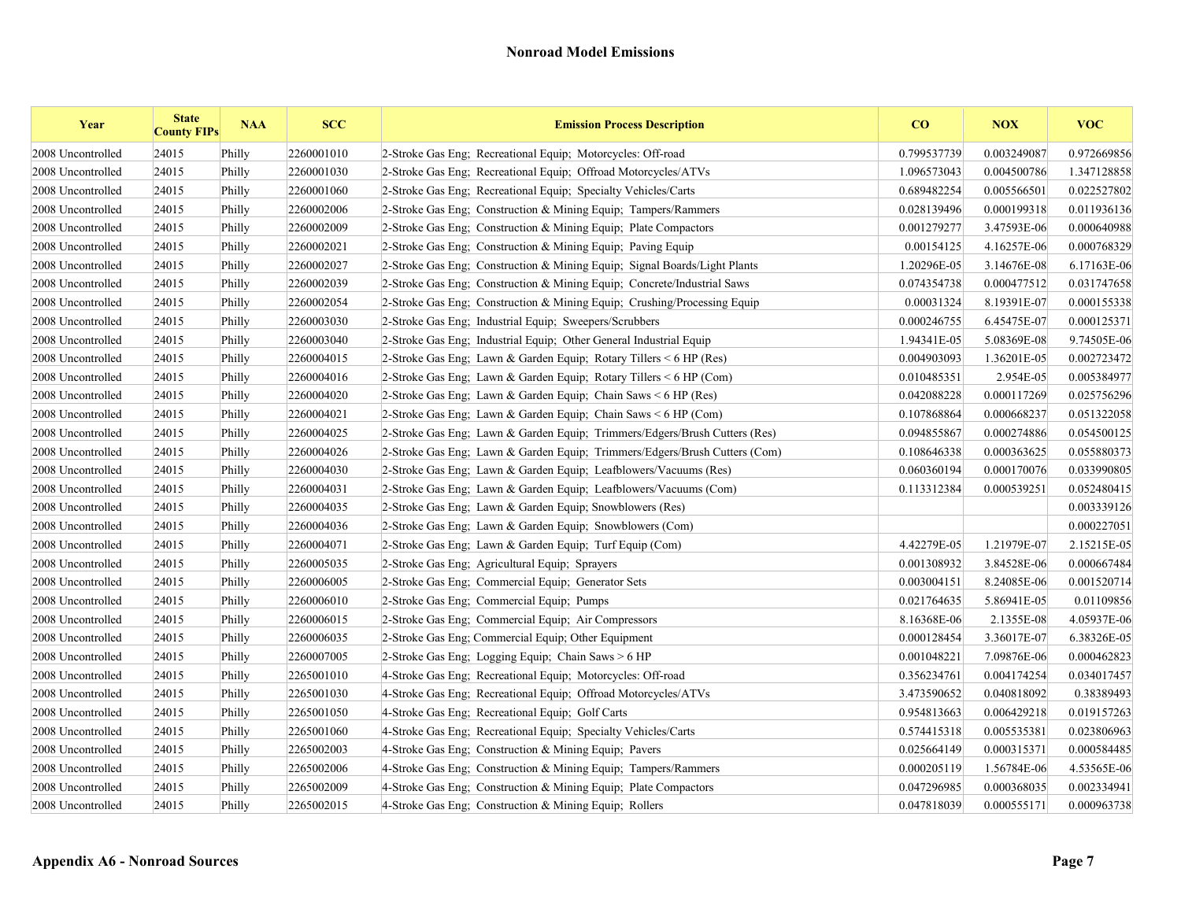## Nonroad Model Emissions

| Year | State County FIPs | NAA | SCC | Emission Process Description | CO | NOX | VOC |
|---|---|---|---|---|---|---|---|
| 2008 Uncontrolled | 24015 | Philly | 2260001010 | 2-Stroke Gas Eng; Recreational Equip; Motorcycles: Off-road | 0.799537739 | 0.003249087 | 0.972669856 |
| 2008 Uncontrolled | 24015 | Philly | 2260001030 | 2-Stroke Gas Eng; Recreational Equip; Offroad Motorcycles/ATVs | 1.096573043 | 0.004500786 | 1.347128858 |
| 2008 Uncontrolled | 24015 | Philly | 2260001060 | 2-Stroke Gas Eng; Recreational Equip; Specialty Vehicles/Carts | 0.689482254 | 0.005566501 | 0.022527802 |
| 2008 Uncontrolled | 24015 | Philly | 2260002006 | 2-Stroke Gas Eng; Construction & Mining Equip; Tampers/Rammers | 0.028139496 | 0.000199318 | 0.011936136 |
| 2008 Uncontrolled | 24015 | Philly | 2260002009 | 2-Stroke Gas Eng; Construction & Mining Equip; Plate Compactors | 0.001279277 | 3.47593E-06 | 0.000640988 |
| 2008 Uncontrolled | 24015 | Philly | 2260002021 | 2-Stroke Gas Eng; Construction & Mining Equip; Paving Equip | 0.00154125 | 4.16257E-06 | 0.000768329 |
| 2008 Uncontrolled | 24015 | Philly | 2260002027 | 2-Stroke Gas Eng; Construction & Mining Equip; Signal Boards/Light Plants | 1.20296E-05 | 3.14676E-08 | 6.17163E-06 |
| 2008 Uncontrolled | 24015 | Philly | 2260002039 | 2-Stroke Gas Eng; Construction & Mining Equip; Concrete/Industrial Saws | 0.074354738 | 0.000477512 | 0.031747658 |
| 2008 Uncontrolled | 24015 | Philly | 2260002054 | 2-Stroke Gas Eng; Construction & Mining Equip; Crushing/Processing Equip | 0.00031324 | 8.19391E-07 | 0.000155338 |
| 2008 Uncontrolled | 24015 | Philly | 2260003030 | 2-Stroke Gas Eng; Industrial Equip; Sweepers/Scrubbers | 0.000246755 | 6.45475E-07 | 0.000125371 |
| 2008 Uncontrolled | 24015 | Philly | 2260003040 | 2-Stroke Gas Eng; Industrial Equip; Other General Industrial Equip | 1.94341E-05 | 5.08369E-08 | 9.74505E-06 |
| 2008 Uncontrolled | 24015 | Philly | 2260004015 | 2-Stroke Gas Eng; Lawn & Garden Equip; Rotary Tillers < 6 HP (Res) | 0.004903093 | 1.36201E-05 | 0.002723472 |
| 2008 Uncontrolled | 24015 | Philly | 2260004016 | 2-Stroke Gas Eng; Lawn & Garden Equip; Rotary Tillers < 6 HP (Com) | 0.010485351 | 2.954E-05 | 0.005384977 |
| 2008 Uncontrolled | 24015 | Philly | 2260004020 | 2-Stroke Gas Eng; Lawn & Garden Equip; Chain Saws < 6 HP (Res) | 0.042088228 | 0.000117269 | 0.025756296 |
| 2008 Uncontrolled | 24015 | Philly | 2260004021 | 2-Stroke Gas Eng; Lawn & Garden Equip; Chain Saws < 6 HP (Com) | 0.107868864 | 0.000668237 | 0.051322058 |
| 2008 Uncontrolled | 24015 | Philly | 2260004025 | 2-Stroke Gas Eng; Lawn & Garden Equip; Trimmers/Edgers/Brush Cutters (Res) | 0.094855867 | 0.000274886 | 0.054500125 |
| 2008 Uncontrolled | 24015 | Philly | 2260004026 | 2-Stroke Gas Eng; Lawn & Garden Equip; Trimmers/Edgers/Brush Cutters (Com) | 0.108646338 | 0.000363625 | 0.055880373 |
| 2008 Uncontrolled | 24015 | Philly | 2260004030 | 2-Stroke Gas Eng; Lawn & Garden Equip; Leafblowers/Vacuums (Res) | 0.060360194 | 0.000170076 | 0.033990805 |
| 2008 Uncontrolled | 24015 | Philly | 2260004031 | 2-Stroke Gas Eng; Lawn & Garden Equip; Leafblowers/Vacuums (Com) | 0.113312384 | 0.000539251 | 0.052480415 |
| 2008 Uncontrolled | 24015 | Philly | 2260004035 | 2-Stroke Gas Eng; Lawn & Garden Equip; Snowblowers (Res) | | | 0.003339126 |
| 2008 Uncontrolled | 24015 | Philly | 2260004036 | 2-Stroke Gas Eng; Lawn & Garden Equip; Snowblowers (Com) | | | 0.000227051 |
| 2008 Uncontrolled | 24015 | Philly | 2260004071 | 2-Stroke Gas Eng; Lawn & Garden Equip; Turf Equip (Com) | 4.42279E-05 | 1.21979E-07 | 2.15215E-05 |
| 2008 Uncontrolled | 24015 | Philly | 2260005035 | 2-Stroke Gas Eng; Agricultural Equip; Sprayers | 0.001308932 | 3.84528E-06 | 0.000667484 |
| 2008 Uncontrolled | 24015 | Philly | 2260006005 | 2-Stroke Gas Eng; Commercial Equip; Generator Sets | 0.003004151 | 8.24085E-06 | 0.001520714 |
| 2008 Uncontrolled | 24015 | Philly | 2260006010 | 2-Stroke Gas Eng; Commercial Equip; Pumps | 0.021764635 | 5.86941E-05 | 0.01109856 |
| 2008 Uncontrolled | 24015 | Philly | 2260006015 | 2-Stroke Gas Eng; Commercial Equip; Air Compressors | 8.16368E-06 | 2.1355E-08 | 4.05937E-06 |
| 2008 Uncontrolled | 24015 | Philly | 2260006035 | 2-Stroke Gas Eng; Commercial Equip; Other Equipment | 0.000128454 | 3.36017E-07 | 6.38326E-05 |
| 2008 Uncontrolled | 24015 | Philly | 2260007005 | 2-Stroke Gas Eng; Logging Equip; Chain Saws > 6 HP | 0.001048221 | 7.09876E-06 | 0.000462823 |
| 2008 Uncontrolled | 24015 | Philly | 2265001010 | 4-Stroke Gas Eng; Recreational Equip; Motorcycles: Off-road | 0.356234761 | 0.004174254 | 0.034017457 |
| 2008 Uncontrolled | 24015 | Philly | 2265001030 | 4-Stroke Gas Eng; Recreational Equip; Offroad Motorcycles/ATVs | 3.473590652 | 0.040818092 | 0.38389493 |
| 2008 Uncontrolled | 24015 | Philly | 2265001050 | 4-Stroke Gas Eng; Recreational Equip; Golf Carts | 0.954813663 | 0.006429218 | 0.019157263 |
| 2008 Uncontrolled | 24015 | Philly | 2265001060 | 4-Stroke Gas Eng; Recreational Equip; Specialty Vehicles/Carts | 0.574415318 | 0.005535381 | 0.023806963 |
| 2008 Uncontrolled | 24015 | Philly | 2265002003 | 4-Stroke Gas Eng; Construction & Mining Equip; Pavers | 0.025664149 | 0.000315371 | 0.000584485 |
| 2008 Uncontrolled | 24015 | Philly | 2265002006 | 4-Stroke Gas Eng; Construction & Mining Equip; Tampers/Rammers | 0.000205119 | 1.56784E-06 | 4.53565E-06 |
| 2008 Uncontrolled | 24015 | Philly | 2265002009 | 4-Stroke Gas Eng; Construction & Mining Equip; Plate Compactors | 0.047296985 | 0.000368035 | 0.002334941 |
| 2008 Uncontrolled | 24015 | Philly | 2265002015 | 4-Stroke Gas Eng; Construction & Mining Equip; Rollers | 0.047818039 | 0.000555171 | 0.000963738 |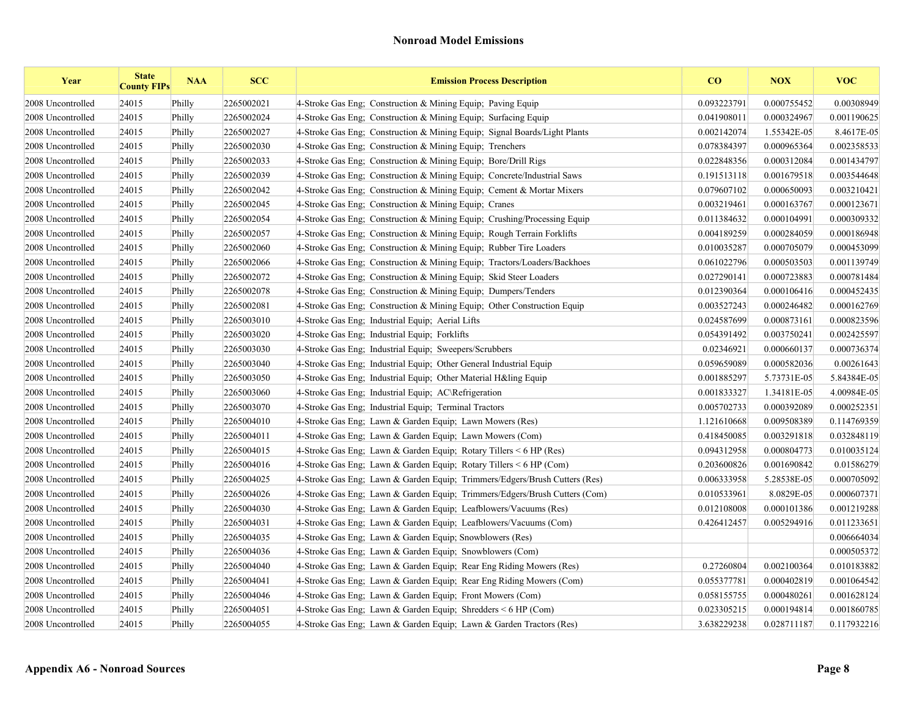## Nonroad Model Emissions

| Year | State County FIPs | NAA | SCC | Emission Process Description | CO | NOX | VOC |
|---|---|---|---|---|---|---|---|
| 2008 Uncontrolled | 24015 | Philly | 2265002021 | 4-Stroke Gas Eng; Construction & Mining Equip; Paving Equip | 0.093223791 | 0.000755452 | 0.00308949 |
| 2008 Uncontrolled | 24015 | Philly | 2265002024 | 4-Stroke Gas Eng; Construction & Mining Equip; Surfacing Equip | 0.041908011 | 0.000324967 | 0.001190625 |
| 2008 Uncontrolled | 24015 | Philly | 2265002027 | 4-Stroke Gas Eng; Construction & Mining Equip; Signal Boards/Light Plants | 0.002142074 | 1.55342E-05 | 8.4617E-05 |
| 2008 Uncontrolled | 24015 | Philly | 2265002030 | 4-Stroke Gas Eng; Construction & Mining Equip; Trenchers | 0.078384397 | 0.000965364 | 0.002358533 |
| 2008 Uncontrolled | 24015 | Philly | 2265002033 | 4-Stroke Gas Eng; Construction & Mining Equip; Bore/Drill Rigs | 0.022848356 | 0.000312084 | 0.001434797 |
| 2008 Uncontrolled | 24015 | Philly | 2265002039 | 4-Stroke Gas Eng; Construction & Mining Equip; Concrete/Industrial Saws | 0.191513118 | 0.001679518 | 0.003544648 |
| 2008 Uncontrolled | 24015 | Philly | 2265002042 | 4-Stroke Gas Eng; Construction & Mining Equip; Cement & Mortar Mixers | 0.079607102 | 0.000650093 | 0.003210421 |
| 2008 Uncontrolled | 24015 | Philly | 2265002045 | 4-Stroke Gas Eng; Construction & Mining Equip; Cranes | 0.003219461 | 0.000163767 | 0.000123671 |
| 2008 Uncontrolled | 24015 | Philly | 2265002054 | 4-Stroke Gas Eng; Construction & Mining Equip; Crushing/Processing Equip | 0.011384632 | 0.000104991 | 0.000309332 |
| 2008 Uncontrolled | 24015 | Philly | 2265002057 | 4-Stroke Gas Eng; Construction & Mining Equip; Rough Terrain Forklifts | 0.004189259 | 0.000284059 | 0.000186948 |
| 2008 Uncontrolled | 24015 | Philly | 2265002060 | 4-Stroke Gas Eng; Construction & Mining Equip; Rubber Tire Loaders | 0.010035287 | 0.000705079 | 0.000453099 |
| 2008 Uncontrolled | 24015 | Philly | 2265002066 | 4-Stroke Gas Eng; Construction & Mining Equip; Tractors/Loaders/Backhoes | 0.061022796 | 0.000503503 | 0.001139749 |
| 2008 Uncontrolled | 24015 | Philly | 2265002072 | 4-Stroke Gas Eng; Construction & Mining Equip; Skid Steer Loaders | 0.027290141 | 0.000723883 | 0.000781484 |
| 2008 Uncontrolled | 24015 | Philly | 2265002078 | 4-Stroke Gas Eng; Construction & Mining Equip; Dumpers/Tenders | 0.012390364 | 0.000106416 | 0.000452435 |
| 2008 Uncontrolled | 24015 | Philly | 2265002081 | 4-Stroke Gas Eng; Construction & Mining Equip; Other Construction Equip | 0.003527243 | 0.000246482 | 0.000162769 |
| 2008 Uncontrolled | 24015 | Philly | 2265003010 | 4-Stroke Gas Eng; Industrial Equip; Aerial Lifts | 0.024587699 | 0.000873161 | 0.000823596 |
| 2008 Uncontrolled | 24015 | Philly | 2265003020 | 4-Stroke Gas Eng; Industrial Equip; Forklifts | 0.054391492 | 0.003750241 | 0.002425597 |
| 2008 Uncontrolled | 24015 | Philly | 2265003030 | 4-Stroke Gas Eng; Industrial Equip; Sweepers/Scrubbers | 0.02346921 | 0.000660137 | 0.000736374 |
| 2008 Uncontrolled | 24015 | Philly | 2265003040 | 4-Stroke Gas Eng; Industrial Equip; Other General Industrial Equip | 0.059659089 | 0.000582036 | 0.00261643 |
| 2008 Uncontrolled | 24015 | Philly | 2265003050 | 4-Stroke Gas Eng; Industrial Equip; Other Material H&ling Equip | 0.001885297 | 5.73731E-05 | 5.84384E-05 |
| 2008 Uncontrolled | 24015 | Philly | 2265003060 | 4-Stroke Gas Eng; Industrial Equip; AC\Refrigeration | 0.001833327 | 1.34181E-05 | 4.00984E-05 |
| 2008 Uncontrolled | 24015 | Philly | 2265003070 | 4-Stroke Gas Eng; Industrial Equip; Terminal Tractors | 0.005702733 | 0.000392089 | 0.000252351 |
| 2008 Uncontrolled | 24015 | Philly | 2265004010 | 4-Stroke Gas Eng; Lawn & Garden Equip; Lawn Mowers (Res) | 1.121610668 | 0.009508389 | 0.114769359 |
| 2008 Uncontrolled | 24015 | Philly | 2265004011 | 4-Stroke Gas Eng; Lawn & Garden Equip; Lawn Mowers (Com) | 0.418450085 | 0.003291818 | 0.032848119 |
| 2008 Uncontrolled | 24015 | Philly | 2265004015 | 4-Stroke Gas Eng; Lawn & Garden Equip; Rotary Tillers < 6 HP (Res) | 0.094312958 | 0.000804773 | 0.010035124 |
| 2008 Uncontrolled | 24015 | Philly | 2265004016 | 4-Stroke Gas Eng; Lawn & Garden Equip; Rotary Tillers < 6 HP (Com) | 0.203600826 | 0.001690842 | 0.01586279 |
| 2008 Uncontrolled | 24015 | Philly | 2265004025 | 4-Stroke Gas Eng; Lawn & Garden Equip; Trimmers/Edgers/Brush Cutters (Res) | 0.006333958 | 5.28538E-05 | 0.000705092 |
| 2008 Uncontrolled | 24015 | Philly | 2265004026 | 4-Stroke Gas Eng; Lawn & Garden Equip; Trimmers/Edgers/Brush Cutters (Com) | 0.010533961 | 8.0829E-05 | 0.000607371 |
| 2008 Uncontrolled | 24015 | Philly | 2265004030 | 4-Stroke Gas Eng; Lawn & Garden Equip; Leafblowers/Vacuums (Res) | 0.012108008 | 0.000101386 | 0.001219288 |
| 2008 Uncontrolled | 24015 | Philly | 2265004031 | 4-Stroke Gas Eng; Lawn & Garden Equip; Leafblowers/Vacuums (Com) | 0.426412457 | 0.005294916 | 0.011233651 |
| 2008 Uncontrolled | 24015 | Philly | 2265004035 | 4-Stroke Gas Eng; Lawn & Garden Equip; Snowblowers (Res) | | | 0.006664034 |
| 2008 Uncontrolled | 24015 | Philly | 2265004036 | 4-Stroke Gas Eng; Lawn & Garden Equip; Snowblowers (Com) | | | 0.000505372 |
| 2008 Uncontrolled | 24015 | Philly | 2265004040 | 4-Stroke Gas Eng; Lawn & Garden Equip; Rear Eng Riding Mowers (Res) | 0.27260804 | 0.002100364 | 0.010183882 |
| 2008 Uncontrolled | 24015 | Philly | 2265004041 | 4-Stroke Gas Eng; Lawn & Garden Equip; Rear Eng Riding Mowers (Com) | 0.055377781 | 0.000402819 | 0.001064542 |
| 2008 Uncontrolled | 24015 | Philly | 2265004046 | 4-Stroke Gas Eng; Lawn & Garden Equip; Front Mowers (Com) | 0.058155755 | 0.000480261 | 0.001628124 |
| 2008 Uncontrolled | 24015 | Philly | 2265004051 | 4-Stroke Gas Eng; Lawn & Garden Equip; Shredders < 6 HP (Com) | 0.023305215 | 0.000194814 | 0.001860785 |
| 2008 Uncontrolled | 24015 | Philly | 2265004055 | 4-Stroke Gas Eng; Lawn & Garden Equip; Lawn & Garden Tractors (Res) | 3.638229238 | 0.028711187 | 0.117932216 |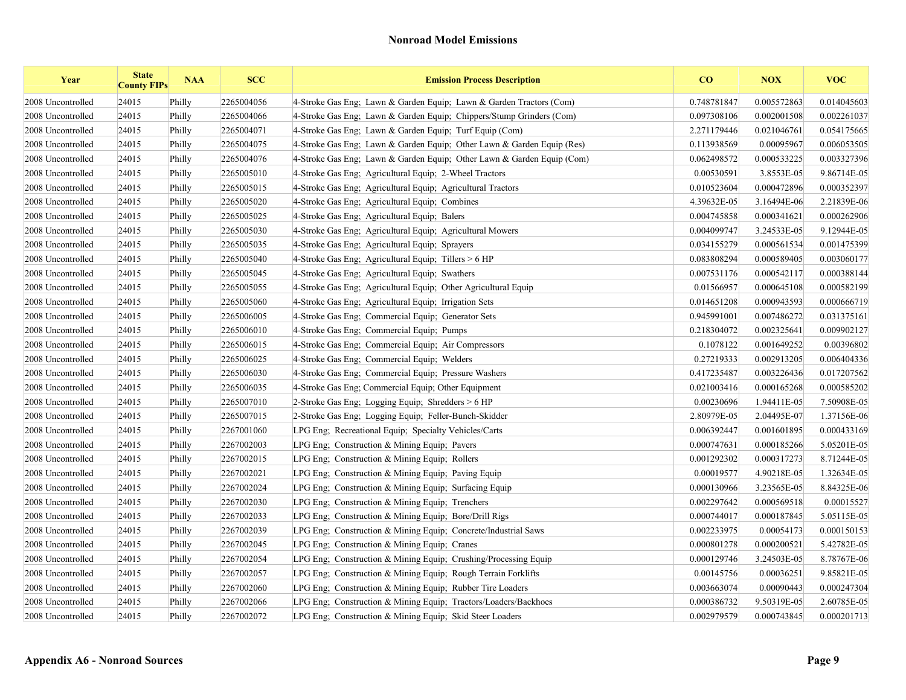## Nonroad Model Emissions

| Year | State County FIPs | NAA | SCC | Emission Process Description | CO | NOX | VOC |
|---|---|---|---|---|---|---|---|
| 2008 Uncontrolled | 24015 | Philly | 2265004056 | 4-Stroke Gas Eng; Lawn & Garden Equip; Lawn & Garden Tractors (Com) | 0.748781847 | 0.005572863 | 0.014045603 |
| 2008 Uncontrolled | 24015 | Philly | 2265004066 | 4-Stroke Gas Eng; Lawn & Garden Equip; Chippers/Stump Grinders (Com) | 0.097308106 | 0.002001508 | 0.002261037 |
| 2008 Uncontrolled | 24015 | Philly | 2265004071 | 4-Stroke Gas Eng; Lawn & Garden Equip; Turf Equip (Com) | 2.271179446 | 0.021046761 | 0.054175665 |
| 2008 Uncontrolled | 24015 | Philly | 2265004075 | 4-Stroke Gas Eng; Lawn & Garden Equip; Other Lawn & Garden Equip (Res) | 0.113938569 | 0.00095967 | 0.006053505 |
| 2008 Uncontrolled | 24015 | Philly | 2265004076 | 4-Stroke Gas Eng; Lawn & Garden Equip; Other Lawn & Garden Equip (Com) | 0.062498572 | 0.000533225 | 0.003327396 |
| 2008 Uncontrolled | 24015 | Philly | 2265005010 | 4-Stroke Gas Eng; Agricultural Equip; 2-Wheel Tractors | 0.00530591 | 3.8553E-05 | 9.86714E-05 |
| 2008 Uncontrolled | 24015 | Philly | 2265005015 | 4-Stroke Gas Eng; Agricultural Equip; Agricultural Tractors | 0.010523604 | 0.000472896 | 0.000352397 |
| 2008 Uncontrolled | 24015 | Philly | 2265005020 | 4-Stroke Gas Eng; Agricultural Equip; Combines | 4.39632E-05 | 3.16494E-06 | 2.21839E-06 |
| 2008 Uncontrolled | 24015 | Philly | 2265005025 | 4-Stroke Gas Eng; Agricultural Equip; Balers | 0.004745858 | 0.000341621 | 0.000262906 |
| 2008 Uncontrolled | 24015 | Philly | 2265005030 | 4-Stroke Gas Eng; Agricultural Equip; Agricultural Mowers | 0.004099747 | 3.24533E-05 | 9.12944E-05 |
| 2008 Uncontrolled | 24015 | Philly | 2265005035 | 4-Stroke Gas Eng; Agricultural Equip; Sprayers | 0.034155279 | 0.000561534 | 0.001475399 |
| 2008 Uncontrolled | 24015 | Philly | 2265005040 | 4-Stroke Gas Eng; Agricultural Equip; Tillers > 6 HP | 0.083808294 | 0.000589405 | 0.003060177 |
| 2008 Uncontrolled | 24015 | Philly | 2265005045 | 4-Stroke Gas Eng; Agricultural Equip; Swathers | 0.007531176 | 0.000542117 | 0.000388144 |
| 2008 Uncontrolled | 24015 | Philly | 2265005055 | 4-Stroke Gas Eng; Agricultural Equip; Other Agricultural Equip | 0.01566957 | 0.000645108 | 0.000582199 |
| 2008 Uncontrolled | 24015 | Philly | 2265005060 | 4-Stroke Gas Eng; Agricultural Equip; Irrigation Sets | 0.014651208 | 0.000943593 | 0.000666719 |
| 2008 Uncontrolled | 24015 | Philly | 2265006005 | 4-Stroke Gas Eng; Commercial Equip; Generator Sets | 0.945991001 | 0.007486272 | 0.031375161 |
| 2008 Uncontrolled | 24015 | Philly | 2265006010 | 4-Stroke Gas Eng; Commercial Equip; Pumps | 0.218304072 | 0.002325641 | 0.009902127 |
| 2008 Uncontrolled | 24015 | Philly | 2265006015 | 4-Stroke Gas Eng; Commercial Equip; Air Compressors | 0.1078122 | 0.001649252 | 0.00396802 |
| 2008 Uncontrolled | 24015 | Philly | 2265006025 | 4-Stroke Gas Eng; Commercial Equip; Welders | 0.27219333 | 0.002913205 | 0.006404336 |
| 2008 Uncontrolled | 24015 | Philly | 2265006030 | 4-Stroke Gas Eng; Commercial Equip; Pressure Washers | 0.417235487 | 0.003226436 | 0.017207562 |
| 2008 Uncontrolled | 24015 | Philly | 2265006035 | 4-Stroke Gas Eng; Commercial Equip; Other Equipment | 0.021003416 | 0.000165268 | 0.000585202 |
| 2008 Uncontrolled | 24015 | Philly | 2265007010 | 2-Stroke Gas Eng; Logging Equip; Shredders > 6 HP | 0.00230696 | 1.94411E-05 | 7.50908E-05 |
| 2008 Uncontrolled | 24015 | Philly | 2265007015 | 2-Stroke Gas Eng; Logging Equip; Feller-Bunch-Skidder | 2.80979E-05 | 2.04495E-07 | 1.37156E-06 |
| 2008 Uncontrolled | 24015 | Philly | 2267001060 | LPG Eng; Recreational Equip; Specialty Vehicles/Carts | 0.006392447 | 0.001601895 | 0.000433169 |
| 2008 Uncontrolled | 24015 | Philly | 2267002003 | LPG Eng; Construction & Mining Equip; Pavers | 0.000747631 | 0.000185266 | 5.05201E-05 |
| 2008 Uncontrolled | 24015 | Philly | 2267002015 | LPG Eng; Construction & Mining Equip; Rollers | 0.001292302 | 0.000317273 | 8.71244E-05 |
| 2008 Uncontrolled | 24015 | Philly | 2267002021 | LPG Eng; Construction & Mining Equip; Paving Equip | 0.00019577 | 4.90218E-05 | 1.32634E-05 |
| 2008 Uncontrolled | 24015 | Philly | 2267002024 | LPG Eng; Construction & Mining Equip; Surfacing Equip | 0.000130966 | 3.23565E-05 | 8.84325E-06 |
| 2008 Uncontrolled | 24015 | Philly | 2267002030 | LPG Eng; Construction & Mining Equip; Trenchers | 0.002297642 | 0.000569518 | 0.00015527 |
| 2008 Uncontrolled | 24015 | Philly | 2267002033 | LPG Eng; Construction & Mining Equip; Bore/Drill Rigs | 0.000744017 | 0.000187845 | 5.05115E-05 |
| 2008 Uncontrolled | 24015 | Philly | 2267002039 | LPG Eng; Construction & Mining Equip; Concrete/Industrial Saws | 0.002233975 | 0.00054173 | 0.000150153 |
| 2008 Uncontrolled | 24015 | Philly | 2267002045 | LPG Eng; Construction & Mining Equip; Cranes | 0.000801278 | 0.000200521 | 5.42782E-05 |
| 2008 Uncontrolled | 24015 | Philly | 2267002054 | LPG Eng; Construction & Mining Equip; Crushing/Processing Equip | 0.000129746 | 3.24503E-05 | 8.78767E-06 |
| 2008 Uncontrolled | 24015 | Philly | 2267002057 | LPG Eng; Construction & Mining Equip; Rough Terrain Forklifts | 0.00145756 | 0.00036251 | 9.85821E-05 |
| 2008 Uncontrolled | 24015 | Philly | 2267002060 | LPG Eng; Construction & Mining Equip; Rubber Tire Loaders | 0.003663074 | 0.00090443 | 0.000247304 |
| 2008 Uncontrolled | 24015 | Philly | 2267002066 | LPG Eng; Construction & Mining Equip; Tractors/Loaders/Backhoes | 0.000386732 | 9.50319E-05 | 2.60785E-05 |
| 2008 Uncontrolled | 24015 | Philly | 2267002072 | LPG Eng; Construction & Mining Equip; Skid Steer Loaders | 0.002979579 | 0.000743845 | 0.000201713 |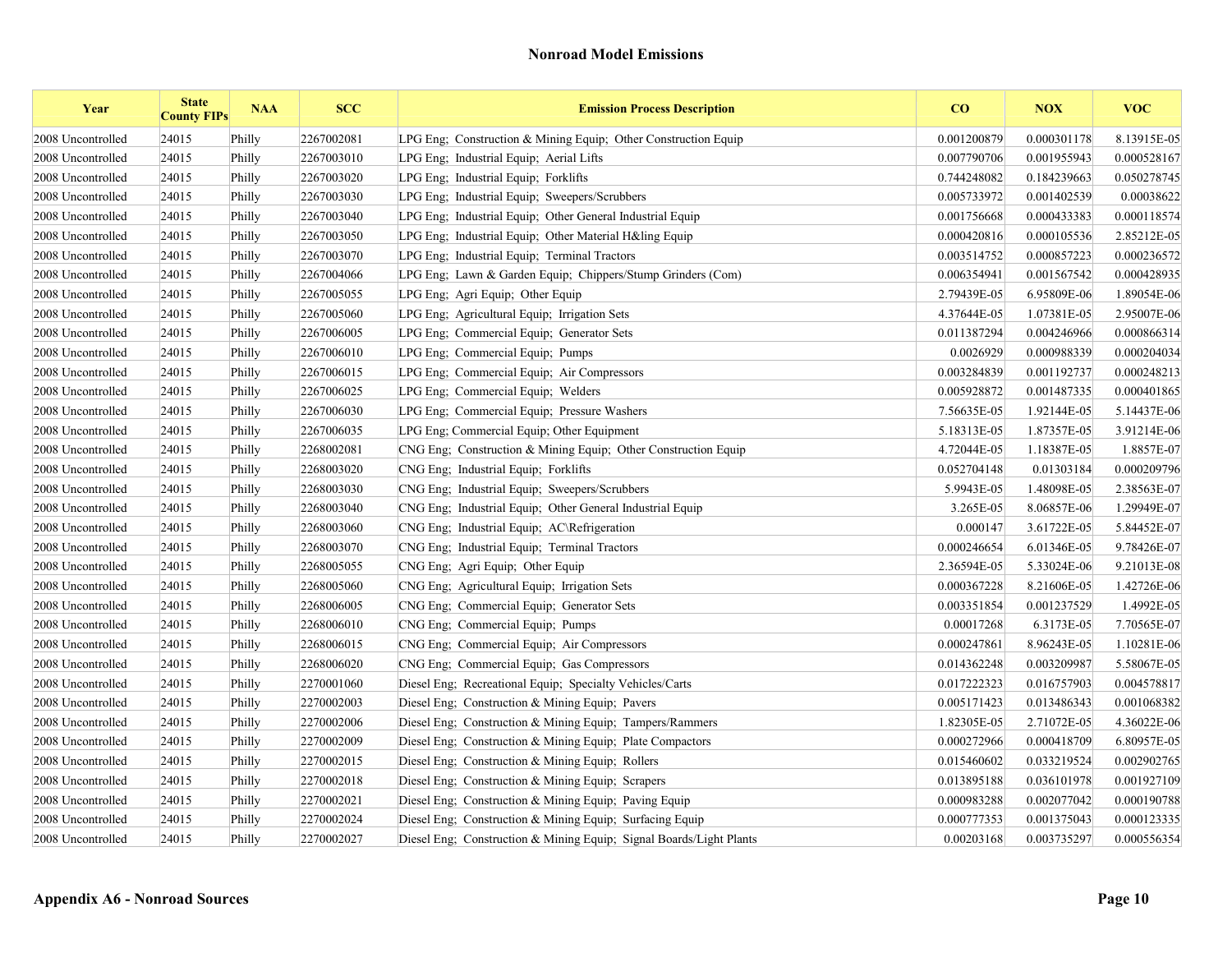## Nonroad Model Emissions

| Year | State County FIPs | NAA | SCC | Emission Process Description | CO | NOX | VOC |
|---|---|---|---|---|---|---|---|
| 2008 Uncontrolled | 24015 | Philly | 2267002081 | LPG Eng; Construction & Mining Equip; Other Construction Equip | 0.001200879 | 0.000301178 | 8.13915E-05 |
| 2008 Uncontrolled | 24015 | Philly | 2267003010 | LPG Eng; Industrial Equip; Aerial Lifts | 0.007790706 | 0.001955943 | 0.000528167 |
| 2008 Uncontrolled | 24015 | Philly | 2267003020 | LPG Eng; Industrial Equip; Forklifts | 0.744248082 | 0.184239663 | 0.050278745 |
| 2008 Uncontrolled | 24015 | Philly | 2267003030 | LPG Eng; Industrial Equip; Sweepers/Scrubbers | 0.005733972 | 0.001402539 | 0.00038622 |
| 2008 Uncontrolled | 24015 | Philly | 2267003040 | LPG Eng; Industrial Equip; Other General Industrial Equip | 0.001756668 | 0.000433383 | 0.000118574 |
| 2008 Uncontrolled | 24015 | Philly | 2267003050 | LPG Eng; Industrial Equip; Other Material H&ling Equip | 0.000420816 | 0.000105536 | 2.85212E-05 |
| 2008 Uncontrolled | 24015 | Philly | 2267003070 | LPG Eng; Industrial Equip; Terminal Tractors | 0.003514752 | 0.000857223 | 0.000236572 |
| 2008 Uncontrolled | 24015 | Philly | 2267004066 | LPG Eng; Lawn & Garden Equip; Chippers/Stump Grinders (Com) | 0.006354941 | 0.001567542 | 0.000428935 |
| 2008 Uncontrolled | 24015 | Philly | 2267005055 | LPG Eng; Agri Equip; Other Equip | 2.79439E-05 | 6.95809E-06 | 1.89054E-06 |
| 2008 Uncontrolled | 24015 | Philly | 2267005060 | LPG Eng; Agricultural Equip; Irrigation Sets | 4.37644E-05 | 1.07381E-05 | 2.95007E-06 |
| 2008 Uncontrolled | 24015 | Philly | 2267006005 | LPG Eng; Commercial Equip; Generator Sets | 0.011387294 | 0.004246966 | 0.000866314 |
| 2008 Uncontrolled | 24015 | Philly | 2267006010 | LPG Eng; Commercial Equip; Pumps | 0.0026929 | 0.000988339 | 0.000204034 |
| 2008 Uncontrolled | 24015 | Philly | 2267006015 | LPG Eng; Commercial Equip; Air Compressors | 0.003284839 | 0.001192737 | 0.000248213 |
| 2008 Uncontrolled | 24015 | Philly | 2267006025 | LPG Eng; Commercial Equip; Welders | 0.005928872 | 0.001487335 | 0.000401865 |
| 2008 Uncontrolled | 24015 | Philly | 2267006030 | LPG Eng; Commercial Equip; Pressure Washers | 7.56635E-05 | 1.92144E-05 | 5.14437E-06 |
| 2008 Uncontrolled | 24015 | Philly | 2267006035 | LPG Eng; Commercial Equip; Other Equipment | 5.18313E-05 | 1.87357E-05 | 3.91214E-06 |
| 2008 Uncontrolled | 24015 | Philly | 2268002081 | CNG Eng; Construction & Mining Equip; Other Construction Equip | 4.72044E-05 | 1.18387E-05 | 1.8857E-07 |
| 2008 Uncontrolled | 24015 | Philly | 2268003020 | CNG Eng; Industrial Equip; Forklifts | 0.052704148 | 0.01303184 | 0.000209796 |
| 2008 Uncontrolled | 24015 | Philly | 2268003030 | CNG Eng; Industrial Equip; Sweepers/Scrubbers | 5.9943E-05 | 1.48098E-05 | 2.38563E-07 |
| 2008 Uncontrolled | 24015 | Philly | 2268003040 | CNG Eng; Industrial Equip; Other General Industrial Equip | 3.265E-05 | 8.06857E-06 | 1.29949E-07 |
| 2008 Uncontrolled | 24015 | Philly | 2268003060 | CNG Eng; Industrial Equip; AC\Refrigeration | 0.000147 | 3.61722E-05 | 5.84452E-07 |
| 2008 Uncontrolled | 24015 | Philly | 2268003070 | CNG Eng; Industrial Equip; Terminal Tractors | 0.000246654 | 6.01346E-05 | 9.78426E-07 |
| 2008 Uncontrolled | 24015 | Philly | 2268005055 | CNG Eng; Agri Equip; Other Equip | 2.36594E-05 | 5.33024E-06 | 9.21013E-08 |
| 2008 Uncontrolled | 24015 | Philly | 2268005060 | CNG Eng; Agricultural Equip; Irrigation Sets | 0.000367228 | 8.21606E-05 | 1.42726E-06 |
| 2008 Uncontrolled | 24015 | Philly | 2268006005 | CNG Eng; Commercial Equip; Generator Sets | 0.003351854 | 0.001237529 | 1.4992E-05 |
| 2008 Uncontrolled | 24015 | Philly | 2268006010 | CNG Eng; Commercial Equip; Pumps | 0.00017268 | 6.3173E-05 | 7.70565E-07 |
| 2008 Uncontrolled | 24015 | Philly | 2268006015 | CNG Eng; Commercial Equip; Air Compressors | 0.000247861 | 8.96243E-05 | 1.10281E-06 |
| 2008 Uncontrolled | 24015 | Philly | 2268006020 | CNG Eng; Commercial Equip; Gas Compressors | 0.014362248 | 0.003209987 | 5.58067E-05 |
| 2008 Uncontrolled | 24015 | Philly | 2270001060 | Diesel Eng; Recreational Equip; Specialty Vehicles/Carts | 0.017222323 | 0.016757903 | 0.004578817 |
| 2008 Uncontrolled | 24015 | Philly | 2270002003 | Diesel Eng; Construction & Mining Equip; Pavers | 0.005171423 | 0.013486343 | 0.001068382 |
| 2008 Uncontrolled | 24015 | Philly | 2270002006 | Diesel Eng; Construction & Mining Equip; Tampers/Rammers | 1.82305E-05 | 2.71072E-05 | 4.36022E-06 |
| 2008 Uncontrolled | 24015 | Philly | 2270002009 | Diesel Eng; Construction & Mining Equip; Plate Compactors | 0.000272966 | 0.000418709 | 6.80957E-05 |
| 2008 Uncontrolled | 24015 | Philly | 2270002015 | Diesel Eng; Construction & Mining Equip; Rollers | 0.015460602 | 0.033219524 | 0.002902765 |
| 2008 Uncontrolled | 24015 | Philly | 2270002018 | Diesel Eng; Construction & Mining Equip; Scrapers | 0.013895188 | 0.036101978 | 0.001927109 |
| 2008 Uncontrolled | 24015 | Philly | 2270002021 | Diesel Eng; Construction & Mining Equip; Paving Equip | 0.000983288 | 0.002077042 | 0.000190788 |
| 2008 Uncontrolled | 24015 | Philly | 2270002024 | Diesel Eng; Construction & Mining Equip; Surfacing Equip | 0.000777353 | 0.001375043 | 0.000123335 |
| 2008 Uncontrolled | 24015 | Philly | 2270002027 | Diesel Eng; Construction & Mining Equip; Signal Boards/Light Plants | 0.00203168 | 0.003735297 | 0.000556354 |

**Appendix A6 - Nonroad Sources**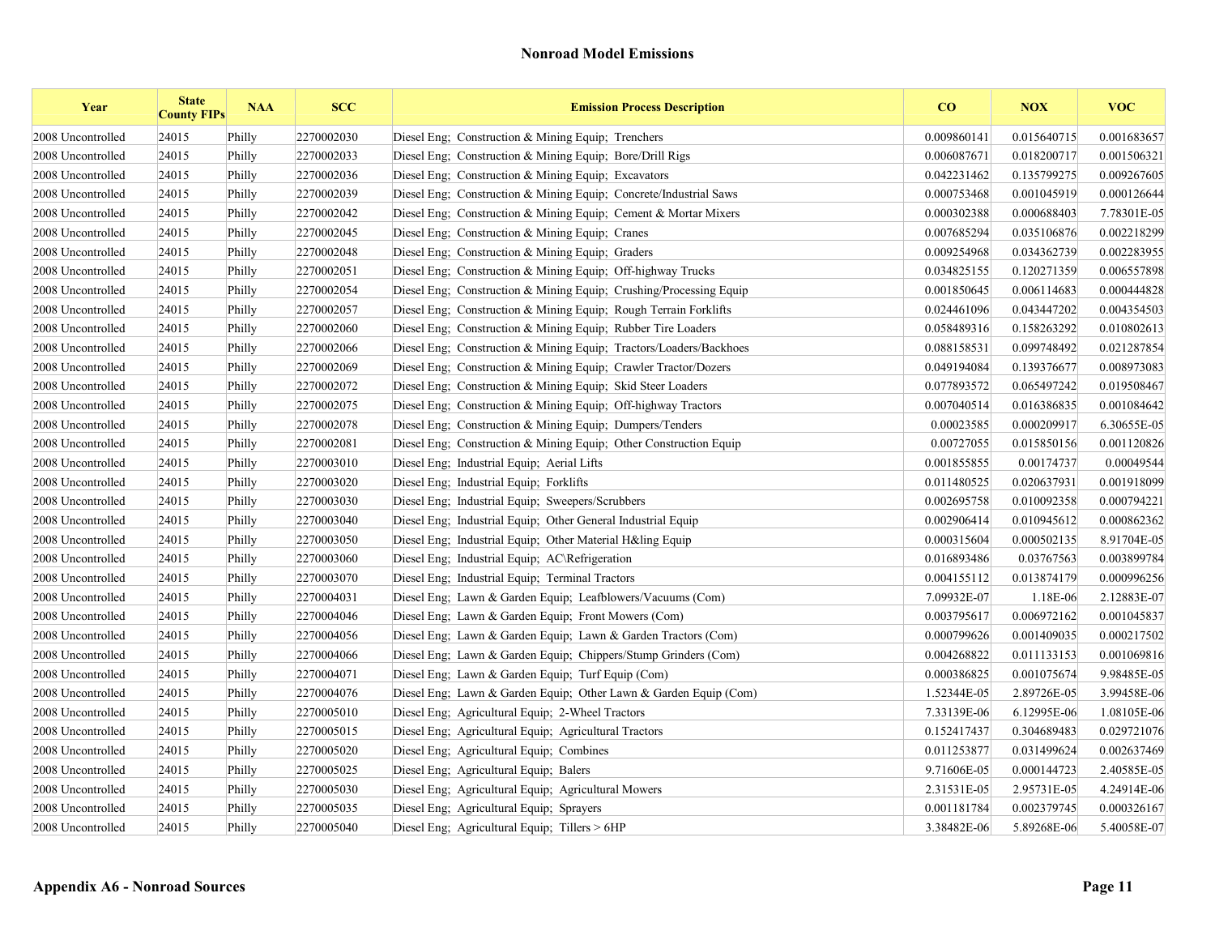# Nonroad Model Emissions

| Year | State County FIPs | NAA | SCC | Emission Process Description | CO | NOX | VOC |
|---|---|---|---|---|---|---|---|
| 2008 Uncontrolled | 24015 | Philly | 2270002030 | Diesel Eng; Construction & Mining Equip; Trenchers | 0.009860141 | 0.015640715 | 0.001683657 |
| 2008 Uncontrolled | 24015 | Philly | 2270002033 | Diesel Eng; Construction & Mining Equip; Bore/Drill Rigs | 0.006087671 | 0.018200717 | 0.001506321 |
| 2008 Uncontrolled | 24015 | Philly | 2270002036 | Diesel Eng; Construction & Mining Equip; Excavators | 0.042231462 | 0.135799275 | 0.009267605 |
| 2008 Uncontrolled | 24015 | Philly | 2270002039 | Diesel Eng; Construction & Mining Equip; Concrete/Industrial Saws | 0.000753468 | 0.001045919 | 0.000126644 |
| 2008 Uncontrolled | 24015 | Philly | 2270002042 | Diesel Eng; Construction & Mining Equip; Cement & Mortar Mixers | 0.000302388 | 0.000688403 | 7.78301E-05 |
| 2008 Uncontrolled | 24015 | Philly | 2270002045 | Diesel Eng; Construction & Mining Equip; Cranes | 0.007685294 | 0.035106876 | 0.002218299 |
| 2008 Uncontrolled | 24015 | Philly | 2270002048 | Diesel Eng; Construction & Mining Equip; Graders | 0.009254968 | 0.034362739 | 0.002283955 |
| 2008 Uncontrolled | 24015 | Philly | 2270002051 | Diesel Eng; Construction & Mining Equip; Off-highway Trucks | 0.034825155 | 0.120271359 | 0.006557898 |
| 2008 Uncontrolled | 24015 | Philly | 2270002054 | Diesel Eng; Construction & Mining Equip; Crushing/Processing Equip | 0.001850645 | 0.006114683 | 0.000444828 |
| 2008 Uncontrolled | 24015 | Philly | 2270002057 | Diesel Eng; Construction & Mining Equip; Rough Terrain Forklifts | 0.024461096 | 0.043447202 | 0.004354503 |
| 2008 Uncontrolled | 24015 | Philly | 2270002060 | Diesel Eng; Construction & Mining Equip; Rubber Tire Loaders | 0.058489316 | 0.158263292 | 0.010802613 |
| 2008 Uncontrolled | 24015 | Philly | 2270002066 | Diesel Eng; Construction & Mining Equip; Tractors/Loaders/Backhoes | 0.088158531 | 0.099748492 | 0.021287854 |
| 2008 Uncontrolled | 24015 | Philly | 2270002069 | Diesel Eng; Construction & Mining Equip; Crawler Tractor/Dozers | 0.049194084 | 0.139376677 | 0.008973083 |
| 2008 Uncontrolled | 24015 | Philly | 2270002072 | Diesel Eng; Construction & Mining Equip; Skid Steer Loaders | 0.077893572 | 0.065497242 | 0.019508467 |
| 2008 Uncontrolled | 24015 | Philly | 2270002075 | Diesel Eng; Construction & Mining Equip; Off-highway Tractors | 0.007040514 | 0.016386835 | 0.001084642 |
| 2008 Uncontrolled | 24015 | Philly | 2270002078 | Diesel Eng; Construction & Mining Equip; Dumpers/Tenders | 0.00023585 | 0.000209917 | 6.30655E-05 |
| 2008 Uncontrolled | 24015 | Philly | 2270002081 | Diesel Eng; Construction & Mining Equip; Other Construction Equip | 0.00727055 | 0.015850156 | 0.001120826 |
| 2008 Uncontrolled | 24015 | Philly | 2270003010 | Diesel Eng; Industrial Equip; Aerial Lifts | 0.001855855 | 0.00174737 | 0.00049544 |
| 2008 Uncontrolled | 24015 | Philly | 2270003020 | Diesel Eng; Industrial Equip; Forklifts | 0.011480525 | 0.020637931 | 0.001918099 |
| 2008 Uncontrolled | 24015 | Philly | 2270003030 | Diesel Eng; Industrial Equip; Sweepers/Scrubbers | 0.002695758 | 0.010092358 | 0.000794221 |
| 2008 Uncontrolled | 24015 | Philly | 2270003040 | Diesel Eng; Industrial Equip; Other General Industrial Equip | 0.002906414 | 0.010945612 | 0.000862362 |
| 2008 Uncontrolled | 24015 | Philly | 2270003050 | Diesel Eng; Industrial Equip; Other Material H&ling Equip | 0.000315604 | 0.000502135 | 8.91704E-05 |
| 2008 Uncontrolled | 24015 | Philly | 2270003060 | Diesel Eng; Industrial Equip; AC\Refrigeration | 0.016893486 | 0.03767563 | 0.003899784 |
| 2008 Uncontrolled | 24015 | Philly | 2270003070 | Diesel Eng; Industrial Equip; Terminal Tractors | 0.004155112 | 0.013874179 | 0.000996256 |
| 2008 Uncontrolled | 24015 | Philly | 2270004031 | Diesel Eng; Lawn & Garden Equip; Leafblowers/Vacuums (Com) | 7.09932E-07 | 1.18E-06 | 2.12883E-07 |
| 2008 Uncontrolled | 24015 | Philly | 2270004046 | Diesel Eng; Lawn & Garden Equip; Front Mowers (Com) | 0.003795617 | 0.006972162 | 0.001045837 |
| 2008 Uncontrolled | 24015 | Philly | 2270004056 | Diesel Eng; Lawn & Garden Equip; Lawn & Garden Tractors (Com) | 0.000799626 | 0.001409035 | 0.000217502 |
| 2008 Uncontrolled | 24015 | Philly | 2270004066 | Diesel Eng; Lawn & Garden Equip; Chippers/Stump Grinders (Com) | 0.004268822 | 0.011133153 | 0.001069816 |
| 2008 Uncontrolled | 24015 | Philly | 2270004071 | Diesel Eng; Lawn & Garden Equip; Turf Equip (Com) | 0.000386825 | 0.001075674 | 9.98485E-05 |
| 2008 Uncontrolled | 24015 | Philly | 2270004076 | Diesel Eng; Lawn & Garden Equip; Other Lawn & Garden Equip (Com) | 1.52344E-05 | 2.89726E-05 | 3.99458E-06 |
| 2008 Uncontrolled | 24015 | Philly | 2270005010 | Diesel Eng; Agricultural Equip; 2-Wheel Tractors | 7.33139E-06 | 6.12995E-06 | 1.08105E-06 |
| 2008 Uncontrolled | 24015 | Philly | 2270005015 | Diesel Eng; Agricultural Equip; Agricultural Tractors | 0.152417437 | 0.304689483 | 0.029721076 |
| 2008 Uncontrolled | 24015 | Philly | 2270005020 | Diesel Eng; Agricultural Equip; Combines | 0.011253877 | 0.031499624 | 0.002637469 |
| 2008 Uncontrolled | 24015 | Philly | 2270005025 | Diesel Eng; Agricultural Equip; Balers | 9.71606E-05 | 0.000144723 | 2.40585E-05 |
| 2008 Uncontrolled | 24015 | Philly | 2270005030 | Diesel Eng; Agricultural Equip; Agricultural Mowers | 2.31531E-05 | 2.95731E-05 | 4.24914E-06 |
| 2008 Uncontrolled | 24015 | Philly | 2270005035 | Diesel Eng; Agricultural Equip; Sprayers | 0.001181784 | 0.002379745 | 0.000326167 |
| 2008 Uncontrolled | 24015 | Philly | 2270005040 | Diesel Eng; Agricultural Equip; Tillers > 6HP | 3.38482E-06 | 5.89268E-06 | 5.40058E-07 |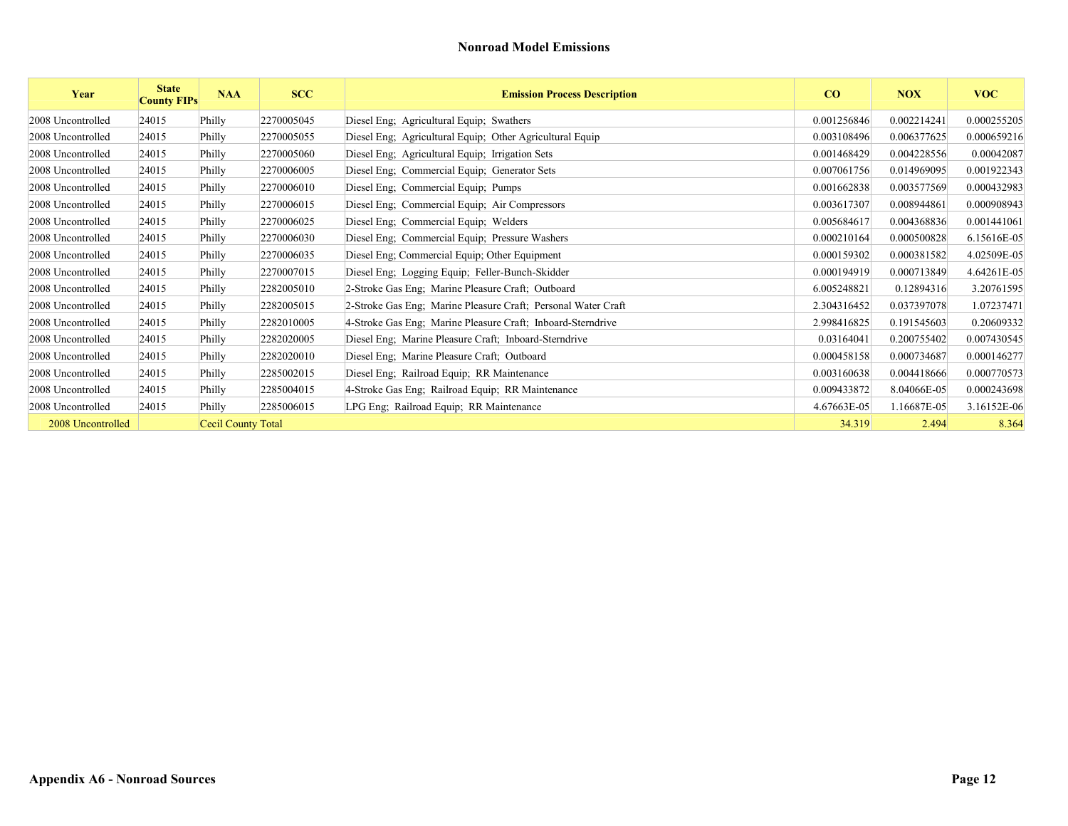## Nonroad Model Emissions

| Year | State County FIPs | NAA | SCC | Emission Process Description | CO | NOX | VOC |
|---|---|---|---|---|---|---|---|
| 2008 Uncontrolled | 24015 | Philly | 2270005045 | Diesel Eng;  Agricultural Equip;  Swathers | 0.001256846 | 0.002214241 | 0.000255205 |
| 2008 Uncontrolled | 24015 | Philly | 2270005055 | Diesel Eng;  Agricultural Equip;  Other Agricultural Equip | 0.003108496 | 0.006377625 | 0.000659216 |
| 2008 Uncontrolled | 24015 | Philly | 2270005060 | Diesel Eng;  Agricultural Equip;  Irrigation Sets | 0.001468429 | 0.004228556 | 0.00042087 |
| 2008 Uncontrolled | 24015 | Philly | 2270006005 | Diesel Eng;  Commercial Equip;  Generator Sets | 0.007061756 | 0.014969095 | 0.001922343 |
| 2008 Uncontrolled | 24015 | Philly | 2270006010 | Diesel Eng;  Commercial Equip;  Pumps | 0.001662838 | 0.003577569 | 0.000432983 |
| 2008 Uncontrolled | 24015 | Philly | 2270006015 | Diesel Eng;  Commercial Equip;  Air Compressors | 0.003617307 | 0.008944861 | 0.000908943 |
| 2008 Uncontrolled | 24015 | Philly | 2270006025 | Diesel Eng;  Commercial Equip;  Welders | 0.005684617 | 0.004368836 | 0.001441061 |
| 2008 Uncontrolled | 24015 | Philly | 2270006030 | Diesel Eng;  Commercial Equip;  Pressure Washers | 0.000210164 | 0.000500828 | 6.15616E-05 |
| 2008 Uncontrolled | 24015 | Philly | 2270006035 | Diesel Eng; Commercial Equip; Other Equipment | 0.000159302 | 0.000381582 | 4.02509E-05 |
| 2008 Uncontrolled | 24015 | Philly | 2270007015 | Diesel Eng;  Logging Equip;  Feller-Bunch-Skidder | 0.000194919 | 0.000713849 | 4.64261E-05 |
| 2008 Uncontrolled | 24015 | Philly | 2282005010 | 2-Stroke Gas Eng;  Marine Pleasure Craft;  Outboard | 6.005248821 | 0.12894316 | 3.20761595 |
| 2008 Uncontrolled | 24015 | Philly | 2282005015 | 2-Stroke Gas Eng;  Marine Pleasure Craft;  Personal Water Craft | 2.304316452 | 0.037397078 | 1.07237471 |
| 2008 Uncontrolled | 24015 | Philly | 2282010005 | 4-Stroke Gas Eng;  Marine Pleasure Craft;  Inboard-Sterndrive | 2.998416825 | 0.191545603 | 0.20609332 |
| 2008 Uncontrolled | 24015 | Philly | 2282020005 | Diesel Eng;  Marine Pleasure Craft;  Inboard-Sterndrive | 0.03164041 | 0.200755402 | 0.007430545 |
| 2008 Uncontrolled | 24015 | Philly | 2282020010 | Diesel Eng;  Marine Pleasure Craft;  Outboard | 0.000458158 | 0.000734687 | 0.000146277 |
| 2008 Uncontrolled | 24015 | Philly | 2285002015 | Diesel Eng;  Railroad Equip;  RR Maintenance | 0.003160638 | 0.004418666 | 0.000770573 |
| 2008 Uncontrolled | 24015 | Philly | 2285004015 | 4-Stroke Gas Eng;  Railroad Equip;  RR Maintenance | 0.009433872 | 8.04066E-05 | 0.000243698 |
| 2008 Uncontrolled | 24015 | Philly | 2285006015 | LPG Eng;  Railroad Equip;  RR Maintenance | 4.67663E-05 | 1.16687E-05 | 3.16152E-06 |
| 2008 Uncontrolled | | Cecil County Total | | | 34.319 | 2.494 | 8.364 |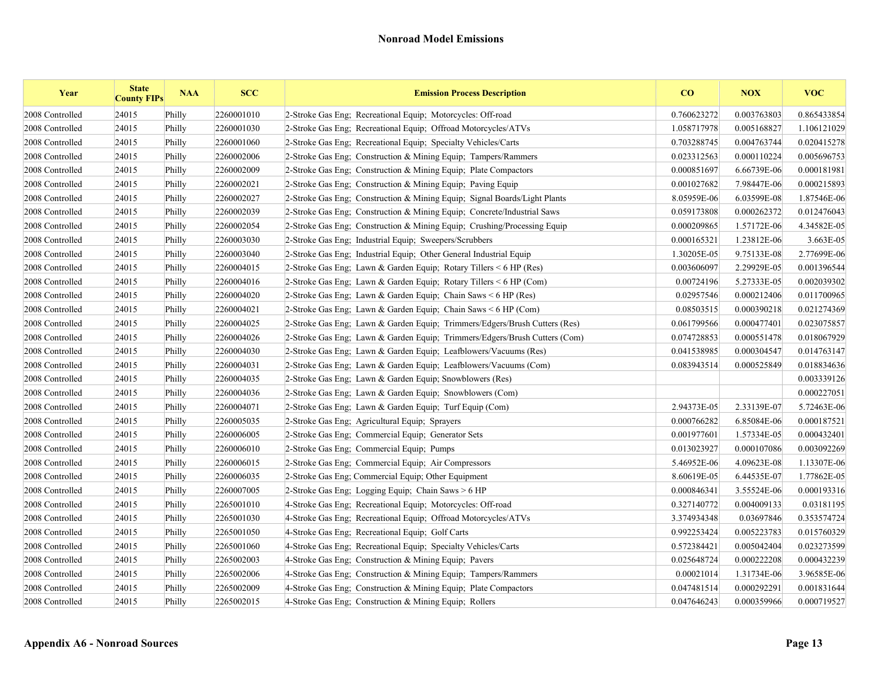## Nonroad Model Emissions

| Year | State County FIPs | NAA | SCC | Emission Process Description | CO | NOX | VOC |
|---|---|---|---|---|---|---|---|
| 2008 Controlled | 24015 | Philly | 2260001010 | 2-Stroke Gas Eng; Recreational Equip; Motorcycles: Off-road | 0.760623272 | 0.003763803 | 0.865433854 |
| 2008 Controlled | 24015 | Philly | 2260001030 | 2-Stroke Gas Eng; Recreational Equip; Offroad Motorcycles/ATVs | 1.058717978 | 0.005168827 | 1.106121029 |
| 2008 Controlled | 24015 | Philly | 2260001060 | 2-Stroke Gas Eng; Recreational Equip; Specialty Vehicles/Carts | 0.703288745 | 0.004763744 | 0.020415278 |
| 2008 Controlled | 24015 | Philly | 2260002006 | 2-Stroke Gas Eng; Construction & Mining Equip; Tampers/Rammers | 0.023312563 | 0.000110224 | 0.005696753 |
| 2008 Controlled | 24015 | Philly | 2260002009 | 2-Stroke Gas Eng; Construction & Mining Equip; Plate Compactors | 0.000851697 | 6.66739E-06 | 0.000181981 |
| 2008 Controlled | 24015 | Philly | 2260002021 | 2-Stroke Gas Eng; Construction & Mining Equip; Paving Equip | 0.001027682 | 7.98447E-06 | 0.000215893 |
| 2008 Controlled | 24015 | Philly | 2260002027 | 2-Stroke Gas Eng; Construction & Mining Equip; Signal Boards/Light Plants | 8.05959E-06 | 6.03599E-08 | 1.87546E-06 |
| 2008 Controlled | 24015 | Philly | 2260002039 | 2-Stroke Gas Eng; Construction & Mining Equip; Concrete/Industrial Saws | 0.059173808 | 0.000262372 | 0.012476043 |
| 2008 Controlled | 24015 | Philly | 2260002054 | 2-Stroke Gas Eng; Construction & Mining Equip; Crushing/Processing Equip | 0.000209865 | 1.57172E-06 | 4.34582E-05 |
| 2008 Controlled | 24015 | Philly | 2260003030 | 2-Stroke Gas Eng; Industrial Equip; Sweepers/Scrubbers | 0.000165321 | 1.23812E-06 | 3.663E-05 |
| 2008 Controlled | 24015 | Philly | 2260003040 | 2-Stroke Gas Eng; Industrial Equip; Other General Industrial Equip | 1.30205E-05 | 9.75133E-08 | 2.77699E-06 |
| 2008 Controlled | 24015 | Philly | 2260004015 | 2-Stroke Gas Eng; Lawn & Garden Equip; Rotary Tillers < 6 HP (Res) | 0.003606097 | 2.29929E-05 | 0.001396544 |
| 2008 Controlled | 24015 | Philly | 2260004016 | 2-Stroke Gas Eng; Lawn & Garden Equip; Rotary Tillers < 6 HP (Com) | 0.00724196 | 5.27333E-05 | 0.002039302 |
| 2008 Controlled | 24015 | Philly | 2260004020 | 2-Stroke Gas Eng; Lawn & Garden Equip; Chain Saws < 6 HP (Res) | 0.02957546 | 0.000212406 | 0.011700965 |
| 2008 Controlled | 24015 | Philly | 2260004021 | 2-Stroke Gas Eng; Lawn & Garden Equip; Chain Saws < 6 HP (Com) | 0.08503515 | 0.000390218 | 0.021274369 |
| 2008 Controlled | 24015 | Philly | 2260004025 | 2-Stroke Gas Eng; Lawn & Garden Equip; Trimmers/Edgers/Brush Cutters (Res) | 0.061799566 | 0.000477401 | 0.023075857 |
| 2008 Controlled | 24015 | Philly | 2260004026 | 2-Stroke Gas Eng; Lawn & Garden Equip; Trimmers/Edgers/Brush Cutters (Com) | 0.074728853 | 0.000551478 | 0.018067929 |
| 2008 Controlled | 24015 | Philly | 2260004030 | 2-Stroke Gas Eng; Lawn & Garden Equip; Leafblowers/Vacuums (Res) | 0.041538985 | 0.000304547 | 0.014763147 |
| 2008 Controlled | 24015 | Philly | 2260004031 | 2-Stroke Gas Eng; Lawn & Garden Equip; Leafblowers/Vacuums (Com) | 0.083943514 | 0.000525849 | 0.018834636 |
| 2008 Controlled | 24015 | Philly | 2260004035 | 2-Stroke Gas Eng; Lawn & Garden Equip; Snowblowers (Res) | | | 0.003339126 |
| 2008 Controlled | 24015 | Philly | 2260004036 | 2-Stroke Gas Eng; Lawn & Garden Equip; Snowblowers (Com) | | | 0.000227051 |
| 2008 Controlled | 24015 | Philly | 2260004071 | 2-Stroke Gas Eng; Lawn & Garden Equip; Turf Equip (Com) | 2.94373E-05 | 2.33139E-07 | 5.72463E-06 |
| 2008 Controlled | 24015 | Philly | 2260005035 | 2-Stroke Gas Eng; Agricultural Equip; Sprayers | 0.000766282 | 6.85084E-06 | 0.000187521 |
| 2008 Controlled | 24015 | Philly | 2260006005 | 2-Stroke Gas Eng; Commercial Equip; Generator Sets | 0.001977601 | 1.57334E-05 | 0.000432401 |
| 2008 Controlled | 24015 | Philly | 2260006010 | 2-Stroke Gas Eng; Commercial Equip; Pumps | 0.013023927 | 0.000107086 | 0.003092269 |
| 2008 Controlled | 24015 | Philly | 2260006015 | 2-Stroke Gas Eng; Commercial Equip; Air Compressors | 5.46952E-06 | 4.09623E-08 | 1.13307E-06 |
| 2008 Controlled | 24015 | Philly | 2260006035 | 2-Stroke Gas Eng; Commercial Equip; Other Equipment | 8.60619E-05 | 6.44535E-07 | 1.77862E-05 |
| 2008 Controlled | 24015 | Philly | 2260007005 | 2-Stroke Gas Eng; Logging Equip; Chain Saws > 6 HP | 0.000846341 | 3.55524E-06 | 0.000193316 |
| 2008 Controlled | 24015 | Philly | 2265001010 | 4-Stroke Gas Eng; Recreational Equip; Motorcycles: Off-road | 0.327140772 | 0.004009133 | 0.03181195 |
| 2008 Controlled | 24015 | Philly | 2265001030 | 4-Stroke Gas Eng; Recreational Equip; Offroad Motorcycles/ATVs | 3.374934348 | 0.03697846 | 0.353574724 |
| 2008 Controlled | 24015 | Philly | 2265001050 | 4-Stroke Gas Eng; Recreational Equip; Golf Carts | 0.992253424 | 0.005223783 | 0.015760329 |
| 2008 Controlled | 24015 | Philly | 2265001060 | 4-Stroke Gas Eng; Recreational Equip; Specialty Vehicles/Carts | 0.572384421 | 0.005042404 | 0.023273599 |
| 2008 Controlled | 24015 | Philly | 2265002003 | 4-Stroke Gas Eng; Construction & Mining Equip; Pavers | 0.025648724 | 0.000222208 | 0.000432239 |
| 2008 Controlled | 24015 | Philly | 2265002006 | 4-Stroke Gas Eng; Construction & Mining Equip; Tampers/Rammers | 0.00021014 | 1.31734E-06 | 3.96585E-06 |
| 2008 Controlled | 24015 | Philly | 2265002009 | 4-Stroke Gas Eng; Construction & Mining Equip; Plate Compactors | 0.047481514 | 0.000292291 | 0.001831644 |
| 2008 Controlled | 24015 | Philly | 2265002015 | 4-Stroke Gas Eng; Construction & Mining Equip; Rollers | 0.047646243 | 0.000359966 | 0.000719527 |

**Appendix A6 - Nonroad Sources**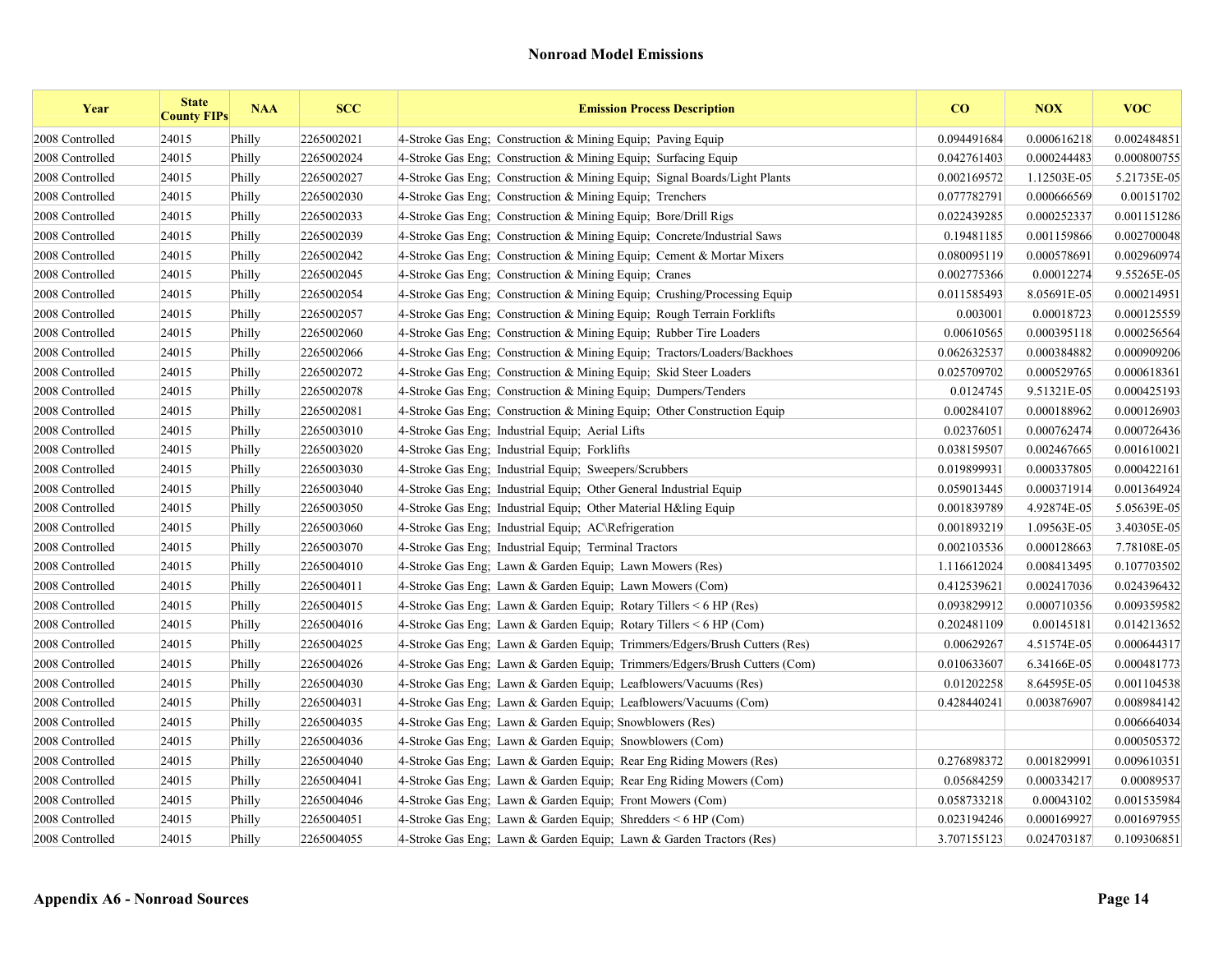## Nonroad Model Emissions

| Year | State County FIPs | NAA | SCC | Emission Process Description | CO | NOX | VOC |
|---|---|---|---|---|---|---|---|
| 2008 Controlled | 24015 | Philly | 2265002021 | 4-Stroke Gas Eng; Construction & Mining Equip; Paving Equip | 0.094491684 | 0.000616218 | 0.002484851 |
| 2008 Controlled | 24015 | Philly | 2265002024 | 4-Stroke Gas Eng; Construction & Mining Equip; Surfacing Equip | 0.042761403 | 0.000244483 | 0.000800755 |
| 2008 Controlled | 24015 | Philly | 2265002027 | 4-Stroke Gas Eng; Construction & Mining Equip; Signal Boards/Light Plants | 0.002169572 | 1.12503E-05 | 5.21735E-05 |
| 2008 Controlled | 24015 | Philly | 2265002030 | 4-Stroke Gas Eng; Construction & Mining Equip; Trenchers | 0.077782791 | 0.000666569 | 0.00151702 |
| 2008 Controlled | 24015 | Philly | 2265002033 | 4-Stroke Gas Eng; Construction & Mining Equip; Bore/Drill Rigs | 0.022439285 | 0.000252337 | 0.001151286 |
| 2008 Controlled | 24015 | Philly | 2265002039 | 4-Stroke Gas Eng; Construction & Mining Equip; Concrete/Industrial Saws | 0.19481185 | 0.001159866 | 0.002700048 |
| 2008 Controlled | 24015 | Philly | 2265002042 | 4-Stroke Gas Eng; Construction & Mining Equip; Cement & Mortar Mixers | 0.080095119 | 0.000578691 | 0.002960974 |
| 2008 Controlled | 24015 | Philly | 2265002045 | 4-Stroke Gas Eng; Construction & Mining Equip; Cranes | 0.002775366 | 0.00012274 | 9.55265E-05 |
| 2008 Controlled | 24015 | Philly | 2265002054 | 4-Stroke Gas Eng; Construction & Mining Equip; Crushing/Processing Equip | 0.011585493 | 8.05691E-05 | 0.000214951 |
| 2008 Controlled | 24015 | Philly | 2265002057 | 4-Stroke Gas Eng; Construction & Mining Equip; Rough Terrain Forklifts | 0.003001 | 0.00018723 | 0.000125559 |
| 2008 Controlled | 24015 | Philly | 2265002060 | 4-Stroke Gas Eng; Construction & Mining Equip; Rubber Tire Loaders | 0.00610565 | 0.000395118 | 0.000256564 |
| 2008 Controlled | 24015 | Philly | 2265002066 | 4-Stroke Gas Eng; Construction & Mining Equip; Tractors/Loaders/Backhoes | 0.062632537 | 0.000384882 | 0.000909206 |
| 2008 Controlled | 24015 | Philly | 2265002072 | 4-Stroke Gas Eng; Construction & Mining Equip; Skid Steer Loaders | 0.025709702 | 0.000529765 | 0.000618361 |
| 2008 Controlled | 24015 | Philly | 2265002078 | 4-Stroke Gas Eng; Construction & Mining Equip; Dumpers/Tenders | 0.0124745 | 9.51321E-05 | 0.000425193 |
| 2008 Controlled | 24015 | Philly | 2265002081 | 4-Stroke Gas Eng; Construction & Mining Equip; Other Construction Equip | 0.00284107 | 0.000188962 | 0.000126903 |
| 2008 Controlled | 24015 | Philly | 2265003010 | 4-Stroke Gas Eng; Industrial Equip; Aerial Lifts | 0.02376051 | 0.000762474 | 0.000726436 |
| 2008 Controlled | 24015 | Philly | 2265003020 | 4-Stroke Gas Eng; Industrial Equip; Forklifts | 0.038159507 | 0.002467665 | 0.001610021 |
| 2008 Controlled | 24015 | Philly | 2265003030 | 4-Stroke Gas Eng; Industrial Equip; Sweepers/Scrubbers | 0.019899931 | 0.000337805 | 0.000422161 |
| 2008 Controlled | 24015 | Philly | 2265003040 | 4-Stroke Gas Eng; Industrial Equip; Other General Industrial Equip | 0.059013445 | 0.000371914 | 0.001364924 |
| 2008 Controlled | 24015 | Philly | 2265003050 | 4-Stroke Gas Eng; Industrial Equip; Other Material H&ling Equip | 0.001839789 | 4.92874E-05 | 5.05639E-05 |
| 2008 Controlled | 24015 | Philly | 2265003060 | 4-Stroke Gas Eng; Industrial Equip; AC\Refrigeration | 0.001893219 | 1.09563E-05 | 3.40305E-05 |
| 2008 Controlled | 24015 | Philly | 2265003070 | 4-Stroke Gas Eng; Industrial Equip; Terminal Tractors | 0.002103536 | 0.000128663 | 7.78108E-05 |
| 2008 Controlled | 24015 | Philly | 2265004010 | 4-Stroke Gas Eng; Lawn & Garden Equip; Lawn Mowers (Res) | 1.116612024 | 0.008413495 | 0.107703502 |
| 2008 Controlled | 24015 | Philly | 2265004011 | 4-Stroke Gas Eng; Lawn & Garden Equip; Lawn Mowers (Com) | 0.412539621 | 0.002417036 | 0.024396432 |
| 2008 Controlled | 24015 | Philly | 2265004015 | 4-Stroke Gas Eng; Lawn & Garden Equip; Rotary Tillers < 6 HP (Res) | 0.093829912 | 0.000710356 | 0.009359582 |
| 2008 Controlled | 24015 | Philly | 2265004016 | 4-Stroke Gas Eng; Lawn & Garden Equip; Rotary Tillers < 6 HP (Com) | 0.202481109 | 0.00145181 | 0.014213652 |
| 2008 Controlled | 24015 | Philly | 2265004025 | 4-Stroke Gas Eng; Lawn & Garden Equip; Trimmers/Edgers/Brush Cutters (Res) | 0.00629267 | 4.51574E-05 | 0.000644317 |
| 2008 Controlled | 24015 | Philly | 2265004026 | 4-Stroke Gas Eng; Lawn & Garden Equip; Trimmers/Edgers/Brush Cutters (Com) | 0.010633607 | 6.34166E-05 | 0.000481773 |
| 2008 Controlled | 24015 | Philly | 2265004030 | 4-Stroke Gas Eng; Lawn & Garden Equip; Leafblowers/Vacuums (Res) | 0.01202258 | 8.64595E-05 | 0.001104538 |
| 2008 Controlled | 24015 | Philly | 2265004031 | 4-Stroke Gas Eng; Lawn & Garden Equip; Leafblowers/Vacuums (Com) | 0.428440241 | 0.003876907 | 0.008984142 |
| 2008 Controlled | 24015 | Philly | 2265004035 | 4-Stroke Gas Eng; Lawn & Garden Equip; Snowblowers (Res) | | | 0.006664034 |
| 2008 Controlled | 24015 | Philly | 2265004036 | 4-Stroke Gas Eng; Lawn & Garden Equip; Snowblowers (Com) | | | 0.000505372 |
| 2008 Controlled | 24015 | Philly | 2265004040 | 4-Stroke Gas Eng; Lawn & Garden Equip; Rear Eng Riding Mowers (Res) | 0.276898372 | 0.001829991 | 0.009610351 |
| 2008 Controlled | 24015 | Philly | 2265004041 | 4-Stroke Gas Eng; Lawn & Garden Equip; Rear Eng Riding Mowers (Com) | 0.05684259 | 0.000334217 | 0.00089537 |
| 2008 Controlled | 24015 | Philly | 2265004046 | 4-Stroke Gas Eng; Lawn & Garden Equip; Front Mowers (Com) | 0.058733218 | 0.00043102 | 0.001535984 |
| 2008 Controlled | 24015 | Philly | 2265004051 | 4-Stroke Gas Eng; Lawn & Garden Equip; Shredders < 6 HP (Com) | 0.023194246 | 0.000169927 | 0.001697955 |
| 2008 Controlled | 24015 | Philly | 2265004055 | 4-Stroke Gas Eng; Lawn & Garden Equip; Lawn & Garden Tractors (Res) | 3.707155123 | 0.024703187 | 0.109306851 |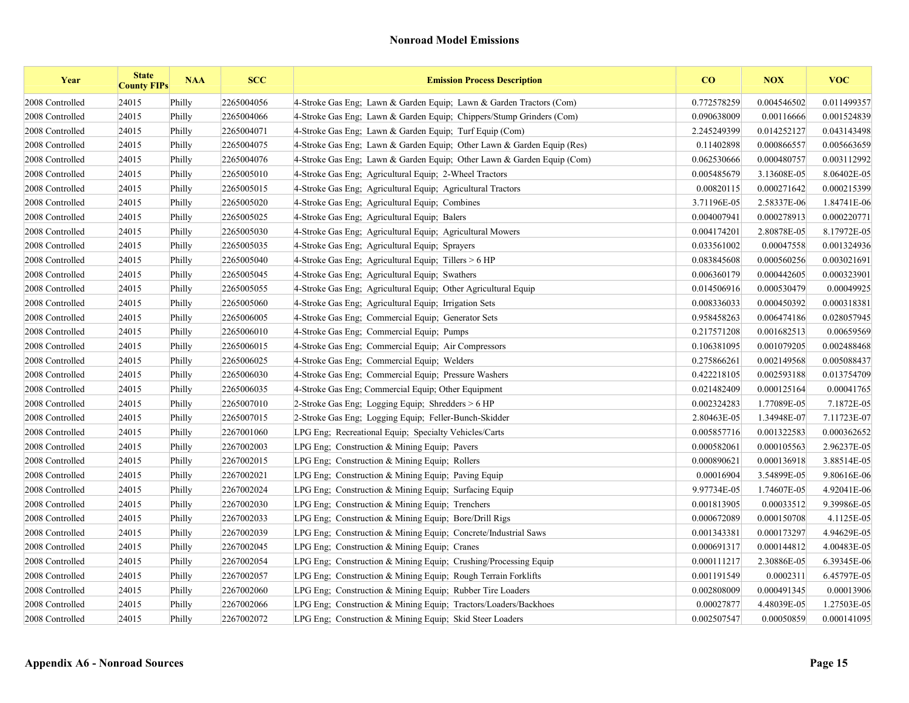## Nonroad Model Emissions

| Year | State County FIPs | NAA | SCC | Emission Process Description | CO | NOX | VOC |
|---|---|---|---|---|---|---|---|
| 2008 Controlled | 24015 | Philly | 2265004056 | 4-Stroke Gas Eng; Lawn & Garden Equip; Lawn & Garden Tractors (Com) | 0.772578259 | 0.004546502 | 0.011499357 |
| 2008 Controlled | 24015 | Philly | 2265004066 | 4-Stroke Gas Eng; Lawn & Garden Equip; Chippers/Stump Grinders (Com) | 0.090638009 | 0.00116666 | 0.001524839 |
| 2008 Controlled | 24015 | Philly | 2265004071 | 4-Stroke Gas Eng; Lawn & Garden Equip; Turf Equip (Com) | 2.245249399 | 0.014252127 | 0.043143498 |
| 2008 Controlled | 24015 | Philly | 2265004075 | 4-Stroke Gas Eng; Lawn & Garden Equip; Other Lawn & Garden Equip (Res) | 0.11402898 | 0.000866557 | 0.005663659 |
| 2008 Controlled | 24015 | Philly | 2265004076 | 4-Stroke Gas Eng; Lawn & Garden Equip; Other Lawn & Garden Equip (Com) | 0.062530666 | 0.000480757 | 0.003112992 |
| 2008 Controlled | 24015 | Philly | 2265005010 | 4-Stroke Gas Eng; Agricultural Equip; 2-Wheel Tractors | 0.005485679 | 3.13608E-05 | 8.06402E-05 |
| 2008 Controlled | 24015 | Philly | 2265005015 | 4-Stroke Gas Eng; Agricultural Equip; Agricultural Tractors | 0.00820115 | 0.000271642 | 0.000215399 |
| 2008 Controlled | 24015 | Philly | 2265005020 | 4-Stroke Gas Eng; Agricultural Equip; Combines | 3.71196E-05 | 2.58337E-06 | 1.84741E-06 |
| 2008 Controlled | 24015 | Philly | 2265005025 | 4-Stroke Gas Eng; Agricultural Equip; Balers | 0.004007941 | 0.000278913 | 0.000220771 |
| 2008 Controlled | 24015 | Philly | 2265005030 | 4-Stroke Gas Eng; Agricultural Equip; Agricultural Mowers | 0.004174201 | 2.80878E-05 | 8.17972E-05 |
| 2008 Controlled | 24015 | Philly | 2265005035 | 4-Stroke Gas Eng; Agricultural Equip; Sprayers | 0.033561002 | 0.00047558 | 0.001324936 |
| 2008 Controlled | 24015 | Philly | 2265005040 | 4-Stroke Gas Eng; Agricultural Equip; Tillers > 6 HP | 0.083845608 | 0.000560256 | 0.003021691 |
| 2008 Controlled | 24015 | Philly | 2265005045 | 4-Stroke Gas Eng; Agricultural Equip; Swathers | 0.006360179 | 0.000442605 | 0.000323901 |
| 2008 Controlled | 24015 | Philly | 2265005055 | 4-Stroke Gas Eng; Agricultural Equip; Other Agricultural Equip | 0.014506916 | 0.000530479 | 0.00049925 |
| 2008 Controlled | 24015 | Philly | 2265005060 | 4-Stroke Gas Eng; Agricultural Equip; Irrigation Sets | 0.008336033 | 0.000450392 | 0.000318381 |
| 2008 Controlled | 24015 | Philly | 2265006005 | 4-Stroke Gas Eng; Commercial Equip; Generator Sets | 0.958458263 | 0.006474186 | 0.028057945 |
| 2008 Controlled | 24015 | Philly | 2265006010 | 4-Stroke Gas Eng; Commercial Equip; Pumps | 0.217571208 | 0.001682513 | 0.00659569 |
| 2008 Controlled | 24015 | Philly | 2265006015 | 4-Stroke Gas Eng; Commercial Equip; Air Compressors | 0.106381095 | 0.001079205 | 0.002488468 |
| 2008 Controlled | 24015 | Philly | 2265006025 | 4-Stroke Gas Eng; Commercial Equip; Welders | 0.275866261 | 0.002149568 | 0.005088437 |
| 2008 Controlled | 24015 | Philly | 2265006030 | 4-Stroke Gas Eng; Commercial Equip; Pressure Washers | 0.422218105 | 0.002593188 | 0.013754709 |
| 2008 Controlled | 24015 | Philly | 2265006035 | 4-Stroke Gas Eng; Commercial Equip; Other Equipment | 0.021482409 | 0.000125164 | 0.00041765 |
| 2008 Controlled | 24015 | Philly | 2265007010 | 2-Stroke Gas Eng; Logging Equip; Shredders > 6 HP | 0.002324283 | 1.77089E-05 | 7.1872E-05 |
| 2008 Controlled | 24015 | Philly | 2265007015 | 2-Stroke Gas Eng; Logging Equip; Feller-Bunch-Skidder | 2.80463E-05 | 1.34948E-07 | 7.11723E-07 |
| 2008 Controlled | 24015 | Philly | 2267001060 | LPG Eng; Recreational Equip; Specialty Vehicles/Carts | 0.005857716 | 0.001322583 | 0.000362652 |
| 2008 Controlled | 24015 | Philly | 2267002003 | LPG Eng; Construction & Mining Equip; Pavers | 0.000582061 | 0.000105563 | 2.96237E-05 |
| 2008 Controlled | 24015 | Philly | 2267002015 | LPG Eng; Construction & Mining Equip; Rollers | 0.000890621 | 0.000136918 | 3.88514E-05 |
| 2008 Controlled | 24015 | Philly | 2267002021 | LPG Eng; Construction & Mining Equip; Paving Equip | 0.00016904 | 3.54899E-05 | 9.80616E-06 |
| 2008 Controlled | 24015 | Philly | 2267002024 | LPG Eng; Construction & Mining Equip; Surfacing Equip | 9.97734E-05 | 1.74607E-05 | 4.92041E-06 |
| 2008 Controlled | 24015 | Philly | 2267002030 | LPG Eng; Construction & Mining Equip; Trenchers | 0.001813905 | 0.00033512 | 9.39986E-05 |
| 2008 Controlled | 24015 | Philly | 2267002033 | LPG Eng; Construction & Mining Equip; Bore/Drill Rigs | 0.000672089 | 0.000150708 | 4.1125E-05 |
| 2008 Controlled | 24015 | Philly | 2267002039 | LPG Eng; Construction & Mining Equip; Concrete/Industrial Saws | 0.001343381 | 0.000173297 | 4.94629E-05 |
| 2008 Controlled | 24015 | Philly | 2267002045 | LPG Eng; Construction & Mining Equip; Cranes | 0.000691317 | 0.000144812 | 4.00483E-05 |
| 2008 Controlled | 24015 | Philly | 2267002054 | LPG Eng; Construction & Mining Equip; Crushing/Processing Equip | 0.000111217 | 2.30886E-05 | 6.39345E-06 |
| 2008 Controlled | 24015 | Philly | 2267002057 | LPG Eng; Construction & Mining Equip; Rough Terrain Forklifts | 0.001191549 | 0.0002311 | 6.45797E-05 |
| 2008 Controlled | 24015 | Philly | 2267002060 | LPG Eng; Construction & Mining Equip; Rubber Tire Loaders | 0.002808009 | 0.000491345 | 0.00013906 |
| 2008 Controlled | 24015 | Philly | 2267002066 | LPG Eng; Construction & Mining Equip; Tractors/Loaders/Backhoes | 0.00027877 | 4.48039E-05 | 1.27503E-05 |
| 2008 Controlled | 24015 | Philly | 2267002072 | LPG Eng; Construction & Mining Equip; Skid Steer Loaders | 0.002507547 | 0.00050859 | 0.000141095 |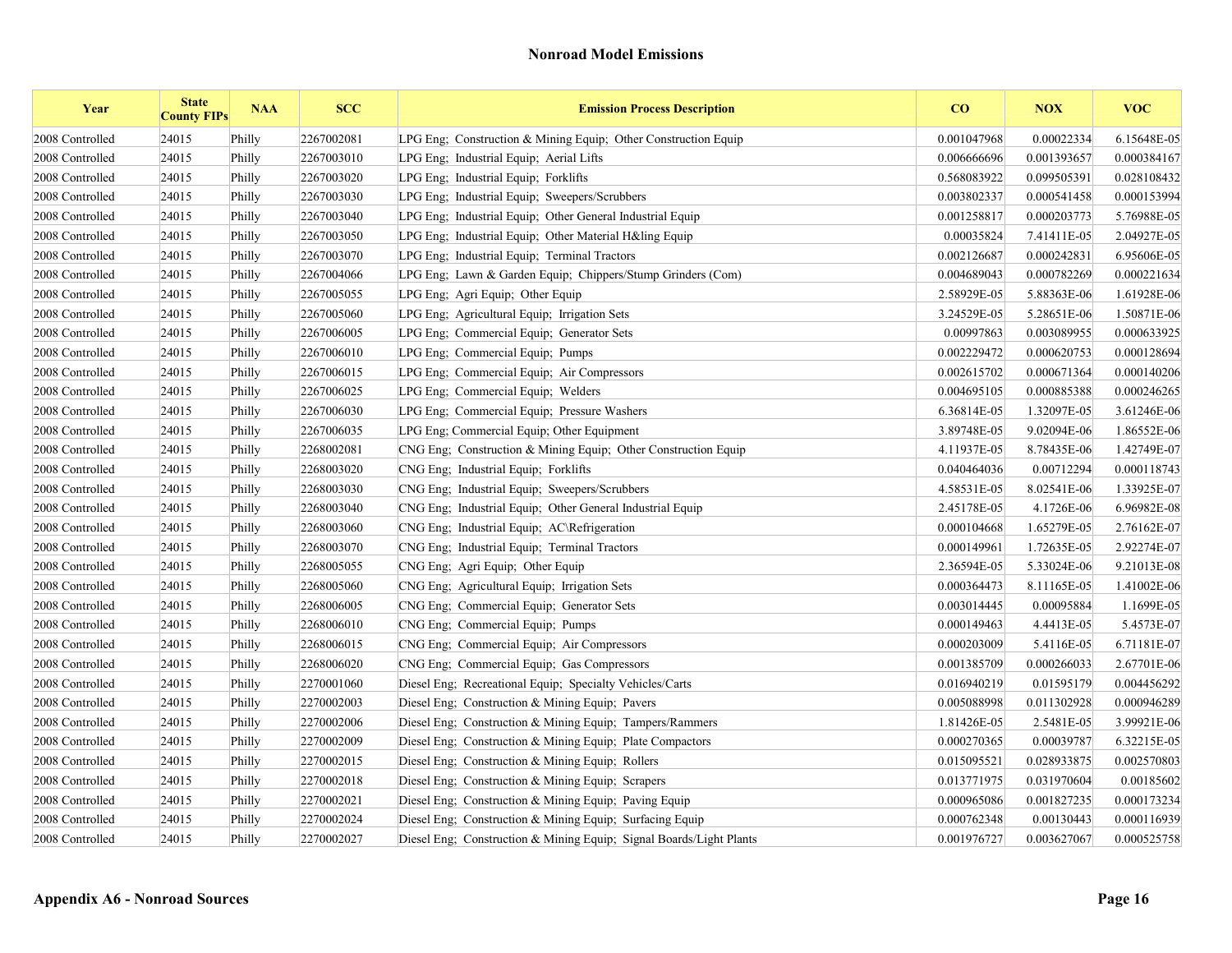## Nonroad Model Emissions

| Year | State County FIPs | NAA | SCC | Emission Process Description | CO | NOX | VOC |
|---|---|---|---|---|---|---|---|
| 2008 Controlled | 24015 | Philly | 2267002081 | LPG Eng;  Construction & Mining Equip;  Other Construction Equip | 0.001047968 | 0.00022334 | 6.15648E-05 |
| 2008 Controlled | 24015 | Philly | 2267003010 | LPG Eng;  Industrial Equip;  Aerial Lifts | 0.006666696 | 0.001393657 | 0.000384167 |
| 2008 Controlled | 24015 | Philly | 2267003020 | LPG Eng;  Industrial Equip;  Forklifts | 0.568083922 | 0.099505391 | 0.028108432 |
| 2008 Controlled | 24015 | Philly | 2267003030 | LPG Eng;  Industrial Equip;  Sweepers/Scrubbers | 0.003802337 | 0.000541458 | 0.000153994 |
| 2008 Controlled | 24015 | Philly | 2267003040 | LPG Eng;  Industrial Equip;  Other General Industrial Equip | 0.001258817 | 0.000203773 | 5.76988E-05 |
| 2008 Controlled | 24015 | Philly | 2267003050 | LPG Eng;  Industrial Equip;  Other Material H&ling Equip | 0.00035824 | 7.41411E-05 | 2.04927E-05 |
| 2008 Controlled | 24015 | Philly | 2267003070 | LPG Eng;  Industrial Equip;  Terminal Tractors | 0.002126687 | 0.000242831 | 6.95606E-05 |
| 2008 Controlled | 24015 | Philly | 2267004066 | LPG Eng;  Lawn & Garden Equip;  Chippers/Stump Grinders (Com) | 0.004689043 | 0.000782269 | 0.000221634 |
| 2008 Controlled | 24015 | Philly | 2267005055 | LPG Eng;  Agri Equip;  Other Equip | 2.58929E-05 | 5.88363E-06 | 1.61928E-06 |
| 2008 Controlled | 24015 | Philly | 2267005060 | LPG Eng;  Agricultural Equip;  Irrigation Sets | 3.24529E-05 | 5.28651E-06 | 1.50871E-06 |
| 2008 Controlled | 24015 | Philly | 2267006005 | LPG Eng;  Commercial Equip;  Generator Sets | 0.00997863 | 0.003089955 | 0.000633925 |
| 2008 Controlled | 24015 | Philly | 2267006010 | LPG Eng;  Commercial Equip;  Pumps | 0.002229472 | 0.000620753 | 0.000128694 |
| 2008 Controlled | 24015 | Philly | 2267006015 | LPG Eng;  Commercial Equip;  Air Compressors | 0.002615702 | 0.000671364 | 0.000140206 |
| 2008 Controlled | 24015 | Philly | 2267006025 | LPG Eng;  Commercial Equip;  Welders | 0.004695105 | 0.000885388 | 0.000246265 |
| 2008 Controlled | 24015 | Philly | 2267006030 | LPG Eng;  Commercial Equip;  Pressure Washers | 6.36814E-05 | 1.32097E-05 | 3.61246E-06 |
| 2008 Controlled | 24015 | Philly | 2267006035 | LPG Eng; Commercial Equip; Other Equipment | 3.89748E-05 | 9.02094E-06 | 1.86552E-06 |
| 2008 Controlled | 24015 | Philly | 2268002081 | CNG Eng;  Construction & Mining Equip;  Other Construction Equip | 4.11937E-05 | 8.78435E-06 | 1.42749E-07 |
| 2008 Controlled | 24015 | Philly | 2268003020 | CNG Eng;  Industrial Equip;  Forklifts | 0.040464036 | 0.00712294 | 0.000118743 |
| 2008 Controlled | 24015 | Philly | 2268003030 | CNG Eng;  Industrial Equip;  Sweepers/Scrubbers | 4.58531E-05 | 8.02541E-06 | 1.33925E-07 |
| 2008 Controlled | 24015 | Philly | 2268003040 | CNG Eng;  Industrial Equip;  Other General Industrial Equip | 2.45178E-05 | 4.1726E-06 | 6.96982E-08 |
| 2008 Controlled | 24015 | Philly | 2268003060 | CNG Eng;  Industrial Equip;  AC\Refrigeration | 0.000104668 | 1.65279E-05 | 2.76162E-07 |
| 2008 Controlled | 24015 | Philly | 2268003070 | CNG Eng;  Industrial Equip;  Terminal Tractors | 0.000149961 | 1.72635E-05 | 2.92274E-07 |
| 2008 Controlled | 24015 | Philly | 2268005055 | CNG Eng;  Agri Equip;  Other Equip | 2.36594E-05 | 5.33024E-06 | 9.21013E-08 |
| 2008 Controlled | 24015 | Philly | 2268005060 | CNG Eng;  Agricultural Equip;  Irrigation Sets | 0.000364473 | 8.11165E-05 | 1.41002E-06 |
| 2008 Controlled | 24015 | Philly | 2268006005 | CNG Eng;  Commercial Equip;  Generator Sets | 0.003014445 | 0.00095884 | 1.1699E-05 |
| 2008 Controlled | 24015 | Philly | 2268006010 | CNG Eng;  Commercial Equip;  Pumps | 0.000149463 | 4.4413E-05 | 5.4573E-07 |
| 2008 Controlled | 24015 | Philly | 2268006015 | CNG Eng;  Commercial Equip;  Air Compressors | 0.000203009 | 5.4116E-05 | 6.71181E-07 |
| 2008 Controlled | 24015 | Philly | 2268006020 | CNG Eng;  Commercial Equip;  Gas Compressors | 0.001385709 | 0.000266033 | 2.67701E-06 |
| 2008 Controlled | 24015 | Philly | 2270001060 | Diesel Eng;  Recreational Equip;  Specialty Vehicles/Carts | 0.016940219 | 0.01595179 | 0.004456292 |
| 2008 Controlled | 24015 | Philly | 2270002003 | Diesel Eng;  Construction & Mining Equip;  Pavers | 0.005088998 | 0.011302928 | 0.000946289 |
| 2008 Controlled | 24015 | Philly | 2270002006 | Diesel Eng;  Construction & Mining Equip;  Tampers/Rammers | 1.81426E-05 | 2.5481E-05 | 3.99921E-06 |
| 2008 Controlled | 24015 | Philly | 2270002009 | Diesel Eng;  Construction & Mining Equip;  Plate Compactors | 0.000270365 | 0.00039787 | 6.32215E-05 |
| 2008 Controlled | 24015 | Philly | 2270002015 | Diesel Eng;  Construction & Mining Equip;  Rollers | 0.015095521 | 0.028933875 | 0.002570803 |
| 2008 Controlled | 24015 | Philly | 2270002018 | Diesel Eng;  Construction & Mining Equip;  Scrapers | 0.013771975 | 0.031970604 | 0.00185602 |
| 2008 Controlled | 24015 | Philly | 2270002021 | Diesel Eng;  Construction & Mining Equip;  Paving Equip | 0.000965086 | 0.001827235 | 0.000173234 |
| 2008 Controlled | 24015 | Philly | 2270002024 | Diesel Eng;  Construction & Mining Equip;  Surfacing Equip | 0.000762348 | 0.00130443 | 0.000116939 |
| 2008 Controlled | 24015 | Philly | 2270002027 | Diesel Eng;  Construction & Mining Equip;  Signal Boards/Light Plants | 0.001976727 | 0.003627067 | 0.000525758 |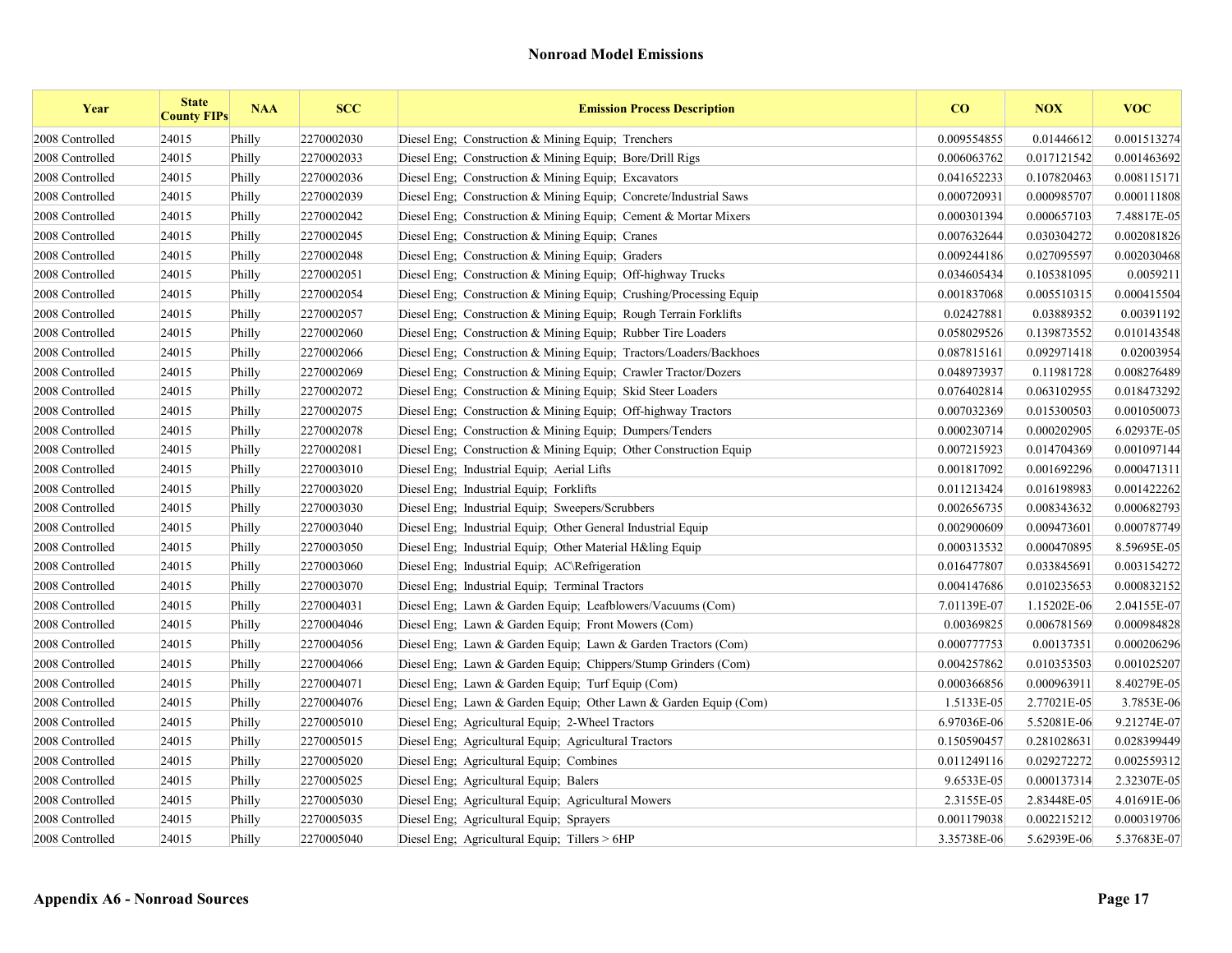## Nonroad Model Emissions

| Year | State County FIPs | NAA | SCC | Emission Process Description | CO | NOX | VOC |
|---|---|---|---|---|---|---|---|
| 2008 Controlled | 24015 | Philly | 2270002030 | Diesel Eng; Construction & Mining Equip; Trenchers | 0.009554855 | 0.01446612 | 0.001513274 |
| 2008 Controlled | 24015 | Philly | 2270002033 | Diesel Eng; Construction & Mining Equip; Bore/Drill Rigs | 0.006063762 | 0.017121542 | 0.001463692 |
| 2008 Controlled | 24015 | Philly | 2270002036 | Diesel Eng; Construction & Mining Equip; Excavators | 0.041652233 | 0.107820463 | 0.008115171 |
| 2008 Controlled | 24015 | Philly | 2270002039 | Diesel Eng; Construction & Mining Equip; Concrete/Industrial Saws | 0.000720931 | 0.000985707 | 0.000111808 |
| 2008 Controlled | 24015 | Philly | 2270002042 | Diesel Eng; Construction & Mining Equip; Cement & Mortar Mixers | 0.000301394 | 0.000657103 | 7.48817E-05 |
| 2008 Controlled | 24015 | Philly | 2270002045 | Diesel Eng; Construction & Mining Equip; Cranes | 0.007632644 | 0.030304272 | 0.002081826 |
| 2008 Controlled | 24015 | Philly | 2270002048 | Diesel Eng; Construction & Mining Equip; Graders | 0.009244186 | 0.027095597 | 0.002030468 |
| 2008 Controlled | 24015 | Philly | 2270002051 | Diesel Eng; Construction & Mining Equip; Off-highway Trucks | 0.034605434 | 0.105381095 | 0.0059211 |
| 2008 Controlled | 24015 | Philly | 2270002054 | Diesel Eng; Construction & Mining Equip; Crushing/Processing Equip | 0.001837068 | 0.005510315 | 0.000415504 |
| 2008 Controlled | 24015 | Philly | 2270002057 | Diesel Eng; Construction & Mining Equip; Rough Terrain Forklifts | 0.02427881 | 0.03889352 | 0.00391192 |
| 2008 Controlled | 24015 | Philly | 2270002060 | Diesel Eng; Construction & Mining Equip; Rubber Tire Loaders | 0.058029526 | 0.139873552 | 0.010143548 |
| 2008 Controlled | 24015 | Philly | 2270002066 | Diesel Eng; Construction & Mining Equip; Tractors/Loaders/Backhoes | 0.087815161 | 0.092971418 | 0.02003954 |
| 2008 Controlled | 24015 | Philly | 2270002069 | Diesel Eng; Construction & Mining Equip; Crawler Tractor/Dozers | 0.048973937 | 0.11981728 | 0.008276489 |
| 2008 Controlled | 24015 | Philly | 2270002072 | Diesel Eng; Construction & Mining Equip; Skid Steer Loaders | 0.076402814 | 0.063102955 | 0.018473292 |
| 2008 Controlled | 24015 | Philly | 2270002075 | Diesel Eng; Construction & Mining Equip; Off-highway Tractors | 0.007032369 | 0.015300503 | 0.001050073 |
| 2008 Controlled | 24015 | Philly | 2270002078 | Diesel Eng; Construction & Mining Equip; Dumpers/Tenders | 0.000230714 | 0.000202905 | 6.02937E-05 |
| 2008 Controlled | 24015 | Philly | 2270002081 | Diesel Eng; Construction & Mining Equip; Other Construction Equip | 0.007215923 | 0.014704369 | 0.001097144 |
| 2008 Controlled | 24015 | Philly | 2270003010 | Diesel Eng; Industrial Equip; Aerial Lifts | 0.001817092 | 0.001692296 | 0.000471311 |
| 2008 Controlled | 24015 | Philly | 2270003020 | Diesel Eng; Industrial Equip; Forklifts | 0.011213424 | 0.016198983 | 0.001422262 |
| 2008 Controlled | 24015 | Philly | 2270003030 | Diesel Eng; Industrial Equip; Sweepers/Scrubbers | 0.002656735 | 0.008343632 | 0.000682793 |
| 2008 Controlled | 24015 | Philly | 2270003040 | Diesel Eng; Industrial Equip; Other General Industrial Equip | 0.002900609 | 0.009473601 | 0.000787749 |
| 2008 Controlled | 24015 | Philly | 2270003050 | Diesel Eng; Industrial Equip; Other Material H&ling Equip | 0.000313532 | 0.000470895 | 8.59695E-05 |
| 2008 Controlled | 24015 | Philly | 2270003060 | Diesel Eng; Industrial Equip; AC\Refrigeration | 0.016477807 | 0.033845691 | 0.003154272 |
| 2008 Controlled | 24015 | Philly | 2270003070 | Diesel Eng; Industrial Equip; Terminal Tractors | 0.004147686 | 0.010235653 | 0.000832152 |
| 2008 Controlled | 24015 | Philly | 2270004031 | Diesel Eng; Lawn & Garden Equip; Leafblowers/Vacuums (Com) | 7.01139E-07 | 1.15202E-06 | 2.04155E-07 |
| 2008 Controlled | 24015 | Philly | 2270004046 | Diesel Eng; Lawn & Garden Equip; Front Mowers (Com) | 0.00369825 | 0.006781569 | 0.000984828 |
| 2008 Controlled | 24015 | Philly | 2270004056 | Diesel Eng; Lawn & Garden Equip; Lawn & Garden Tractors (Com) | 0.000777753 | 0.00137351 | 0.000206296 |
| 2008 Controlled | 24015 | Philly | 2270004066 | Diesel Eng; Lawn & Garden Equip; Chippers/Stump Grinders (Com) | 0.004257862 | 0.010353503 | 0.001025207 |
| 2008 Controlled | 24015 | Philly | 2270004071 | Diesel Eng; Lawn & Garden Equip; Turf Equip (Com) | 0.000366856 | 0.000963911 | 8.40279E-05 |
| 2008 Controlled | 24015 | Philly | 2270004076 | Diesel Eng; Lawn & Garden Equip; Other Lawn & Garden Equip (Com) | 1.5133E-05 | 2.77021E-05 | 3.7853E-06 |
| 2008 Controlled | 24015 | Philly | 2270005010 | Diesel Eng; Agricultural Equip; 2-Wheel Tractors | 6.97036E-06 | 5.52081E-06 | 9.21274E-07 |
| 2008 Controlled | 24015 | Philly | 2270005015 | Diesel Eng; Agricultural Equip; Agricultural Tractors | 0.150590457 | 0.281028631 | 0.028399449 |
| 2008 Controlled | 24015 | Philly | 2270005020 | Diesel Eng; Agricultural Equip; Combines | 0.011249116 | 0.029272272 | 0.002559312 |
| 2008 Controlled | 24015 | Philly | 2270005025 | Diesel Eng; Agricultural Equip; Balers | 9.6533E-05 | 0.000137314 | 2.32307E-05 |
| 2008 Controlled | 24015 | Philly | 2270005030 | Diesel Eng; Agricultural Equip; Agricultural Mowers | 2.3155E-05 | 2.83448E-05 | 4.01691E-06 |
| 2008 Controlled | 24015 | Philly | 2270005035 | Diesel Eng; Agricultural Equip; Sprayers | 0.001179038 | 0.002215212 | 0.000319706 |
| 2008 Controlled | 24015 | Philly | 2270005040 | Diesel Eng; Agricultural Equip; Tillers > 6HP | 3.35738E-06 | 5.62939E-06 | 5.37683E-07 |

**Appendix A6 - Nonroad Sources**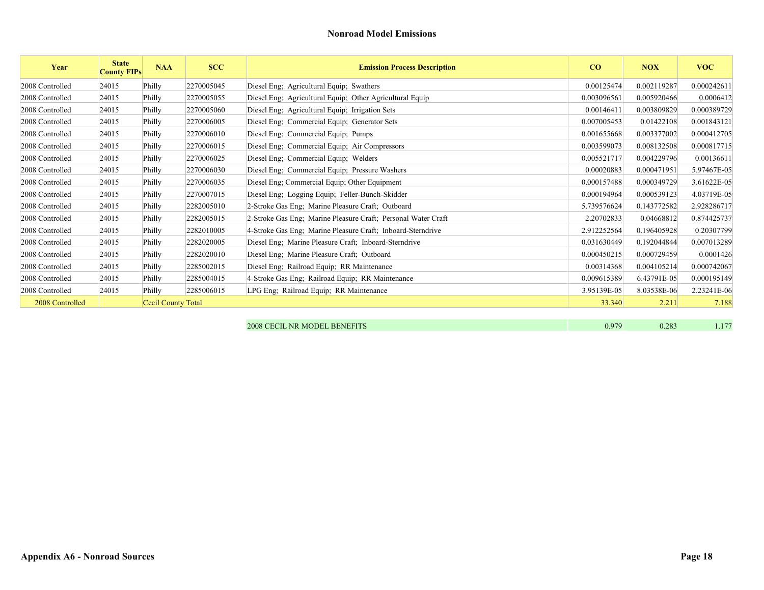## Nonroad Model Emissions

| Year | State County FIPs | NAA | SCC | Emission Process Description | CO | NOX | VOC |
|---|---|---|---|---|---|---|---|
| 2008 Controlled | 24015 | Philly | 2270005045 | Diesel Eng; Agricultural Equip; Swathers | 0.00125474 | 0.002119287 | 0.000242611 |
| 2008 Controlled | 24015 | Philly | 2270005055 | Diesel Eng; Agricultural Equip; Other Agricultural Equip | 0.003096561 | 0.005920466 | 0.0006412 |
| 2008 Controlled | 24015 | Philly | 2270005060 | Diesel Eng; Agricultural Equip; Irrigation Sets | 0.00146411 | 0.003809829 | 0.000389729 |
| 2008 Controlled | 24015 | Philly | 2270006005 | Diesel Eng; Commercial Equip; Generator Sets | 0.007005453 | 0.01422108 | 0.001843121 |
| 2008 Controlled | 24015 | Philly | 2270006010 | Diesel Eng; Commercial Equip; Pumps | 0.001655668 | 0.003377002 | 0.000412705 |
| 2008 Controlled | 24015 | Philly | 2270006015 | Diesel Eng; Commercial Equip; Air Compressors | 0.003599073 | 0.008132508 | 0.000817715 |
| 2008 Controlled | 24015 | Philly | 2270006025 | Diesel Eng; Commercial Equip; Welders | 0.005521717 | 0.004229796 | 0.00136611 |
| 2008 Controlled | 24015 | Philly | 2270006030 | Diesel Eng; Commercial Equip; Pressure Washers | 0.00020883 | 0.000471951 | 5.97467E-05 |
| 2008 Controlled | 24015 | Philly | 2270006035 | Diesel Eng; Commercial Equip; Other Equipment | 0.000157488 | 0.000349729 | 3.61622E-05 |
| 2008 Controlled | 24015 | Philly | 2270007015 | Diesel Eng; Logging Equip; Feller-Bunch-Skidder | 0.000194964 | 0.000539123 | 4.03719E-05 |
| 2008 Controlled | 24015 | Philly | 2282005010 | 2-Stroke Gas Eng; Marine Pleasure Craft; Outboard | 5.739576624 | 0.143772582 | 2.928286717 |
| 2008 Controlled | 24015 | Philly | 2282005015 | 2-Stroke Gas Eng; Marine Pleasure Craft; Personal Water Craft | 2.20702833 | 0.04668812 | 0.874425737 |
| 2008 Controlled | 24015 | Philly | 2282010005 | 4-Stroke Gas Eng; Marine Pleasure Craft; Inboard-Sterndrive | 2.912252564 | 0.196405928 | 0.20307799 |
| 2008 Controlled | 24015 | Philly | 2282020005 | Diesel Eng; Marine Pleasure Craft; Inboard-Sterndrive | 0.031630449 | 0.192044844 | 0.007013289 |
| 2008 Controlled | 24015 | Philly | 2282020010 | Diesel Eng; Marine Pleasure Craft; Outboard | 0.000450215 | 0.000729459 | 0.0001426 |
| 2008 Controlled | 24015 | Philly | 2285002015 | Diesel Eng; Railroad Equip; RR Maintenance | 0.00314368 | 0.004105214 | 0.000742067 |
| 2008 Controlled | 24015 | Philly | 2285004015 | 4-Stroke Gas Eng; Railroad Equip; RR Maintenance | 0.009615389 | 6.43791E-05 | 0.000195149 |
| 2008 Controlled | 24015 | Philly | 2285006015 | LPG Eng; Railroad Equip; RR Maintenance | 3.95139E-05 | 8.03538E-06 | 2.23241E-06 |
| 2008 Controlled | | Cecil County Total | | | 33.340 | 2.211 | 7.188 |
| | | | | 2008 CECIL NR MODEL BENEFITS | 0.979 | 0.283 | 1.177 |

**Appendix A6 - Nonroad Sources**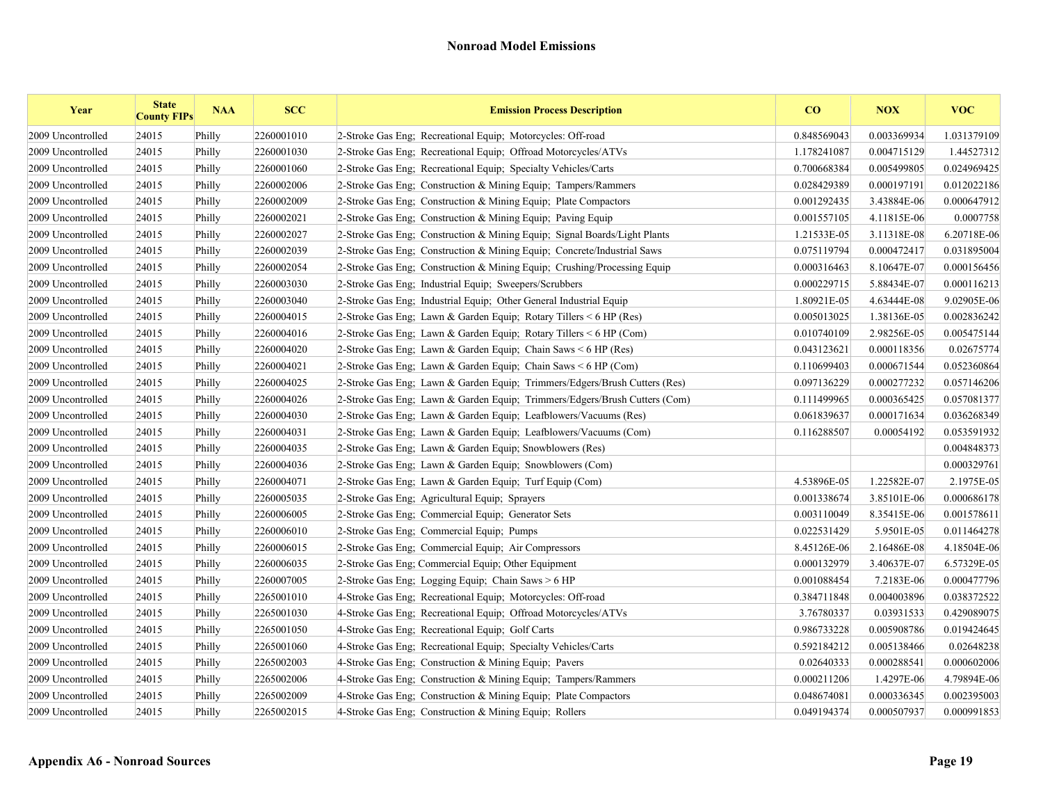## Nonroad Model Emissions

| Year | State County FIPs | NAA | SCC | Emission Process Description | CO | NOX | VOC |
|---|---|---|---|---|---|---|---|
| 2009 Uncontrolled | 24015 | Philly | 2260001010 | 2-Stroke Gas Eng; Recreational Equip; Motorcycles: Off-road | 0.848569043 | 0.003369934 | 1.031379109 |
| 2009 Uncontrolled | 24015 | Philly | 2260001030 | 2-Stroke Gas Eng; Recreational Equip; Offroad Motorcycles/ATVs | 1.178241087 | 0.004715129 | 1.44527312 |
| 2009 Uncontrolled | 24015 | Philly | 2260001060 | 2-Stroke Gas Eng; Recreational Equip; Specialty Vehicles/Carts | 0.700668384 | 0.005499805 | 0.024969425 |
| 2009 Uncontrolled | 24015 | Philly | 2260002006 | 2-Stroke Gas Eng; Construction & Mining Equip; Tampers/Rammers | 0.028429389 | 0.000197191 | 0.012022186 |
| 2009 Uncontrolled | 24015 | Philly | 2260002009 | 2-Stroke Gas Eng; Construction & Mining Equip; Plate Compactors | 0.001292435 | 3.43884E-06 | 0.000647912 |
| 2009 Uncontrolled | 24015 | Philly | 2260002021 | 2-Stroke Gas Eng; Construction & Mining Equip; Paving Equip | 0.001557105 | 4.11815E-06 | 0.0007758 |
| 2009 Uncontrolled | 24015 | Philly | 2260002027 | 2-Stroke Gas Eng; Construction & Mining Equip; Signal Boards/Light Plants | 1.21533E-05 | 3.11318E-08 | 6.20718E-06 |
| 2009 Uncontrolled | 24015 | Philly | 2260002039 | 2-Stroke Gas Eng; Construction & Mining Equip; Concrete/Industrial Saws | 0.075119794 | 0.000472417 | 0.031895004 |
| 2009 Uncontrolled | 24015 | Philly | 2260002054 | 2-Stroke Gas Eng; Construction & Mining Equip; Crushing/Processing Equip | 0.000316463 | 8.10647E-07 | 0.000156456 |
| 2009 Uncontrolled | 24015 | Philly | 2260003030 | 2-Stroke Gas Eng; Industrial Equip; Sweepers/Scrubbers | 0.000229715 | 5.88434E-07 | 0.000116213 |
| 2009 Uncontrolled | 24015 | Philly | 2260003040 | 2-Stroke Gas Eng; Industrial Equip; Other General Industrial Equip | 1.80921E-05 | 4.63444E-08 | 9.02905E-06 |
| 2009 Uncontrolled | 24015 | Philly | 2260004015 | 2-Stroke Gas Eng; Lawn & Garden Equip; Rotary Tillers < 6 HP (Res) | 0.005013025 | 1.38136E-05 | 0.002836242 |
| 2009 Uncontrolled | 24015 | Philly | 2260004016 | 2-Stroke Gas Eng; Lawn & Garden Equip; Rotary Tillers < 6 HP (Com) | 0.010740109 | 2.98256E-05 | 0.005475144 |
| 2009 Uncontrolled | 24015 | Philly | 2260004020 | 2-Stroke Gas Eng; Lawn & Garden Equip; Chain Saws < 6 HP (Res) | 0.043123621 | 0.000118356 | 0.02675774 |
| 2009 Uncontrolled | 24015 | Philly | 2260004021 | 2-Stroke Gas Eng; Lawn & Garden Equip; Chain Saws < 6 HP (Com) | 0.110699403 | 0.000671544 | 0.052360864 |
| 2009 Uncontrolled | 24015 | Philly | 2260004025 | 2-Stroke Gas Eng; Lawn & Garden Equip; Trimmers/Edgers/Brush Cutters (Res) | 0.097136229 | 0.000277232 | 0.057146206 |
| 2009 Uncontrolled | 24015 | Philly | 2260004026 | 2-Stroke Gas Eng; Lawn & Garden Equip; Trimmers/Edgers/Brush Cutters (Com) | 0.111499965 | 0.000365425 | 0.057081377 |
| 2009 Uncontrolled | 24015 | Philly | 2260004030 | 2-Stroke Gas Eng; Lawn & Garden Equip; Leafblowers/Vacuums (Res) | 0.061839637 | 0.000171634 | 0.036268349 |
| 2009 Uncontrolled | 24015 | Philly | 2260004031 | 2-Stroke Gas Eng; Lawn & Garden Equip; Leafblowers/Vacuums (Com) | 0.116288507 | 0.00054192 | 0.053591932 |
| 2009 Uncontrolled | 24015 | Philly | 2260004035 | 2-Stroke Gas Eng; Lawn & Garden Equip; Snowblowers (Res) | | | 0.004848373 |
| 2009 Uncontrolled | 24015 | Philly | 2260004036 | 2-Stroke Gas Eng; Lawn & Garden Equip; Snowblowers (Com) | | | 0.000329761 |
| 2009 Uncontrolled | 24015 | Philly | 2260004071 | 2-Stroke Gas Eng; Lawn & Garden Equip; Turf Equip (Com) | 4.53896E-05 | 1.22582E-07 | 2.1975E-05 |
| 2009 Uncontrolled | 24015 | Philly | 2260005035 | 2-Stroke Gas Eng; Agricultural Equip; Sprayers | 0.001338674 | 3.85101E-06 | 0.000686178 |
| 2009 Uncontrolled | 24015 | Philly | 2260006005 | 2-Stroke Gas Eng; Commercial Equip; Generator Sets | 0.003110049 | 8.35415E-06 | 0.001578611 |
| 2009 Uncontrolled | 24015 | Philly | 2260006010 | 2-Stroke Gas Eng; Commercial Equip; Pumps | 0.022531429 | 5.9501E-05 | 0.011464278 |
| 2009 Uncontrolled | 24015 | Philly | 2260006015 | 2-Stroke Gas Eng; Commercial Equip; Air Compressors | 8.45126E-06 | 2.16486E-08 | 4.18504E-06 |
| 2009 Uncontrolled | 24015 | Philly | 2260006035 | 2-Stroke Gas Eng; Commercial Equip; Other Equipment | 0.000132979 | 3.40637E-07 | 6.57329E-05 |
| 2009 Uncontrolled | 24015 | Philly | 2260007005 | 2-Stroke Gas Eng; Logging Equip; Chain Saws > 6 HP | 0.001088454 | 7.2183E-06 | 0.000477796 |
| 2009 Uncontrolled | 24015 | Philly | 2265001010 | 4-Stroke Gas Eng; Recreational Equip; Motorcycles: Off-road | 0.384711848 | 0.004003896 | 0.038372522 |
| 2009 Uncontrolled | 24015 | Philly | 2265001030 | 4-Stroke Gas Eng; Recreational Equip; Offroad Motorcycles/ATVs | 3.76780337 | 0.03931533 | 0.429089075 |
| 2009 Uncontrolled | 24015 | Philly | 2265001050 | 4-Stroke Gas Eng; Recreational Equip; Golf Carts | 0.986733228 | 0.005908786 | 0.019424645 |
| 2009 Uncontrolled | 24015 | Philly | 2265001060 | 4-Stroke Gas Eng; Recreational Equip; Specialty Vehicles/Carts | 0.592184212 | 0.005138466 | 0.02648238 |
| 2009 Uncontrolled | 24015 | Philly | 2265002003 | 4-Stroke Gas Eng; Construction & Mining Equip; Pavers | 0.02640333 | 0.000288541 | 0.000602006 |
| 2009 Uncontrolled | 24015 | Philly | 2265002006 | 4-Stroke Gas Eng; Construction & Mining Equip; Tampers/Rammers | 0.000211206 | 1.4297E-06 | 4.79894E-06 |
| 2009 Uncontrolled | 24015 | Philly | 2265002009 | 4-Stroke Gas Eng; Construction & Mining Equip; Plate Compactors | 0.048674081 | 0.000336345 | 0.002395003 |
| 2009 Uncontrolled | 24015 | Philly | 2265002015 | 4-Stroke Gas Eng; Construction & Mining Equip; Rollers | 0.049194374 | 0.000507937 | 0.000991853 |

**Appendix A6 - Nonroad Sources**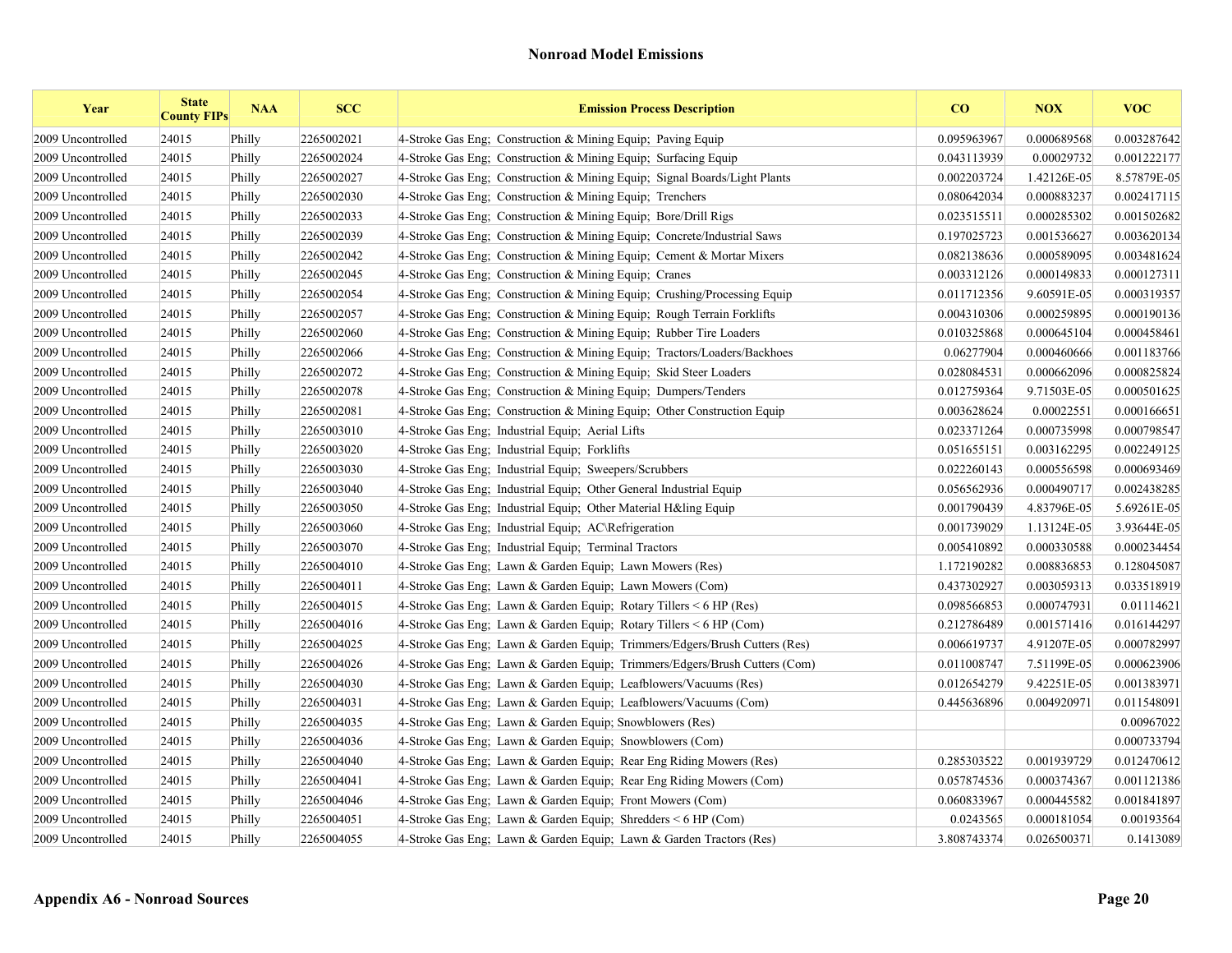## Nonroad Model Emissions

| Year | State County FIPs | NAA | SCC | Emission Process Description | CO | NOX | VOC |
|---|---|---|---|---|---|---|---|
| 2009 Uncontrolled | 24015 | Philly | 2265002021 | 4-Stroke Gas Eng; Construction & Mining Equip; Paving Equip | 0.095963967 | 0.000689568 | 0.003287642 |
| 2009 Uncontrolled | 24015 | Philly | 2265002024 | 4-Stroke Gas Eng; Construction & Mining Equip; Surfacing Equip | 0.043113939 | 0.00029732 | 0.001222177 |
| 2009 Uncontrolled | 24015 | Philly | 2265002027 | 4-Stroke Gas Eng; Construction & Mining Equip; Signal Boards/Light Plants | 0.002203724 | 1.42126E-05 | 8.57879E-05 |
| 2009 Uncontrolled | 24015 | Philly | 2265002030 | 4-Stroke Gas Eng; Construction & Mining Equip; Trenchers | 0.080642034 | 0.000883237 | 0.002417115 |
| 2009 Uncontrolled | 24015 | Philly | 2265002033 | 4-Stroke Gas Eng; Construction & Mining Equip; Bore/Drill Rigs | 0.023515511 | 0.000285302 | 0.001502682 |
| 2009 Uncontrolled | 24015 | Philly | 2265002039 | 4-Stroke Gas Eng; Construction & Mining Equip; Concrete/Industrial Saws | 0.197025723 | 0.001536627 | 0.003620134 |
| 2009 Uncontrolled | 24015 | Philly | 2265002042 | 4-Stroke Gas Eng; Construction & Mining Equip; Cement & Mortar Mixers | 0.082138636 | 0.000589095 | 0.003481624 |
| 2009 Uncontrolled | 24015 | Philly | 2265002045 | 4-Stroke Gas Eng; Construction & Mining Equip; Cranes | 0.003312126 | 0.000149833 | 0.000127311 |
| 2009 Uncontrolled | 24015 | Philly | 2265002054 | 4-Stroke Gas Eng; Construction & Mining Equip; Crushing/Processing Equip | 0.011712356 | 9.60591E-05 | 0.000319357 |
| 2009 Uncontrolled | 24015 | Philly | 2265002057 | 4-Stroke Gas Eng; Construction & Mining Equip; Rough Terrain Forklifts | 0.004310306 | 0.000259895 | 0.000190136 |
| 2009 Uncontrolled | 24015 | Philly | 2265002060 | 4-Stroke Gas Eng; Construction & Mining Equip; Rubber Tire Loaders | 0.010325868 | 0.000645104 | 0.000458461 |
| 2009 Uncontrolled | 24015 | Philly | 2265002066 | 4-Stroke Gas Eng; Construction & Mining Equip; Tractors/Loaders/Backhoes | 0.06277904 | 0.000460666 | 0.001183766 |
| 2009 Uncontrolled | 24015 | Philly | 2265002072 | 4-Stroke Gas Eng; Construction & Mining Equip; Skid Steer Loaders | 0.028084531 | 0.000662096 | 0.000825824 |
| 2009 Uncontrolled | 24015 | Philly | 2265002078 | 4-Stroke Gas Eng; Construction & Mining Equip; Dumpers/Tenders | 0.012759364 | 9.71503E-05 | 0.000501625 |
| 2009 Uncontrolled | 24015 | Philly | 2265002081 | 4-Stroke Gas Eng; Construction & Mining Equip; Other Construction Equip | 0.003628624 | 0.00022551 | 0.000166651 |
| 2009 Uncontrolled | 24015 | Philly | 2265003010 | 4-Stroke Gas Eng; Industrial Equip; Aerial Lifts | 0.023371264 | 0.000735998 | 0.000798547 |
| 2009 Uncontrolled | 24015 | Philly | 2265003020 | 4-Stroke Gas Eng; Industrial Equip; Forklifts | 0.051655151 | 0.003162295 | 0.002249125 |
| 2009 Uncontrolled | 24015 | Philly | 2265003030 | 4-Stroke Gas Eng; Industrial Equip; Sweepers/Scrubbers | 0.022260143 | 0.000556598 | 0.000693469 |
| 2009 Uncontrolled | 24015 | Philly | 2265003040 | 4-Stroke Gas Eng; Industrial Equip; Other General Industrial Equip | 0.056562936 | 0.000490717 | 0.002438285 |
| 2009 Uncontrolled | 24015 | Philly | 2265003050 | 4-Stroke Gas Eng; Industrial Equip; Other Material H&ling Equip | 0.001790439 | 4.83796E-05 | 5.69261E-05 |
| 2009 Uncontrolled | 24015 | Philly | 2265003060 | 4-Stroke Gas Eng; Industrial Equip; AC\Refrigeration | 0.001739029 | 1.13124E-05 | 3.93644E-05 |
| 2009 Uncontrolled | 24015 | Philly | 2265003070 | 4-Stroke Gas Eng; Industrial Equip; Terminal Tractors | 0.005410892 | 0.000330588 | 0.000234454 |
| 2009 Uncontrolled | 24015 | Philly | 2265004010 | 4-Stroke Gas Eng; Lawn & Garden Equip; Lawn Mowers (Res) | 1.172190282 | 0.008836853 | 0.128045087 |
| 2009 Uncontrolled | 24015 | Philly | 2265004011 | 4-Stroke Gas Eng; Lawn & Garden Equip; Lawn Mowers (Com) | 0.437302927 | 0.003059313 | 0.033518919 |
| 2009 Uncontrolled | 24015 | Philly | 2265004015 | 4-Stroke Gas Eng; Lawn & Garden Equip; Rotary Tillers < 6 HP (Res) | 0.098566853 | 0.000747931 | 0.01114621 |
| 2009 Uncontrolled | 24015 | Philly | 2265004016 | 4-Stroke Gas Eng; Lawn & Garden Equip; Rotary Tillers < 6 HP (Com) | 0.212786489 | 0.001571416 | 0.016144297 |
| 2009 Uncontrolled | 24015 | Philly | 2265004025 | 4-Stroke Gas Eng; Lawn & Garden Equip; Trimmers/Edgers/Brush Cutters (Res) | 0.006619737 | 4.91207E-05 | 0.000782997 |
| 2009 Uncontrolled | 24015 | Philly | 2265004026 | 4-Stroke Gas Eng; Lawn & Garden Equip; Trimmers/Edgers/Brush Cutters (Com) | 0.011008747 | 7.51199E-05 | 0.000623906 |
| 2009 Uncontrolled | 24015 | Philly | 2265004030 | 4-Stroke Gas Eng; Lawn & Garden Equip; Leafblowers/Vacuums (Res) | 0.012654279 | 9.42251E-05 | 0.001383971 |
| 2009 Uncontrolled | 24015 | Philly | 2265004031 | 4-Stroke Gas Eng; Lawn & Garden Equip; Leafblowers/Vacuums (Com) | 0.445636896 | 0.004920971 | 0.011548091 |
| 2009 Uncontrolled | 24015 | Philly | 2265004035 | 4-Stroke Gas Eng; Lawn & Garden Equip; Snowblowers (Res) | | | 0.00967022 |
| 2009 Uncontrolled | 24015 | Philly | 2265004036 | 4-Stroke Gas Eng; Lawn & Garden Equip; Snowblowers (Com) | | | 0.000733794 |
| 2009 Uncontrolled | 24015 | Philly | 2265004040 | 4-Stroke Gas Eng; Lawn & Garden Equip; Rear Eng Riding Mowers (Res) | 0.285303522 | 0.001939729 | 0.012470612 |
| 2009 Uncontrolled | 24015 | Philly | 2265004041 | 4-Stroke Gas Eng; Lawn & Garden Equip; Rear Eng Riding Mowers (Com) | 0.057874536 | 0.000374367 | 0.001121386 |
| 2009 Uncontrolled | 24015 | Philly | 2265004046 | 4-Stroke Gas Eng; Lawn & Garden Equip; Front Mowers (Com) | 0.060833967 | 0.000445582 | 0.001841897 |
| 2009 Uncontrolled | 24015 | Philly | 2265004051 | 4-Stroke Gas Eng; Lawn & Garden Equip; Shredders < 6 HP (Com) | 0.0243565 | 0.000181054 | 0.00193564 |
| 2009 Uncontrolled | 24015 | Philly | 2265004055 | 4-Stroke Gas Eng; Lawn & Garden Equip; Lawn & Garden Tractors (Res) | 3.808743374 | 0.026500371 | 0.1413089 |

**Appendix A6 - Nonroad Sources**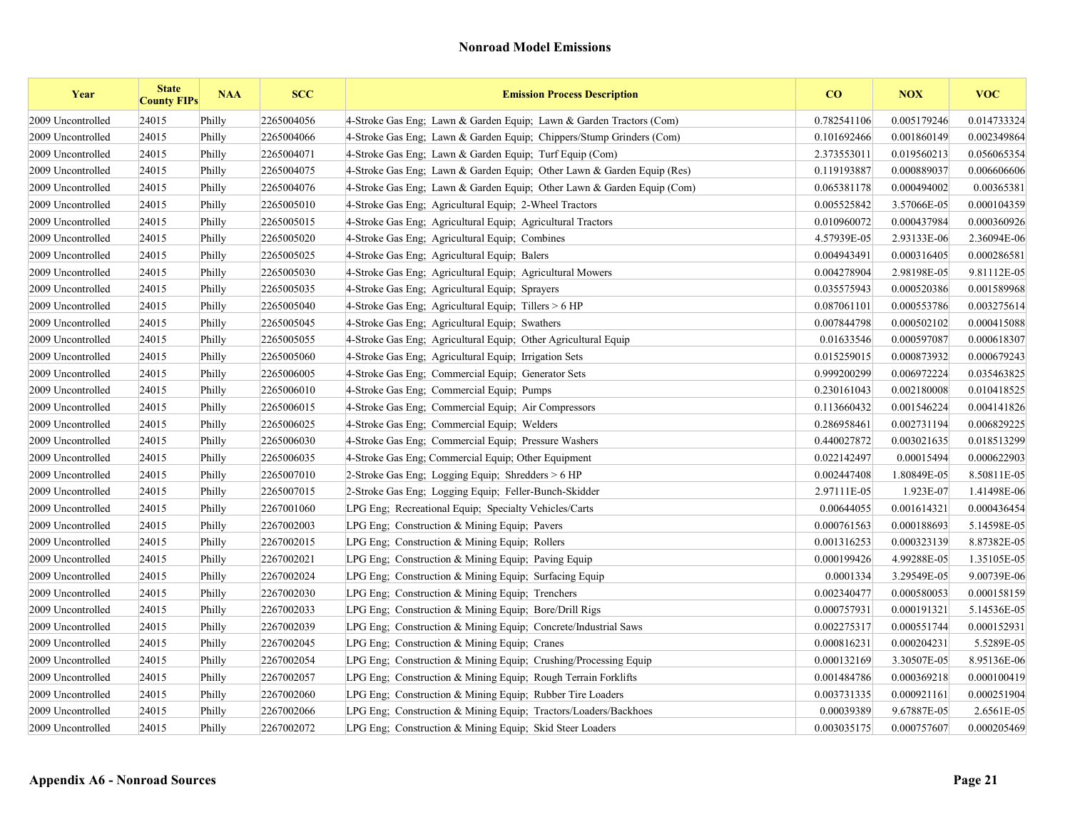# Nonroad Model Emissions

| Year | State County FIPs | NAA | SCC | Emission Process Description | CO | NOX | VOC |
|---|---|---|---|---|---|---|---|
| 2009 Uncontrolled | 24015 | Philly | 2265004056 | 4-Stroke Gas Eng; Lawn & Garden Equip; Lawn & Garden Tractors (Com) | 0.782541106 | 0.005179246 | 0.014733324 |
| 2009 Uncontrolled | 24015 | Philly | 2265004066 | 4-Stroke Gas Eng; Lawn & Garden Equip; Chippers/Stump Grinders (Com) | 0.101692466 | 0.001860149 | 0.002349864 |
| 2009 Uncontrolled | 24015 | Philly | 2265004071 | 4-Stroke Gas Eng; Lawn & Garden Equip; Turf Equip (Com) | 2.373553011 | 0.019560213 | 0.056065354 |
| 2009 Uncontrolled | 24015 | Philly | 2265004075 | 4-Stroke Gas Eng; Lawn & Garden Equip; Other Lawn & Garden Equip (Res) | 0.119193887 | 0.000889037 | 0.006606606 |
| 2009 Uncontrolled | 24015 | Philly | 2265004076 | 4-Stroke Gas Eng; Lawn & Garden Equip; Other Lawn & Garden Equip (Com) | 0.065381178 | 0.000494002 | 0.00365381 |
| 2009 Uncontrolled | 24015 | Philly | 2265005010 | 4-Stroke Gas Eng; Agricultural Equip; 2-Wheel Tractors | 0.005525842 | 3.57066E-05 | 0.000104359 |
| 2009 Uncontrolled | 24015 | Philly | 2265005015 | 4-Stroke Gas Eng; Agricultural Equip; Agricultural Tractors | 0.010960072 | 0.000437984 | 0.000360926 |
| 2009 Uncontrolled | 24015 | Philly | 2265005020 | 4-Stroke Gas Eng; Agricultural Equip; Combines | 4.57939E-05 | 2.93133E-06 | 2.36094E-06 |
| 2009 Uncontrolled | 24015 | Philly | 2265005025 | 4-Stroke Gas Eng; Agricultural Equip; Balers | 0.004943491 | 0.000316405 | 0.000286581 |
| 2009 Uncontrolled | 24015 | Philly | 2265005030 | 4-Stroke Gas Eng; Agricultural Equip; Agricultural Mowers | 0.004278904 | 2.98198E-05 | 9.81112E-05 |
| 2009 Uncontrolled | 24015 | Philly | 2265005035 | 4-Stroke Gas Eng; Agricultural Equip; Sprayers | 0.035575943 | 0.000520386 | 0.001589968 |
| 2009 Uncontrolled | 24015 | Philly | 2265005040 | 4-Stroke Gas Eng; Agricultural Equip; Tillers > 6 HP | 0.087061101 | 0.000553786 | 0.003275614 |
| 2009 Uncontrolled | 24015 | Philly | 2265005045 | 4-Stroke Gas Eng; Agricultural Equip; Swathers | 0.007844798 | 0.000502102 | 0.000415088 |
| 2009 Uncontrolled | 24015 | Philly | 2265005055 | 4-Stroke Gas Eng; Agricultural Equip; Other Agricultural Equip | 0.01633546 | 0.000597087 | 0.000618307 |
| 2009 Uncontrolled | 24015 | Philly | 2265005060 | 4-Stroke Gas Eng; Agricultural Equip; Irrigation Sets | 0.015259015 | 0.000873932 | 0.000679243 |
| 2009 Uncontrolled | 24015 | Philly | 2265006005 | 4-Stroke Gas Eng; Commercial Equip; Generator Sets | 0.999200299 | 0.006972224 | 0.035463825 |
| 2009 Uncontrolled | 24015 | Philly | 2265006010 | 4-Stroke Gas Eng; Commercial Equip; Pumps | 0.230161043 | 0.002180008 | 0.010418525 |
| 2009 Uncontrolled | 24015 | Philly | 2265006015 | 4-Stroke Gas Eng; Commercial Equip; Air Compressors | 0.113660432 | 0.001546224 | 0.004141826 |
| 2009 Uncontrolled | 24015 | Philly | 2265006025 | 4-Stroke Gas Eng; Commercial Equip; Welders | 0.286958461 | 0.002731194 | 0.006829225 |
| 2009 Uncontrolled | 24015 | Philly | 2265006030 | 4-Stroke Gas Eng; Commercial Equip; Pressure Washers | 0.440027872 | 0.003021635 | 0.018513299 |
| 2009 Uncontrolled | 24015 | Philly | 2265006035 | 4-Stroke Gas Eng; Commercial Equip; Other Equipment | 0.022142497 | 0.00015494 | 0.000622903 |
| 2009 Uncontrolled | 24015 | Philly | 2265007010 | 2-Stroke Gas Eng; Logging Equip; Shredders > 6 HP | 0.002447408 | 1.80849E-05 | 8.50811E-05 |
| 2009 Uncontrolled | 24015 | Philly | 2265007015 | 2-Stroke Gas Eng; Logging Equip; Feller-Bunch-Skidder | 2.97111E-05 | 1.923E-07 | 1.41498E-06 |
| 2009 Uncontrolled | 24015 | Philly | 2267001060 | LPG Eng; Recreational Equip; Specialty Vehicles/Carts | 0.00644055 | 0.001614321 | 0.000436454 |
| 2009 Uncontrolled | 24015 | Philly | 2267002003 | LPG Eng; Construction & Mining Equip; Pavers | 0.000761563 | 0.000188693 | 5.14598E-05 |
| 2009 Uncontrolled | 24015 | Philly | 2267002015 | LPG Eng; Construction & Mining Equip; Rollers | 0.001316253 | 0.000323139 | 8.87382E-05 |
| 2009 Uncontrolled | 24015 | Philly | 2267002021 | LPG Eng; Construction & Mining Equip; Paving Equip | 0.000199426 | 4.99288E-05 | 1.35105E-05 |
| 2009 Uncontrolled | 24015 | Philly | 2267002024 | LPG Eng; Construction & Mining Equip; Surfacing Equip | 0.0001334 | 3.29549E-05 | 9.00739E-06 |
| 2009 Uncontrolled | 24015 | Philly | 2267002030 | LPG Eng; Construction & Mining Equip; Trenchers | 0.002340477 | 0.000580053 | 0.000158159 |
| 2009 Uncontrolled | 24015 | Philly | 2267002033 | LPG Eng; Construction & Mining Equip; Bore/Drill Rigs | 0.000757931 | 0.000191321 | 5.14536E-05 |
| 2009 Uncontrolled | 24015 | Philly | 2267002039 | LPG Eng; Construction & Mining Equip; Concrete/Industrial Saws | 0.002275317 | 0.000551744 | 0.000152931 |
| 2009 Uncontrolled | 24015 | Philly | 2267002045 | LPG Eng; Construction & Mining Equip; Cranes | 0.000816231 | 0.000204231 | 5.5289E-05 |
| 2009 Uncontrolled | 24015 | Philly | 2267002054 | LPG Eng; Construction & Mining Equip; Crushing/Processing Equip | 0.000132169 | 3.30507E-05 | 8.95136E-06 |
| 2009 Uncontrolled | 24015 | Philly | 2267002057 | LPG Eng; Construction & Mining Equip; Rough Terrain Forklifts | 0.001484786 | 0.000369218 | 0.000100419 |
| 2009 Uncontrolled | 24015 | Philly | 2267002060 | LPG Eng; Construction & Mining Equip; Rubber Tire Loaders | 0.003731335 | 0.000921161 | 0.000251904 |
| 2009 Uncontrolled | 24015 | Philly | 2267002066 | LPG Eng; Construction & Mining Equip; Tractors/Loaders/Backhoes | 0.00039389 | 9.67887E-05 | 2.6561E-05 |
| 2009 Uncontrolled | 24015 | Philly | 2267002072 | LPG Eng; Construction & Mining Equip; Skid Steer Loaders | 0.003035175 | 0.000757607 | 0.000205469 |

**Appendix A6 - Nonroad Sources**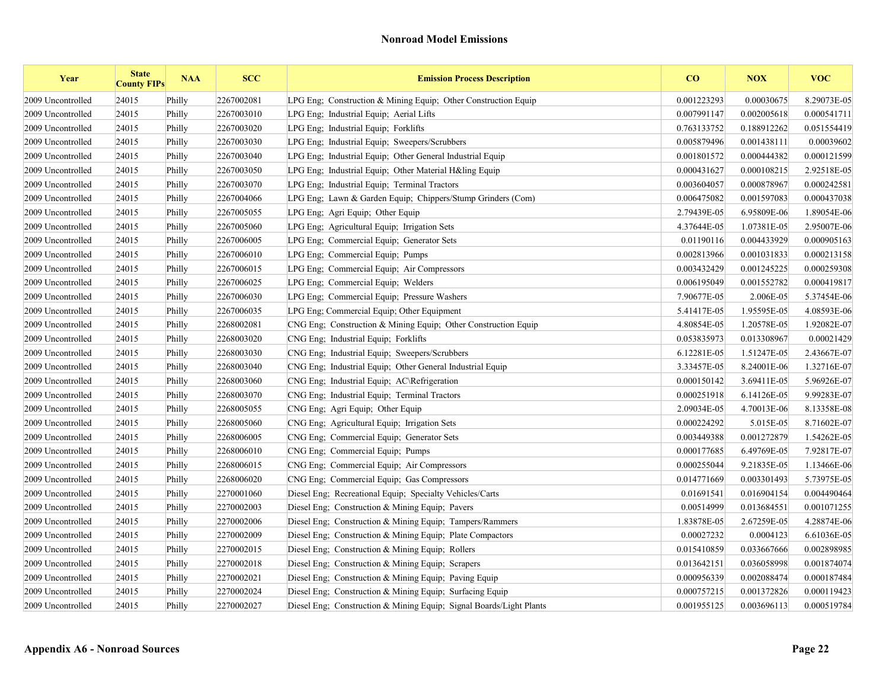# Nonroad Model Emissions

| Year | State County FIPs | NAA | SCC | Emission Process Description | CO | NOX | VOC |
|---|---|---|---|---|---|---|---|
| 2009 Uncontrolled | 24015 | Philly | 2267002081 | LPG Eng;  Construction & Mining Equip;  Other Construction Equip | 0.001223293 | 0.00030675 | 8.29073E-05 |
| 2009 Uncontrolled | 24015 | Philly | 2267003010 | LPG Eng;  Industrial Equip;  Aerial Lifts | 0.007991147 | 0.002005618 | 0.000541711 |
| 2009 Uncontrolled | 24015 | Philly | 2267003020 | LPG Eng;  Industrial Equip;  Forklifts | 0.763133752 | 0.188912262 | 0.051554419 |
| 2009 Uncontrolled | 24015 | Philly | 2267003030 | LPG Eng;  Industrial Equip;  Sweepers/Scrubbers | 0.005879496 | 0.001438111 | 0.00039602 |
| 2009 Uncontrolled | 24015 | Philly | 2267003040 | LPG Eng;  Industrial Equip;  Other General Industrial Equip | 0.001801572 | 0.000444382 | 0.000121599 |
| 2009 Uncontrolled | 24015 | Philly | 2267003050 | LPG Eng;  Industrial Equip;  Other Material H&ling Equip | 0.000431627 | 0.000108215 | 2.92518E-05 |
| 2009 Uncontrolled | 24015 | Philly | 2267003070 | LPG Eng;  Industrial Equip;  Terminal Tractors | 0.003604057 | 0.000878967 | 0.000242581 |
| 2009 Uncontrolled | 24015 | Philly | 2267004066 | LPG Eng;  Lawn & Garden Equip;  Chippers/Stump Grinders (Com) | 0.006475082 | 0.001597083 | 0.000437038 |
| 2009 Uncontrolled | 24015 | Philly | 2267005055 | LPG Eng;  Agri Equip;  Other Equip | 2.79439E-05 | 6.95809E-06 | 1.89054E-06 |
| 2009 Uncontrolled | 24015 | Philly | 2267005060 | LPG Eng;  Agricultural Equip;  Irrigation Sets | 4.37644E-05 | 1.07381E-05 | 2.95007E-06 |
| 2009 Uncontrolled | 24015 | Philly | 2267006005 | LPG Eng;  Commercial Equip;  Generator Sets | 0.01190116 | 0.004433929 | 0.000905163 |
| 2009 Uncontrolled | 24015 | Philly | 2267006010 | LPG Eng;  Commercial Equip;  Pumps | 0.002813966 | 0.001031833 | 0.000213158 |
| 2009 Uncontrolled | 24015 | Philly | 2267006015 | LPG Eng;  Commercial Equip;  Air Compressors | 0.003432429 | 0.001245225 | 0.000259308 |
| 2009 Uncontrolled | 24015 | Philly | 2267006025 | LPG Eng;  Commercial Equip;  Welders | 0.006195049 | 0.001552782 | 0.000419817 |
| 2009 Uncontrolled | 24015 | Philly | 2267006030 | LPG Eng;  Commercial Equip;  Pressure Washers | 7.90677E-05 | 2.006E-05 | 5.37454E-06 |
| 2009 Uncontrolled | 24015 | Philly | 2267006035 | LPG Eng; Commercial Equip; Other Equipment | 5.41417E-05 | 1.95595E-05 | 4.08593E-06 |
| 2009 Uncontrolled | 24015 | Philly | 2268002081 | CNG Eng;  Construction & Mining Equip;  Other Construction Equip | 4.80854E-05 | 1.20578E-05 | 1.92082E-07 |
| 2009 Uncontrolled | 24015 | Philly | 2268003020 | CNG Eng;  Industrial Equip;  Forklifts | 0.053835973 | 0.013308967 | 0.00021429 |
| 2009 Uncontrolled | 24015 | Philly | 2268003030 | CNG Eng;  Industrial Equip;  Sweepers/Scrubbers | 6.12281E-05 | 1.51247E-05 | 2.43667E-07 |
| 2009 Uncontrolled | 24015 | Philly | 2268003040 | CNG Eng;  Industrial Equip;  Other General Industrial Equip | 3.33457E-05 | 8.24001E-06 | 1.32716E-07 |
| 2009 Uncontrolled | 24015 | Philly | 2268003060 | CNG Eng;  Industrial Equip;  AC\Refrigeration | 0.000150142 | 3.69411E-05 | 5.96926E-07 |
| 2009 Uncontrolled | 24015 | Philly | 2268003070 | CNG Eng;  Industrial Equip;  Terminal Tractors | 0.000251918 | 6.14126E-05 | 9.99283E-07 |
| 2009 Uncontrolled | 24015 | Philly | 2268005055 | CNG Eng;  Agri Equip;  Other Equip | 2.09034E-05 | 4.70013E-06 | 8.13358E-08 |
| 2009 Uncontrolled | 24015 | Philly | 2268005060 | CNG Eng;  Agricultural Equip;  Irrigation Sets | 0.000224292 | 5.015E-05 | 8.71602E-07 |
| 2009 Uncontrolled | 24015 | Philly | 2268006005 | CNG Eng;  Commercial Equip;  Generator Sets | 0.003449388 | 0.001272879 | 1.54262E-05 |
| 2009 Uncontrolled | 24015 | Philly | 2268006010 | CNG Eng;  Commercial Equip;  Pumps | 0.000177685 | 6.49769E-05 | 7.92817E-07 |
| 2009 Uncontrolled | 24015 | Philly | 2268006015 | CNG Eng;  Commercial Equip;  Air Compressors | 0.000255044 | 9.21835E-05 | 1.13466E-06 |
| 2009 Uncontrolled | 24015 | Philly | 2268006020 | CNG Eng;  Commercial Equip;  Gas Compressors | 0.014771669 | 0.003301493 | 5.73975E-05 |
| 2009 Uncontrolled | 24015 | Philly | 2270001060 | Diesel Eng;  Recreational Equip;  Specialty Vehicles/Carts | 0.01691541 | 0.016904154 | 0.004490464 |
| 2009 Uncontrolled | 24015 | Philly | 2270002003 | Diesel Eng;  Construction & Mining Equip;  Pavers | 0.00514999 | 0.013684551 | 0.001071255 |
| 2009 Uncontrolled | 24015 | Philly | 2270002006 | Diesel Eng;  Construction & Mining Equip;  Tampers/Rammers | 1.83878E-05 | 2.67259E-05 | 4.28874E-06 |
| 2009 Uncontrolled | 24015 | Philly | 2270002009 | Diesel Eng;  Construction & Mining Equip;  Plate Compactors | 0.00027232 | 0.0004123 | 6.61036E-05 |
| 2009 Uncontrolled | 24015 | Philly | 2270002015 | Diesel Eng;  Construction & Mining Equip;  Rollers | 0.015410859 | 0.033667666 | 0.002898985 |
| 2009 Uncontrolled | 24015 | Philly | 2270002018 | Diesel Eng;  Construction & Mining Equip;  Scrapers | 0.013642151 | 0.036058998 | 0.001874074 |
| 2009 Uncontrolled | 24015 | Philly | 2270002021 | Diesel Eng;  Construction & Mining Equip;  Paving Equip | 0.000956339 | 0.002088474 | 0.000187484 |
| 2009 Uncontrolled | 24015 | Philly | 2270002024 | Diesel Eng;  Construction & Mining Equip;  Surfacing Equip | 0.000757215 | 0.001372826 | 0.000119423 |
| 2009 Uncontrolled | 24015 | Philly | 2270002027 | Diesel Eng;  Construction & Mining Equip;  Signal Boards/Light Plants | 0.001955125 | 0.003696113 | 0.000519784 |

**Appendix A6 - Nonroad Sources**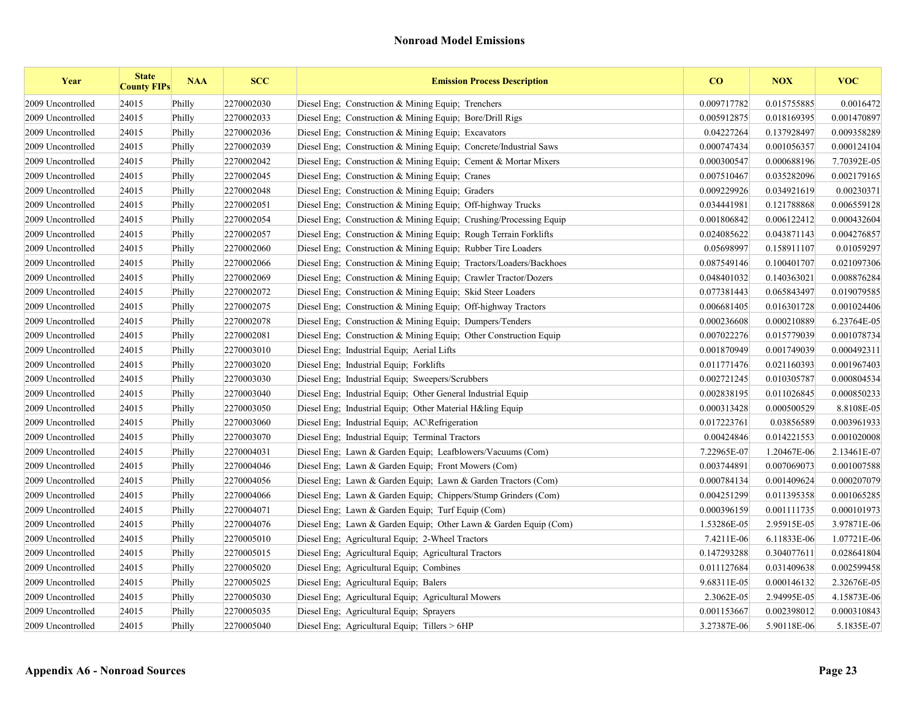## Nonroad Model Emissions

| Year | State County FIPs | NAA | SCC | Emission Process Description | CO | NOX | VOC |
|---|---|---|---|---|---|---|---|
| 2009 Uncontrolled | 24015 | Philly | 2270002030 | Diesel Eng; Construction & Mining Equip; Trenchers | 0.009717782 | 0.015755885 | 0.0016472 |
| 2009 Uncontrolled | 24015 | Philly | 2270002033 | Diesel Eng; Construction & Mining Equip; Bore/Drill Rigs | 0.005912875 | 0.018169395 | 0.001470897 |
| 2009 Uncontrolled | 24015 | Philly | 2270002036 | Diesel Eng; Construction & Mining Equip; Excavators | 0.04227264 | 0.137928497 | 0.009358289 |
| 2009 Uncontrolled | 24015 | Philly | 2270002039 | Diesel Eng; Construction & Mining Equip; Concrete/Industrial Saws | 0.000747434 | 0.001056357 | 0.000124104 |
| 2009 Uncontrolled | 24015 | Philly | 2270002042 | Diesel Eng; Construction & Mining Equip; Cement & Mortar Mixers | 0.000300547 | 0.000688196 | 7.70392E-05 |
| 2009 Uncontrolled | 24015 | Philly | 2270002045 | Diesel Eng; Construction & Mining Equip; Cranes | 0.007510467 | 0.035282096 | 0.002179165 |
| 2009 Uncontrolled | 24015 | Philly | 2270002048 | Diesel Eng; Construction & Mining Equip; Graders | 0.009229926 | 0.034921619 | 0.00230371 |
| 2009 Uncontrolled | 24015 | Philly | 2270002051 | Diesel Eng; Construction & Mining Equip; Off-highway Trucks | 0.034441981 | 0.121788868 | 0.006559128 |
| 2009 Uncontrolled | 24015 | Philly | 2270002054 | Diesel Eng; Construction & Mining Equip; Crushing/Processing Equip | 0.001806842 | 0.006122412 | 0.000432604 |
| 2009 Uncontrolled | 24015 | Philly | 2270002057 | Diesel Eng; Construction & Mining Equip; Rough Terrain Forklifts | 0.024085622 | 0.043871143 | 0.004276857 |
| 2009 Uncontrolled | 24015 | Philly | 2270002060 | Diesel Eng; Construction & Mining Equip; Rubber Tire Loaders | 0.05698997 | 0.158911107 | 0.01059297 |
| 2009 Uncontrolled | 24015 | Philly | 2270002066 | Diesel Eng; Construction & Mining Equip; Tractors/Loaders/Backhoes | 0.087549146 | 0.100401707 | 0.021097306 |
| 2009 Uncontrolled | 24015 | Philly | 2270002069 | Diesel Eng; Construction & Mining Equip; Crawler Tractor/Dozers | 0.048401032 | 0.140363021 | 0.008876284 |
| 2009 Uncontrolled | 24015 | Philly | 2270002072 | Diesel Eng; Construction & Mining Equip; Skid Steer Loaders | 0.077381443 | 0.065843497 | 0.019079585 |
| 2009 Uncontrolled | 24015 | Philly | 2270002075 | Diesel Eng; Construction & Mining Equip; Off-highway Tractors | 0.006681405 | 0.016301728 | 0.001024406 |
| 2009 Uncontrolled | 24015 | Philly | 2270002078 | Diesel Eng; Construction & Mining Equip; Dumpers/Tenders | 0.000236608 | 0.000210889 | 6.23764E-05 |
| 2009 Uncontrolled | 24015 | Philly | 2270002081 | Diesel Eng; Construction & Mining Equip; Other Construction Equip | 0.007022276 | 0.015779039 | 0.001078734 |
| 2009 Uncontrolled | 24015 | Philly | 2270003010 | Diesel Eng; Industrial Equip; Aerial Lifts | 0.001870949 | 0.001749039 | 0.000492311 |
| 2009 Uncontrolled | 24015 | Philly | 2270003020 | Diesel Eng; Industrial Equip; Forklifts | 0.011771476 | 0.021160393 | 0.001967403 |
| 2009 Uncontrolled | 24015 | Philly | 2270003030 | Diesel Eng; Industrial Equip; Sweepers/Scrubbers | 0.002721245 | 0.010305787 | 0.000804534 |
| 2009 Uncontrolled | 24015 | Philly | 2270003040 | Diesel Eng; Industrial Equip; Other General Industrial Equip | 0.002838195 | 0.011026845 | 0.000850233 |
| 2009 Uncontrolled | 24015 | Philly | 2270003050 | Diesel Eng; Industrial Equip; Other Material H&ling Equip | 0.000313428 | 0.000500529 | 8.8108E-05 |
| 2009 Uncontrolled | 24015 | Philly | 2270003060 | Diesel Eng; Industrial Equip; AC\Refrigeration | 0.017223761 | 0.03856589 | 0.003961933 |
| 2009 Uncontrolled | 24015 | Philly | 2270003070 | Diesel Eng; Industrial Equip; Terminal Tractors | 0.00424846 | 0.014221553 | 0.001020008 |
| 2009 Uncontrolled | 24015 | Philly | 2270004031 | Diesel Eng; Lawn & Garden Equip; Leafblowers/Vacuums (Com) | 7.22965E-07 | 1.20467E-06 | 2.13461E-07 |
| 2009 Uncontrolled | 24015 | Philly | 2270004046 | Diesel Eng; Lawn & Garden Equip; Front Mowers (Com) | 0.003744891 | 0.007069073 | 0.001007588 |
| 2009 Uncontrolled | 24015 | Philly | 2270004056 | Diesel Eng; Lawn & Garden Equip; Lawn & Garden Tractors (Com) | 0.000784134 | 0.001409624 | 0.000207079 |
| 2009 Uncontrolled | 24015 | Philly | 2270004066 | Diesel Eng; Lawn & Garden Equip; Chippers/Stump Grinders (Com) | 0.004251299 | 0.011395358 | 0.001065285 |
| 2009 Uncontrolled | 24015 | Philly | 2270004071 | Diesel Eng; Lawn & Garden Equip; Turf Equip (Com) | 0.000396159 | 0.001111735 | 0.000101973 |
| 2009 Uncontrolled | 24015 | Philly | 2270004076 | Diesel Eng; Lawn & Garden Equip; Other Lawn & Garden Equip (Com) | 1.53286E-05 | 2.95915E-05 | 3.97871E-06 |
| 2009 Uncontrolled | 24015 | Philly | 2270005010 | Diesel Eng; Agricultural Equip; 2-Wheel Tractors | 7.4211E-06 | 6.11833E-06 | 1.07721E-06 |
| 2009 Uncontrolled | 24015 | Philly | 2270005015 | Diesel Eng; Agricultural Equip; Agricultural Tractors | 0.147293288 | 0.304077611 | 0.028641804 |
| 2009 Uncontrolled | 24015 | Philly | 2270005020 | Diesel Eng; Agricultural Equip; Combines | 0.011127684 | 0.031409638 | 0.002599458 |
| 2009 Uncontrolled | 24015 | Philly | 2270005025 | Diesel Eng; Agricultural Equip; Balers | 9.68311E-05 | 0.000146132 | 2.32676E-05 |
| 2009 Uncontrolled | 24015 | Philly | 2270005030 | Diesel Eng; Agricultural Equip; Agricultural Mowers | 2.3062E-05 | 2.94995E-05 | 4.15873E-06 |
| 2009 Uncontrolled | 24015 | Philly | 2270005035 | Diesel Eng; Agricultural Equip; Sprayers | 0.001153667 | 0.002398012 | 0.000310843 |
| 2009 Uncontrolled | 24015 | Philly | 2270005040 | Diesel Eng; Agricultural Equip; Tillers > 6HP | 3.27387E-06 | 5.90118E-06 | 5.1835E-07 |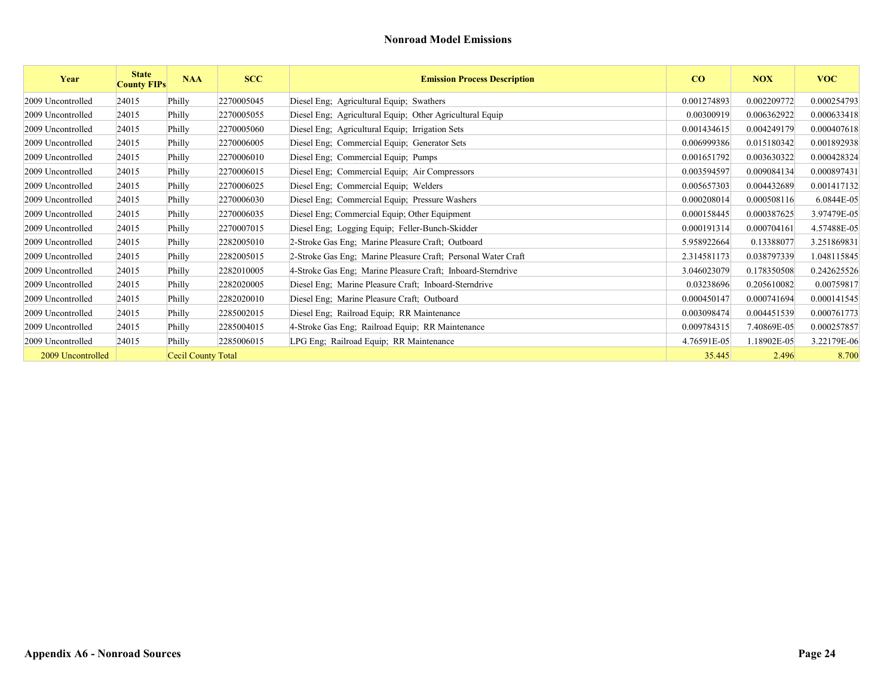## Nonroad Model Emissions

| Year | State County FIPs | NAA | SCC | Emission Process Description | CO | NOX | VOC |
|---|---|---|---|---|---|---|---|
| 2009 Uncontrolled | 24015 | Philly | 2270005045 | Diesel Eng; Agricultural Equip; Swathers | 0.001274893 | 0.002209772 | 0.000254793 |
| 2009 Uncontrolled | 24015 | Philly | 2270005055 | Diesel Eng; Agricultural Equip; Other Agricultural Equip | 0.00300919 | 0.006362922 | 0.000633418 |
| 2009 Uncontrolled | 24015 | Philly | 2270005060 | Diesel Eng; Agricultural Equip; Irrigation Sets | 0.001434615 | 0.004249179 | 0.000407618 |
| 2009 Uncontrolled | 24015 | Philly | 2270006005 | Diesel Eng; Commercial Equip; Generator Sets | 0.006999386 | 0.015180342 | 0.001892938 |
| 2009 Uncontrolled | 24015 | Philly | 2270006010 | Diesel Eng; Commercial Equip; Pumps | 0.001651792 | 0.003630322 | 0.000428324 |
| 2009 Uncontrolled | 24015 | Philly | 2270006015 | Diesel Eng; Commercial Equip; Air Compressors | 0.003594597 | 0.009084134 | 0.000897431 |
| 2009 Uncontrolled | 24015 | Philly | 2270006025 | Diesel Eng; Commercial Equip; Welders | 0.005657303 | 0.004432689 | 0.001417132 |
| 2009 Uncontrolled | 24015 | Philly | 2270006030 | Diesel Eng; Commercial Equip; Pressure Washers | 0.000208014 | 0.000508116 | 6.0844E-05 |
| 2009 Uncontrolled | 24015 | Philly | 2270006035 | Diesel Eng; Commercial Equip; Other Equipment | 0.000158445 | 0.000387625 | 3.97479E-05 |
| 2009 Uncontrolled | 24015 | Philly | 2270007015 | Diesel Eng; Logging Equip; Feller-Bunch-Skidder | 0.000191314 | 0.000704161 | 4.57488E-05 |
| 2009 Uncontrolled | 24015 | Philly | 2282005010 | 2-Stroke Gas Eng; Marine Pleasure Craft; Outboard | 5.958922664 | 0.13388077 | 3.251869831 |
| 2009 Uncontrolled | 24015 | Philly | 2282005015 | 2-Stroke Gas Eng; Marine Pleasure Craft; Personal Water Craft | 2.314581173 | 0.038797339 | 1.048115845 |
| 2009 Uncontrolled | 24015 | Philly | 2282010005 | 4-Stroke Gas Eng; Marine Pleasure Craft; Inboard-Sterndrive | 3.046023079 | 0.178350508 | 0.242625526 |
| 2009 Uncontrolled | 24015 | Philly | 2282020005 | Diesel Eng; Marine Pleasure Craft; Inboard-Sterndrive | 0.03238696 | 0.205610082 | 0.00759817 |
| 2009 Uncontrolled | 24015 | Philly | 2282020010 | Diesel Eng; Marine Pleasure Craft; Outboard | 0.000450147 | 0.000741694 | 0.000141545 |
| 2009 Uncontrolled | 24015 | Philly | 2285002015 | Diesel Eng; Railroad Equip; RR Maintenance | 0.003098474 | 0.004451539 | 0.000761773 |
| 2009 Uncontrolled | 24015 | Philly | 2285004015 | 4-Stroke Gas Eng; Railroad Equip; RR Maintenance | 0.009784315 | 7.40869E-05 | 0.000257857 |
| 2009 Uncontrolled | 24015 | Philly | 2285006015 | LPG Eng; Railroad Equip; RR Maintenance | 4.76591E-05 | 1.18902E-05 | 3.22179E-06 |
| 2009 Uncontrolled | | Cecil County Total | | | 35.445 | 2.496 | 8.700 |

**Appendix A6 - Nonroad Sources**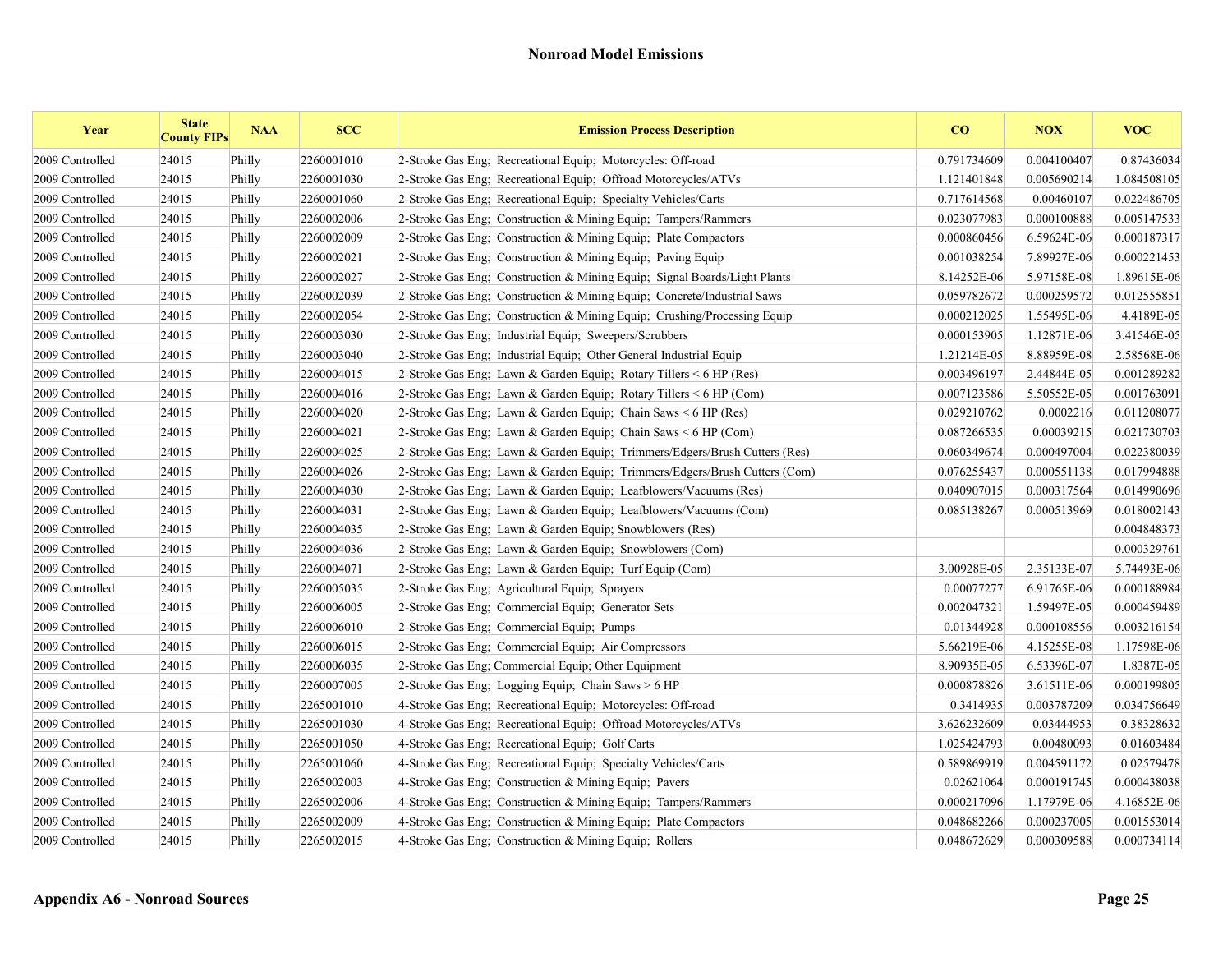## Nonroad Model Emissions

| Year | State County FIPs | NAA | SCC | Emission Process Description | CO | NOX | VOC |
|---|---|---|---|---|---|---|---|
| 2009 Controlled | 24015 | Philly | 2260001010 | 2-Stroke Gas Eng; Recreational Equip; Motorcycles: Off-road | 0.791734609 | 0.004100407 | 0.87436034 |
| 2009 Controlled | 24015 | Philly | 2260001030 | 2-Stroke Gas Eng; Recreational Equip; Offroad Motorcycles/ATVs | 1.121401848 | 0.005690214 | 1.084508105 |
| 2009 Controlled | 24015 | Philly | 2260001060 | 2-Stroke Gas Eng; Recreational Equip; Specialty Vehicles/Carts | 0.717614568 | 0.00460107 | 0.022486705 |
| 2009 Controlled | 24015 | Philly | 2260002006 | 2-Stroke Gas Eng; Construction & Mining Equip; Tampers/Rammers | 0.023077983 | 0.000100888 | 0.005147533 |
| 2009 Controlled | 24015 | Philly | 2260002009 | 2-Stroke Gas Eng; Construction & Mining Equip; Plate Compactors | 0.000860456 | 6.59624E-06 | 0.000187317 |
| 2009 Controlled | 24015 | Philly | 2260002021 | 2-Stroke Gas Eng; Construction & Mining Equip; Paving Equip | 0.001038254 | 7.89927E-06 | 0.000221453 |
| 2009 Controlled | 24015 | Philly | 2260002027 | 2-Stroke Gas Eng; Construction & Mining Equip; Signal Boards/Light Plants | 8.14252E-06 | 5.97158E-08 | 1.89615E-06 |
| 2009 Controlled | 24015 | Philly | 2260002039 | 2-Stroke Gas Eng; Construction & Mining Equip; Concrete/Industrial Saws | 0.059782672 | 0.000259572 | 0.012555851 |
| 2009 Controlled | 24015 | Philly | 2260002054 | 2-Stroke Gas Eng; Construction & Mining Equip; Crushing/Processing Equip | 0.000212025 | 1.55495E-06 | 4.4189E-05 |
| 2009 Controlled | 24015 | Philly | 2260003030 | 2-Stroke Gas Eng; Industrial Equip; Sweepers/Scrubbers | 0.000153905 | 1.12871E-06 | 3.41546E-05 |
| 2009 Controlled | 24015 | Philly | 2260003040 | 2-Stroke Gas Eng; Industrial Equip; Other General Industrial Equip | 1.21214E-05 | 8.88959E-08 | 2.58568E-06 |
| 2009 Controlled | 24015 | Philly | 2260004015 | 2-Stroke Gas Eng; Lawn & Garden Equip; Rotary Tillers < 6 HP (Res) | 0.003496197 | 2.44844E-05 | 0.001289282 |
| 2009 Controlled | 24015 | Philly | 2260004016 | 2-Stroke Gas Eng; Lawn & Garden Equip; Rotary Tillers < 6 HP (Com) | 0.007123586 | 5.50552E-05 | 0.001763091 |
| 2009 Controlled | 24015 | Philly | 2260004020 | 2-Stroke Gas Eng; Lawn & Garden Equip; Chain Saws < 6 HP (Res) | 0.029210762 | 0.0002216 | 0.011208077 |
| 2009 Controlled | 24015 | Philly | 2260004021 | 2-Stroke Gas Eng; Lawn & Garden Equip; Chain Saws < 6 HP (Com) | 0.087266535 | 0.00039215 | 0.021730703 |
| 2009 Controlled | 24015 | Philly | 2260004025 | 2-Stroke Gas Eng; Lawn & Garden Equip; Trimmers/Edgers/Brush Cutters (Res) | 0.060349674 | 0.000497004 | 0.022380039 |
| 2009 Controlled | 24015 | Philly | 2260004026 | 2-Stroke Gas Eng; Lawn & Garden Equip; Trimmers/Edgers/Brush Cutters (Com) | 0.076255437 | 0.000551138 | 0.017994888 |
| 2009 Controlled | 24015 | Philly | 2260004030 | 2-Stroke Gas Eng; Lawn & Garden Equip; Leafblowers/Vacuums (Res) | 0.040907015 | 0.000317564 | 0.014990696 |
| 2009 Controlled | 24015 | Philly | 2260004031 | 2-Stroke Gas Eng; Lawn & Garden Equip; Leafblowers/Vacuums (Com) | 0.085138267 | 0.000513969 | 0.018002143 |
| 2009 Controlled | 24015 | Philly | 2260004035 | 2-Stroke Gas Eng; Lawn & Garden Equip; Snowblowers (Res) | | | 0.004848373 |
| 2009 Controlled | 24015 | Philly | 2260004036 | 2-Stroke Gas Eng; Lawn & Garden Equip; Snowblowers (Com) | | | 0.000329761 |
| 2009 Controlled | 24015 | Philly | 2260004071 | 2-Stroke Gas Eng; Lawn & Garden Equip; Turf Equip (Com) | 3.00928E-05 | 2.35133E-07 | 5.74493E-06 |
| 2009 Controlled | 24015 | Philly | 2260005035 | 2-Stroke Gas Eng; Agricultural Equip; Sprayers | 0.00077277 | 6.91765E-06 | 0.000188984 |
| 2009 Controlled | 24015 | Philly | 2260006005 | 2-Stroke Gas Eng; Commercial Equip; Generator Sets | 0.002047321 | 1.59497E-05 | 0.000459489 |
| 2009 Controlled | 24015 | Philly | 2260006010 | 2-Stroke Gas Eng; Commercial Equip; Pumps | 0.01344928 | 0.000108556 | 0.003216154 |
| 2009 Controlled | 24015 | Philly | 2260006015 | 2-Stroke Gas Eng; Commercial Equip; Air Compressors | 5.66219E-06 | 4.15255E-08 | 1.17598E-06 |
| 2009 Controlled | 24015 | Philly | 2260006035 | 2-Stroke Gas Eng; Commercial Equip; Other Equipment | 8.90935E-05 | 6.53396E-07 | 1.8387E-05 |
| 2009 Controlled | 24015 | Philly | 2260007005 | 2-Stroke Gas Eng; Logging Equip; Chain Saws > 6 HP | 0.000878826 | 3.61511E-06 | 0.000199805 |
| 2009 Controlled | 24015 | Philly | 2265001010 | 4-Stroke Gas Eng; Recreational Equip; Motorcycles: Off-road | 0.3414935 | 0.003787209 | 0.034756649 |
| 2009 Controlled | 24015 | Philly | 2265001030 | 4-Stroke Gas Eng; Recreational Equip; Offroad Motorcycles/ATVs | 3.626232609 | 0.03444953 | 0.38328632 |
| 2009 Controlled | 24015 | Philly | 2265001050 | 4-Stroke Gas Eng; Recreational Equip; Golf Carts | 1.025424793 | 0.00480093 | 0.01603484 |
| 2009 Controlled | 24015 | Philly | 2265001060 | 4-Stroke Gas Eng; Recreational Equip; Specialty Vehicles/Carts | 0.589869919 | 0.004591172 | 0.02579478 |
| 2009 Controlled | 24015 | Philly | 2265002003 | 4-Stroke Gas Eng; Construction & Mining Equip; Pavers | 0.02621064 | 0.000191745 | 0.000438038 |
| 2009 Controlled | 24015 | Philly | 2265002006 | 4-Stroke Gas Eng; Construction & Mining Equip; Tampers/Rammers | 0.000217096 | 1.17979E-06 | 4.16852E-06 |
| 2009 Controlled | 24015 | Philly | 2265002009 | 4-Stroke Gas Eng; Construction & Mining Equip; Plate Compactors | 0.048682266 | 0.000237005 | 0.001553014 |
| 2009 Controlled | 24015 | Philly | 2265002015 | 4-Stroke Gas Eng; Construction & Mining Equip; Rollers | 0.048672629 | 0.000309588 | 0.000734114 |

**Appendix A6 - Nonroad Sources**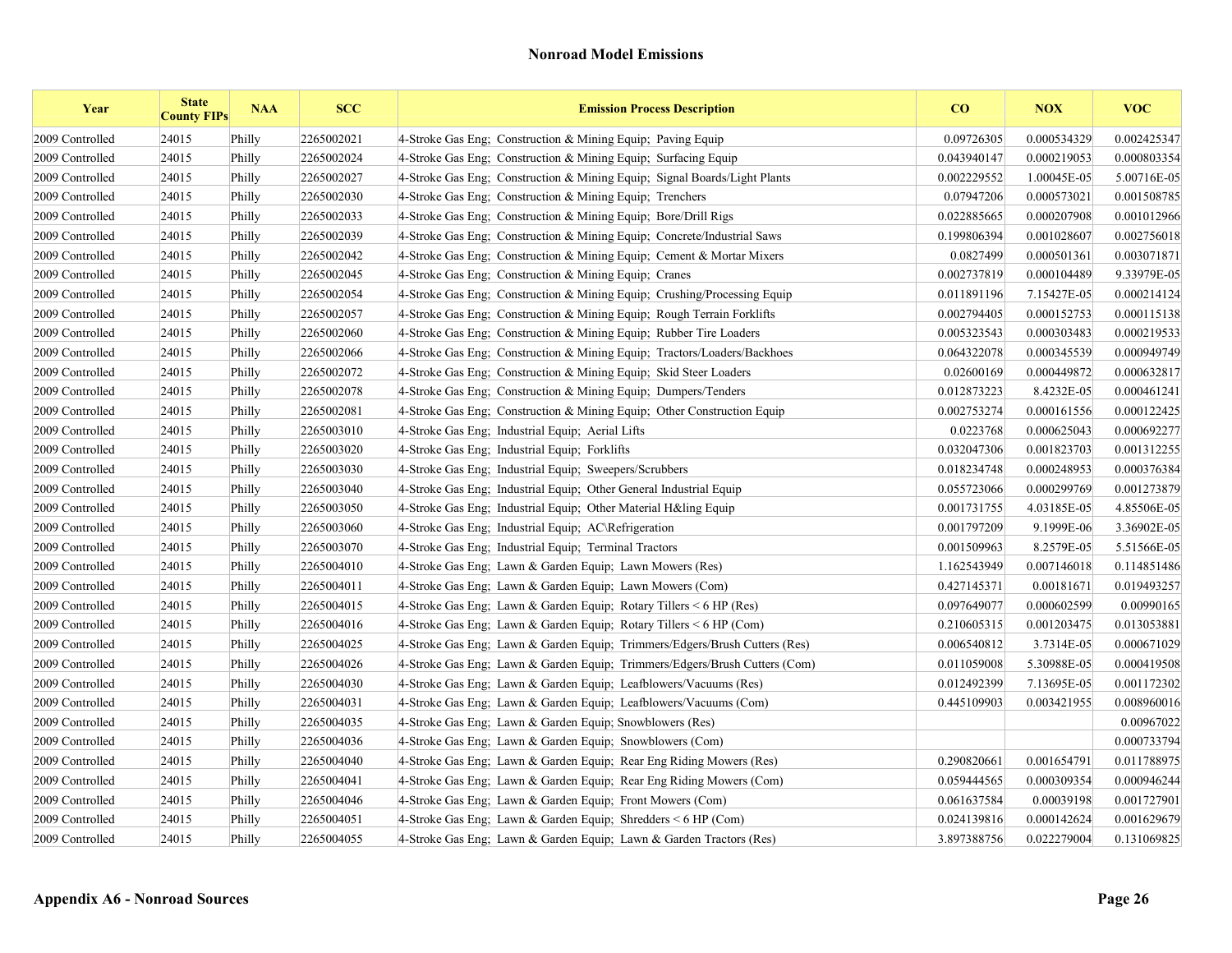## Nonroad Model Emissions

| Year | State County FIPs | NAA | SCC | Emission Process Description | CO | NOX | VOC |
|---|---|---|---|---|---|---|---|
| 2009 Controlled | 24015 | Philly | 2265002021 | 4-Stroke Gas Eng; Construction & Mining Equip; Paving Equip | 0.09726305 | 0.000534329 | 0.002425347 |
| 2009 Controlled | 24015 | Philly | 2265002024 | 4-Stroke Gas Eng; Construction & Mining Equip; Surfacing Equip | 0.043940147 | 0.000219053 | 0.000803354 |
| 2009 Controlled | 24015 | Philly | 2265002027 | 4-Stroke Gas Eng; Construction & Mining Equip; Signal Boards/Light Plants | 0.002229552 | 1.00045E-05 | 5.00716E-05 |
| 2009 Controlled | 24015 | Philly | 2265002030 | 4-Stroke Gas Eng; Construction & Mining Equip; Trenchers | 0.07947206 | 0.000573021 | 0.001508785 |
| 2009 Controlled | 24015 | Philly | 2265002033 | 4-Stroke Gas Eng; Construction & Mining Equip; Bore/Drill Rigs | 0.022885665 | 0.000207908 | 0.001012966 |
| 2009 Controlled | 24015 | Philly | 2265002039 | 4-Stroke Gas Eng; Construction & Mining Equip; Concrete/Industrial Saws | 0.199806394 | 0.001028607 | 0.002756018 |
| 2009 Controlled | 24015 | Philly | 2265002042 | 4-Stroke Gas Eng; Construction & Mining Equip; Cement & Mortar Mixers | 0.0827499 | 0.000501361 | 0.003071871 |
| 2009 Controlled | 24015 | Philly | 2265002045 | 4-Stroke Gas Eng; Construction & Mining Equip; Cranes | 0.002737819 | 0.000104489 | 9.33979E-05 |
| 2009 Controlled | 24015 | Philly | 2265002054 | 4-Stroke Gas Eng; Construction & Mining Equip; Crushing/Processing Equip | 0.011891196 | 7.15427E-05 | 0.000214124 |
| 2009 Controlled | 24015 | Philly | 2265002057 | 4-Stroke Gas Eng; Construction & Mining Equip; Rough Terrain Forklifts | 0.002794405 | 0.000152753 | 0.000115138 |
| 2009 Controlled | 24015 | Philly | 2265002060 | 4-Stroke Gas Eng; Construction & Mining Equip; Rubber Tire Loaders | 0.005323543 | 0.000303483 | 0.000219533 |
| 2009 Controlled | 24015 | Philly | 2265002066 | 4-Stroke Gas Eng; Construction & Mining Equip; Tractors/Loaders/Backhoes | 0.064322078 | 0.000345539 | 0.000949749 |
| 2009 Controlled | 24015 | Philly | 2265002072 | 4-Stroke Gas Eng; Construction & Mining Equip; Skid Steer Loaders | 0.02600169 | 0.000449872 | 0.000632817 |
| 2009 Controlled | 24015 | Philly | 2265002078 | 4-Stroke Gas Eng; Construction & Mining Equip; Dumpers/Tenders | 0.012873223 | 8.4232E-05 | 0.000461241 |
| 2009 Controlled | 24015 | Philly | 2265002081 | 4-Stroke Gas Eng; Construction & Mining Equip; Other Construction Equip | 0.002753274 | 0.000161556 | 0.000122425 |
| 2009 Controlled | 24015 | Philly | 2265003010 | 4-Stroke Gas Eng; Industrial Equip; Aerial Lifts | 0.0223768 | 0.000625043 | 0.000692277 |
| 2009 Controlled | 24015 | Philly | 2265003020 | 4-Stroke Gas Eng; Industrial Equip; Forklifts | 0.032047306 | 0.001823703 | 0.001312255 |
| 2009 Controlled | 24015 | Philly | 2265003030 | 4-Stroke Gas Eng; Industrial Equip; Sweepers/Scrubbers | 0.018234748 | 0.000248953 | 0.000376384 |
| 2009 Controlled | 24015 | Philly | 2265003040 | 4-Stroke Gas Eng; Industrial Equip; Other General Industrial Equip | 0.055723066 | 0.000299769 | 0.001273879 |
| 2009 Controlled | 24015 | Philly | 2265003050 | 4-Stroke Gas Eng; Industrial Equip; Other Material H&ling Equip | 0.001731755 | 4.03185E-05 | 4.85506E-05 |
| 2009 Controlled | 24015 | Philly | 2265003060 | 4-Stroke Gas Eng; Industrial Equip; AC\Refrigeration | 0.001797209 | 9.1999E-06 | 3.36902E-05 |
| 2009 Controlled | 24015 | Philly | 2265003070 | 4-Stroke Gas Eng; Industrial Equip; Terminal Tractors | 0.001509963 | 8.2579E-05 | 5.51566E-05 |
| 2009 Controlled | 24015 | Philly | 2265004010 | 4-Stroke Gas Eng; Lawn & Garden Equip; Lawn Mowers (Res) | 1.162543949 | 0.007146018 | 0.114851486 |
| 2009 Controlled | 24015 | Philly | 2265004011 | 4-Stroke Gas Eng; Lawn & Garden Equip; Lawn Mowers (Com) | 0.427145371 | 0.00181671 | 0.019493257 |
| 2009 Controlled | 24015 | Philly | 2265004015 | 4-Stroke Gas Eng; Lawn & Garden Equip; Rotary Tillers < 6 HP (Res) | 0.097649077 | 0.000602599 | 0.00990165 |
| 2009 Controlled | 24015 | Philly | 2265004016 | 4-Stroke Gas Eng; Lawn & Garden Equip; Rotary Tillers < 6 HP (Com) | 0.210605315 | 0.001203475 | 0.013053881 |
| 2009 Controlled | 24015 | Philly | 2265004025 | 4-Stroke Gas Eng; Lawn & Garden Equip; Trimmers/Edgers/Brush Cutters (Res) | 0.006540812 | 3.7314E-05 | 0.000671029 |
| 2009 Controlled | 24015 | Philly | 2265004026 | 4-Stroke Gas Eng; Lawn & Garden Equip; Trimmers/Edgers/Brush Cutters (Com) | 0.011059008 | 5.30988E-05 | 0.000419508 |
| 2009 Controlled | 24015 | Philly | 2265004030 | 4-Stroke Gas Eng; Lawn & Garden Equip; Leafblowers/Vacuums (Res) | 0.012492399 | 7.13695E-05 | 0.001172302 |
| 2009 Controlled | 24015 | Philly | 2265004031 | 4-Stroke Gas Eng; Lawn & Garden Equip; Leafblowers/Vacuums (Com) | 0.445109903 | 0.003421955 | 0.008960016 |
| 2009 Controlled | 24015 | Philly | 2265004035 | 4-Stroke Gas Eng; Lawn & Garden Equip; Snowblowers (Res) | | | 0.00967022 |
| 2009 Controlled | 24015 | Philly | 2265004036 | 4-Stroke Gas Eng; Lawn & Garden Equip; Snowblowers (Com) | | | 0.000733794 |
| 2009 Controlled | 24015 | Philly | 2265004040 | 4-Stroke Gas Eng; Lawn & Garden Equip; Rear Eng Riding Mowers (Res) | 0.290820661 | 0.001654791 | 0.011788975 |
| 2009 Controlled | 24015 | Philly | 2265004041 | 4-Stroke Gas Eng; Lawn & Garden Equip; Rear Eng Riding Mowers (Com) | 0.059444565 | 0.000309354 | 0.000946244 |
| 2009 Controlled | 24015 | Philly | 2265004046 | 4-Stroke Gas Eng; Lawn & Garden Equip; Front Mowers (Com) | 0.061637584 | 0.00039198 | 0.001727901 |
| 2009 Controlled | 24015 | Philly | 2265004051 | 4-Stroke Gas Eng; Lawn & Garden Equip; Shredders < 6 HP (Com) | 0.024139816 | 0.000142624 | 0.001629679 |
| 2009 Controlled | 24015 | Philly | 2265004055 | 4-Stroke Gas Eng; Lawn & Garden Equip; Lawn & Garden Tractors (Res) | 3.897388756 | 0.022279004 | 0.131069825 |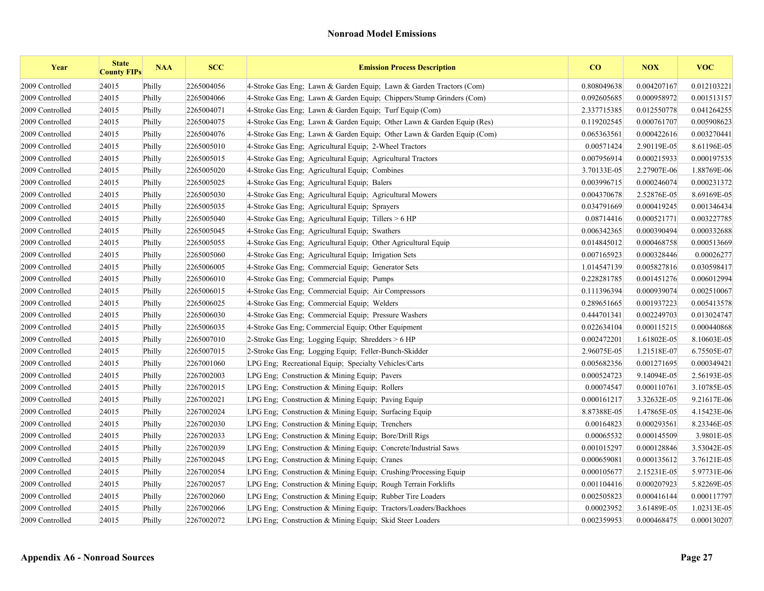## Nonroad Model Emissions

| Year | State County FIPs | NAA | SCC | Emission Process Description | CO | NOX | VOC |
|---|---|---|---|---|---|---|---|
| 2009 Controlled | 24015 | Philly | 2265004056 | 4-Stroke Gas Eng; Lawn & Garden Equip; Lawn & Garden Tractors (Com) | 0.808049638 | 0.004207167 | 0.012103221 |
| 2009 Controlled | 24015 | Philly | 2265004066 | 4-Stroke Gas Eng; Lawn & Garden Equip; Chippers/Stump Grinders (Com) | 0.092605685 | 0.000958972 | 0.001513157 |
| 2009 Controlled | 24015 | Philly | 2265004071 | 4-Stroke Gas Eng; Lawn & Garden Equip; Turf Equip (Com) | 2.337715385 | 0.012550778 | 0.041264255 |
| 2009 Controlled | 24015 | Philly | 2265004075 | 4-Stroke Gas Eng; Lawn & Garden Equip; Other Lawn & Garden Equip (Res) | 0.119202545 | 0.000761707 | 0.005908623 |
| 2009 Controlled | 24015 | Philly | 2265004076 | 4-Stroke Gas Eng; Lawn & Garden Equip; Other Lawn & Garden Equip (Com) | 0.065363561 | 0.000422616 | 0.003270441 |
| 2009 Controlled | 24015 | Philly | 2265005010 | 4-Stroke Gas Eng; Agricultural Equip; 2-Wheel Tractors | 0.00571424 | 2.90119E-05 | 8.61196E-05 |
| 2009 Controlled | 24015 | Philly | 2265005015 | 4-Stroke Gas Eng; Agricultural Equip; Agricultural Tractors | 0.007956914 | 0.000215933 | 0.000197535 |
| 2009 Controlled | 24015 | Philly | 2265005020 | 4-Stroke Gas Eng; Agricultural Equip; Combines | 3.70133E-05 | 2.27907E-06 | 1.88769E-06 |
| 2009 Controlled | 24015 | Philly | 2265005025 | 4-Stroke Gas Eng; Agricultural Equip; Balers | 0.003996715 | 0.000246074 | 0.000231372 |
| 2009 Controlled | 24015 | Philly | 2265005030 | 4-Stroke Gas Eng; Agricultural Equip; Agricultural Mowers | 0.004370678 | 2.52876E-05 | 8.69169E-05 |
| 2009 Controlled | 24015 | Philly | 2265005035 | 4-Stroke Gas Eng; Agricultural Equip; Sprayers | 0.034791669 | 0.000419245 | 0.001346434 |
| 2009 Controlled | 24015 | Philly | 2265005040 | 4-Stroke Gas Eng; Agricultural Equip; Tillers > 6 HP | 0.08714416 | 0.000521771 | 0.003227785 |
| 2009 Controlled | 24015 | Philly | 2265005045 | 4-Stroke Gas Eng; Agricultural Equip; Swathers | 0.006342365 | 0.000390494 | 0.000332688 |
| 2009 Controlled | 24015 | Philly | 2265005055 | 4-Stroke Gas Eng; Agricultural Equip; Other Agricultural Equip | 0.014845012 | 0.000468758 | 0.000513669 |
| 2009 Controlled | 24015 | Philly | 2265005060 | 4-Stroke Gas Eng; Agricultural Equip; Irrigation Sets | 0.007165923 | 0.000328446 | 0.00026277 |
| 2009 Controlled | 24015 | Philly | 2265006005 | 4-Stroke Gas Eng; Commercial Equip; Generator Sets | 1.014547139 | 0.005827816 | 0.030598417 |
| 2009 Controlled | 24015 | Philly | 2265006010 | 4-Stroke Gas Eng; Commercial Equip; Pumps | 0.228281785 | 0.001451276 | 0.006012994 |
| 2009 Controlled | 24015 | Philly | 2265006015 | 4-Stroke Gas Eng; Commercial Equip; Air Compressors | 0.111396394 | 0.000939074 | 0.002510067 |
| 2009 Controlled | 24015 | Philly | 2265006025 | 4-Stroke Gas Eng; Commercial Equip; Welders | 0.289651665 | 0.001937223 | 0.005413578 |
| 2009 Controlled | 24015 | Philly | 2265006030 | 4-Stroke Gas Eng; Commercial Equip; Pressure Washers | 0.444701341 | 0.002249703 | 0.013024747 |
| 2009 Controlled | 24015 | Philly | 2265006035 | 4-Stroke Gas Eng; Commercial Equip; Other Equipment | 0.022634104 | 0.000115215 | 0.000440868 |
| 2009 Controlled | 24015 | Philly | 2265007010 | 2-Stroke Gas Eng; Logging Equip; Shredders > 6 HP | 0.002472201 | 1.61802E-05 | 8.10603E-05 |
| 2009 Controlled | 24015 | Philly | 2265007015 | 2-Stroke Gas Eng; Logging Equip; Feller-Bunch-Skidder | 2.96075E-05 | 1.21518E-07 | 6.75505E-07 |
| 2009 Controlled | 24015 | Philly | 2267001060 | LPG Eng; Recreational Equip; Specialty Vehicles/Carts | 0.005682356 | 0.001271695 | 0.000349421 |
| 2009 Controlled | 24015 | Philly | 2267002003 | LPG Eng; Construction & Mining Equip; Pavers | 0.000524723 | 9.14094E-05 | 2.56193E-05 |
| 2009 Controlled | 24015 | Philly | 2267002015 | LPG Eng; Construction & Mining Equip; Rollers | 0.00074547 | 0.000110761 | 3.10785E-05 |
| 2009 Controlled | 24015 | Philly | 2267002021 | LPG Eng; Construction & Mining Equip; Paving Equip | 0.000161217 | 3.32632E-05 | 9.21617E-06 |
| 2009 Controlled | 24015 | Philly | 2267002024 | LPG Eng; Construction & Mining Equip; Surfacing Equip | 8.87388E-05 | 1.47865E-05 | 4.15423E-06 |
| 2009 Controlled | 24015 | Philly | 2267002030 | LPG Eng; Construction & Mining Equip; Trenchers | 0.00164823 | 0.000293561 | 8.23346E-05 |
| 2009 Controlled | 24015 | Philly | 2267002033 | LPG Eng; Construction & Mining Equip; Bore/Drill Rigs | 0.00065532 | 0.000145509 | 3.9801E-05 |
| 2009 Controlled | 24015 | Philly | 2267002039 | LPG Eng; Construction & Mining Equip; Concrete/Industrial Saws | 0.001015297 | 0.000128846 | 3.53042E-05 |
| 2009 Controlled | 24015 | Philly | 2267002045 | LPG Eng; Construction & Mining Equip; Cranes | 0.000659081 | 0.000135612 | 3.76121E-05 |
| 2009 Controlled | 24015 | Philly | 2267002054 | LPG Eng; Construction & Mining Equip; Crushing/Processing Equip | 0.000105677 | 2.15231E-05 | 5.97731E-06 |
| 2009 Controlled | 24015 | Philly | 2267002057 | LPG Eng; Construction & Mining Equip; Rough Terrain Forklifts | 0.001104416 | 0.000207923 | 5.82269E-05 |
| 2009 Controlled | 24015 | Philly | 2267002060 | LPG Eng; Construction & Mining Equip; Rubber Tire Loaders | 0.002505823 | 0.000416144 | 0.000117797 |
| 2009 Controlled | 24015 | Philly | 2267002066 | LPG Eng; Construction & Mining Equip; Tractors/Loaders/Backhoes | 0.00023952 | 3.61489E-05 | 1.02313E-05 |
| 2009 Controlled | 24015 | Philly | 2267002072 | LPG Eng; Construction & Mining Equip; Skid Steer Loaders | 0.002359953 | 0.000468475 | 0.000130207 |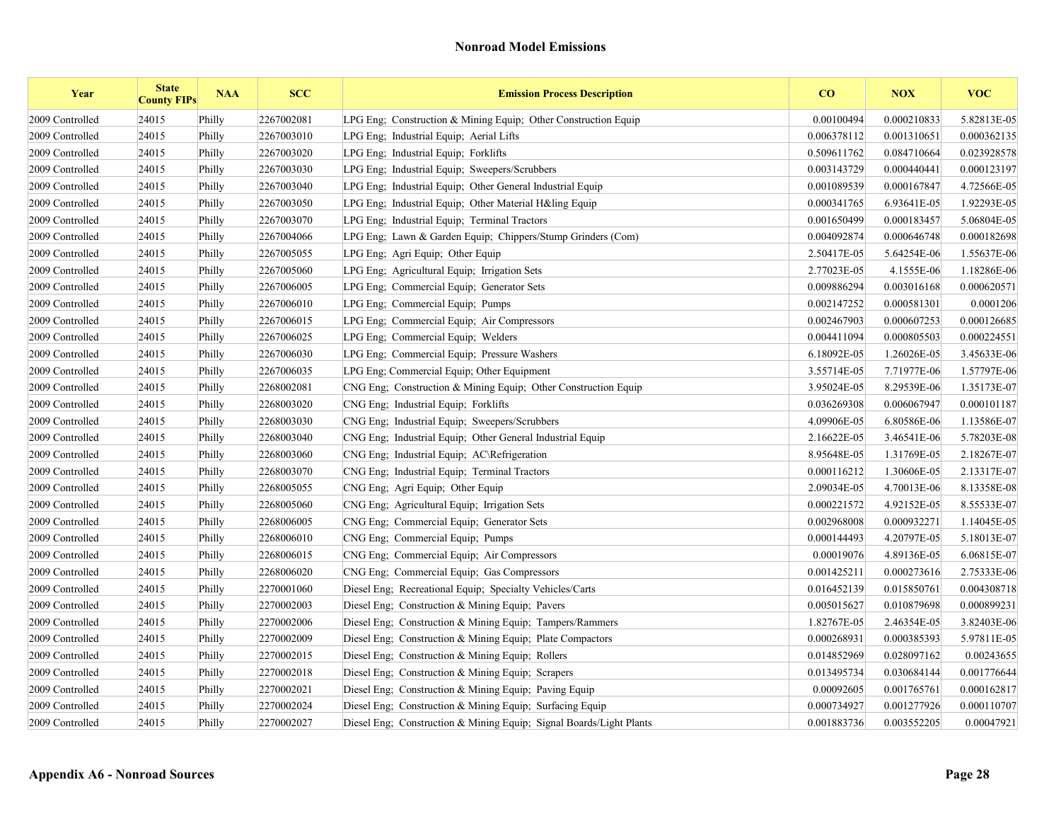## Nonroad Model Emissions

| Year | State County FIPs | NAA | SCC | Emission Process Description | CO | NOX | VOC |
|---|---|---|---|---|---|---|---|
| 2009 Controlled | 24015 | Philly | 2267002081 | LPG Eng; Construction & Mining Equip; Other Construction Equip | 0.00100494 | 0.000210833 | 5.82813E-05 |
| 2009 Controlled | 24015 | Philly | 2267003010 | LPG Eng; Industrial Equip; Aerial Lifts | 0.006378112 | 0.001310651 | 0.000362135 |
| 2009 Controlled | 24015 | Philly | 2267003020 | LPG Eng; Industrial Equip; Forklifts | 0.509611762 | 0.084710664 | 0.023928578 |
| 2009 Controlled | 24015 | Philly | 2267003030 | LPG Eng; Industrial Equip; Sweepers/Scrubbers | 0.003143729 | 0.000440441 | 0.000123197 |
| 2009 Controlled | 24015 | Philly | 2267003040 | LPG Eng; Industrial Equip; Other General Industrial Equip | 0.001089539 | 0.000167847 | 4.72566E-05 |
| 2009 Controlled | 24015 | Philly | 2267003050 | LPG Eng; Industrial Equip; Other Material H&ling Equip | 0.000341765 | 6.93641E-05 | 1.92293E-05 |
| 2009 Controlled | 24015 | Philly | 2267003070 | LPG Eng; Industrial Equip; Terminal Tractors | 0.001650499 | 0.000183457 | 5.06804E-05 |
| 2009 Controlled | 24015 | Philly | 2267004066 | LPG Eng; Lawn & Garden Equip; Chippers/Stump Grinders (Com) | 0.004092874 | 0.000646748 | 0.000182698 |
| 2009 Controlled | 24015 | Philly | 2267005055 | LPG Eng; Agri Equip; Other Equip | 2.50417E-05 | 5.64254E-06 | 1.55637E-06 |
| 2009 Controlled | 24015 | Philly | 2267005060 | LPG Eng; Agricultural Equip; Irrigation Sets | 2.77023E-05 | 4.1555E-06 | 1.18286E-06 |
| 2009 Controlled | 24015 | Philly | 2267006005 | LPG Eng; Commercial Equip; Generator Sets | 0.009886294 | 0.003016168 | 0.000620571 |
| 2009 Controlled | 24015 | Philly | 2267006010 | LPG Eng; Commercial Equip; Pumps | 0.002147252 | 0.000581301 | 0.0001206 |
| 2009 Controlled | 24015 | Philly | 2267006015 | LPG Eng; Commercial Equip; Air Compressors | 0.002467903 | 0.000607253 | 0.000126685 |
| 2009 Controlled | 24015 | Philly | 2267006025 | LPG Eng; Commercial Equip; Welders | 0.004411094 | 0.000805503 | 0.000224551 |
| 2009 Controlled | 24015 | Philly | 2267006030 | LPG Eng; Commercial Equip; Pressure Washers | 6.18092E-05 | 1.26026E-05 | 3.45633E-06 |
| 2009 Controlled | 24015 | Philly | 2267006035 | LPG Eng; Commercial Equip; Other Equipment | 3.55714E-05 | 7.71977E-06 | 1.57797E-06 |
| 2009 Controlled | 24015 | Philly | 2268002081 | CNG Eng; Construction & Mining Equip; Other Construction Equip | 3.95024E-05 | 8.29539E-06 | 1.35173E-07 |
| 2009 Controlled | 24015 | Philly | 2268003020 | CNG Eng; Industrial Equip; Forklifts | 0.036269308 | 0.006067947 | 0.000101187 |
| 2009 Controlled | 24015 | Philly | 2268003030 | CNG Eng; Industrial Equip; Sweepers/Scrubbers | 4.09906E-05 | 6.80586E-06 | 1.13586E-07 |
| 2009 Controlled | 24015 | Philly | 2268003040 | CNG Eng; Industrial Equip; Other General Industrial Equip | 2.16622E-05 | 3.46541E-06 | 5.78203E-08 |
| 2009 Controlled | 24015 | Philly | 2268003060 | CNG Eng; Industrial Equip; AC\Refrigeration | 8.95648E-05 | 1.31769E-05 | 2.18267E-07 |
| 2009 Controlled | 24015 | Philly | 2268003070 | CNG Eng; Industrial Equip; Terminal Tractors | 0.000116212 | 1.30606E-05 | 2.13317E-07 |
| 2009 Controlled | 24015 | Philly | 2268005055 | CNG Eng; Agri Equip; Other Equip | 2.09034E-05 | 4.70013E-06 | 8.13358E-08 |
| 2009 Controlled | 24015 | Philly | 2268005060 | CNG Eng; Agricultural Equip; Irrigation Sets | 0.000221572 | 4.92152E-05 | 8.55533E-07 |
| 2009 Controlled | 24015 | Philly | 2268006005 | CNG Eng; Commercial Equip; Generator Sets | 0.002968008 | 0.000932271 | 1.14045E-05 |
| 2009 Controlled | 24015 | Philly | 2268006010 | CNG Eng; Commercial Equip; Pumps | 0.000144493 | 4.20797E-05 | 5.18013E-07 |
| 2009 Controlled | 24015 | Philly | 2268006015 | CNG Eng; Commercial Equip; Air Compressors | 0.00019076 | 4.89136E-05 | 6.06815E-07 |
| 2009 Controlled | 24015 | Philly | 2268006020 | CNG Eng; Commercial Equip; Gas Compressors | 0.001425211 | 0.000273616 | 2.75333E-06 |
| 2009 Controlled | 24015 | Philly | 2270001060 | Diesel Eng; Recreational Equip; Specialty Vehicles/Carts | 0.016452139 | 0.015850761 | 0.004308718 |
| 2009 Controlled | 24015 | Philly | 2270002003 | Diesel Eng; Construction & Mining Equip; Pavers | 0.005015627 | 0.010879698 | 0.000899231 |
| 2009 Controlled | 24015 | Philly | 2270002006 | Diesel Eng; Construction & Mining Equip; Tampers/Rammers | 1.82767E-05 | 2.46354E-05 | 3.82403E-06 |
| 2009 Controlled | 24015 | Philly | 2270002009 | Diesel Eng; Construction & Mining Equip; Plate Compactors | 0.000268931 | 0.000385393 | 5.97811E-05 |
| 2009 Controlled | 24015 | Philly | 2270002015 | Diesel Eng; Construction & Mining Equip; Rollers | 0.014852969 | 0.028097162 | 0.00243655 |
| 2009 Controlled | 24015 | Philly | 2270002018 | Diesel Eng; Construction & Mining Equip; Scrapers | 0.013495734 | 0.030684144 | 0.001776644 |
| 2009 Controlled | 24015 | Philly | 2270002021 | Diesel Eng; Construction & Mining Equip; Paving Equip | 0.00092605 | 0.001765761 | 0.000162817 |
| 2009 Controlled | 24015 | Philly | 2270002024 | Diesel Eng; Construction & Mining Equip; Surfacing Equip | 0.000734927 | 0.001277926 | 0.000110707 |
| 2009 Controlled | 24015 | Philly | 2270002027 | Diesel Eng; Construction & Mining Equip; Signal Boards/Light Plants | 0.001883736 | 0.003552205 | 0.00047921 |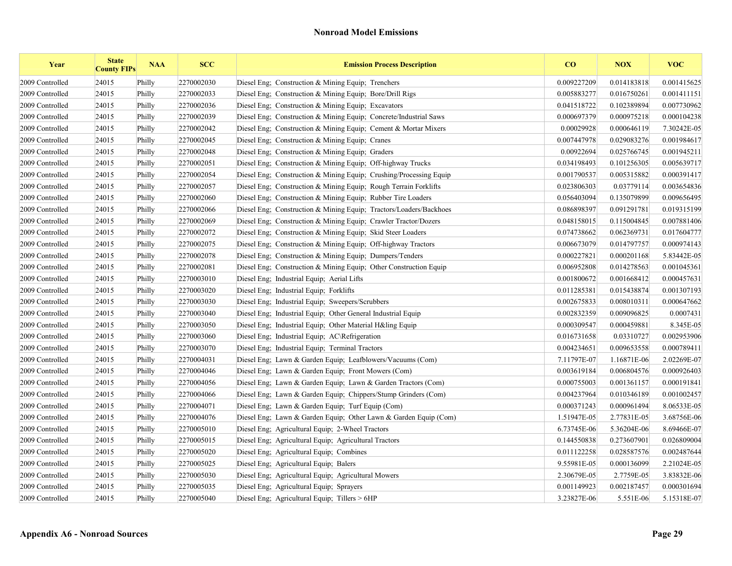## Nonroad Model Emissions

| Year | State County FIPs | NAA | SCC | Emission Process Description | CO | NOX | VOC |
|---|---|---|---|---|---|---|---|
| 2009 Controlled | 24015 | Philly | 2270002030 | Diesel Eng; Construction & Mining Equip; Trenchers | 0.009227209 | 0.014183818 | 0.001415625 |
| 2009 Controlled | 24015 | Philly | 2270002033 | Diesel Eng; Construction & Mining Equip; Bore/Drill Rigs | 0.005883277 | 0.016750261 | 0.001411151 |
| 2009 Controlled | 24015 | Philly | 2270002036 | Diesel Eng; Construction & Mining Equip; Excavators | 0.041518722 | 0.102389894 | 0.007730962 |
| 2009 Controlled | 24015 | Philly | 2270002039 | Diesel Eng; Construction & Mining Equip; Concrete/Industrial Saws | 0.000697379 | 0.000975218 | 0.000104238 |
| 2009 Controlled | 24015 | Philly | 2270002042 | Diesel Eng; Construction & Mining Equip; Cement & Mortar Mixers | 0.00029928 | 0.000646119 | 7.30242E-05 |
| 2009 Controlled | 24015 | Philly | 2270002045 | Diesel Eng; Construction & Mining Equip; Cranes | 0.007447978 | 0.029083276 | 0.001984617 |
| 2009 Controlled | 24015 | Philly | 2270002048 | Diesel Eng; Construction & Mining Equip; Graders | 0.00922694 | 0.025766745 | 0.001945211 |
| 2009 Controlled | 24015 | Philly | 2270002051 | Diesel Eng; Construction & Mining Equip; Off-highway Trucks | 0.034198493 | 0.101256305 | 0.005639717 |
| 2009 Controlled | 24015 | Philly | 2270002054 | Diesel Eng; Construction & Mining Equip; Crushing/Processing Equip | 0.001790537 | 0.005315882 | 0.000391417 |
| 2009 Controlled | 24015 | Philly | 2270002057 | Diesel Eng; Construction & Mining Equip; Rough Terrain Forklifts | 0.023806303 | 0.03779114 | 0.003654836 |
| 2009 Controlled | 24015 | Philly | 2270002060 | Diesel Eng; Construction & Mining Equip; Rubber Tire Loaders | 0.056403094 | 0.135079899 | 0.009656495 |
| 2009 Controlled | 24015 | Philly | 2270002066 | Diesel Eng; Construction & Mining Equip; Tractors/Loaders/Backhoes | 0.086898397 | 0.091291781 | 0.019315199 |
| 2009 Controlled | 24015 | Philly | 2270002069 | Diesel Eng; Construction & Mining Equip; Crawler Tractor/Dozers | 0.048158015 | 0.115004845 | 0.007881406 |
| 2009 Controlled | 24015 | Philly | 2270002072 | Diesel Eng; Construction & Mining Equip; Skid Steer Loaders | 0.074738662 | 0.062369731 | 0.017604777 |
| 2009 Controlled | 24015 | Philly | 2270002075 | Diesel Eng; Construction & Mining Equip; Off-highway Tractors | 0.006673079 | 0.014797757 | 0.000974143 |
| 2009 Controlled | 24015 | Philly | 2270002078 | Diesel Eng; Construction & Mining Equip; Dumpers/Tenders | 0.000227821 | 0.000201168 | 5.83442E-05 |
| 2009 Controlled | 24015 | Philly | 2270002081 | Diesel Eng; Construction & Mining Equip; Other Construction Equip | 0.006952808 | 0.014278563 | 0.001045361 |
| 2009 Controlled | 24015 | Philly | 2270003010 | Diesel Eng; Industrial Equip; Aerial Lifts | 0.001800672 | 0.001668412 | 0.000457631 |
| 2009 Controlled | 24015 | Philly | 2270003020 | Diesel Eng; Industrial Equip; Forklifts | 0.011285381 | 0.015438874 | 0.001307193 |
| 2009 Controlled | 24015 | Philly | 2270003030 | Diesel Eng; Industrial Equip; Sweepers/Scrubbers | 0.002675833 | 0.008010311 | 0.000647662 |
| 2009 Controlled | 24015 | Philly | 2270003040 | Diesel Eng; Industrial Equip; Other General Industrial Equip | 0.002832359 | 0.009096825 | 0.0007431 |
| 2009 Controlled | 24015 | Philly | 2270003050 | Diesel Eng; Industrial Equip; Other Material H&ling Equip | 0.000309547 | 0.000459881 | 8.345E-05 |
| 2009 Controlled | 24015 | Philly | 2270003060 | Diesel Eng; Industrial Equip; AC\Refrigeration | 0.016731658 | 0.03310727 | 0.002953906 |
| 2009 Controlled | 24015 | Philly | 2270003070 | Diesel Eng; Industrial Equip; Terminal Tractors | 0.004234651 | 0.009653558 | 0.000789411 |
| 2009 Controlled | 24015 | Philly | 2270004031 | Diesel Eng; Lawn & Garden Equip; Leafblowers/Vacuums (Com) | 7.11797E-07 | 1.16871E-06 | 2.02269E-07 |
| 2009 Controlled | 24015 | Philly | 2270004046 | Diesel Eng; Lawn & Garden Equip; Front Mowers (Com) | 0.003619184 | 0.006804576 | 0.000926403 |
| 2009 Controlled | 24015 | Philly | 2270004056 | Diesel Eng; Lawn & Garden Equip; Lawn & Garden Tractors (Com) | 0.000755003 | 0.001361157 | 0.000191841 |
| 2009 Controlled | 24015 | Philly | 2270004066 | Diesel Eng; Lawn & Garden Equip; Chippers/Stump Grinders (Com) | 0.004237964 | 0.010346189 | 0.001002457 |
| 2009 Controlled | 24015 | Philly | 2270004071 | Diesel Eng; Lawn & Garden Equip; Turf Equip (Com) | 0.000371243 | 0.000961494 | 8.06533E-05 |
| 2009 Controlled | 24015 | Philly | 2270004076 | Diesel Eng; Lawn & Garden Equip; Other Lawn & Garden Equip (Com) | 1.51947E-05 | 2.77831E-05 | 3.68756E-06 |
| 2009 Controlled | 24015 | Philly | 2270005010 | Diesel Eng; Agricultural Equip; 2-Wheel Tractors | 6.73745E-06 | 5.36204E-06 | 8.69466E-07 |
| 2009 Controlled | 24015 | Philly | 2270005015 | Diesel Eng; Agricultural Equip; Agricultural Tractors | 0.144550838 | 0.273607901 | 0.026809004 |
| 2009 Controlled | 24015 | Philly | 2270005020 | Diesel Eng; Agricultural Equip; Combines | 0.011122258 | 0.028587576 | 0.002487644 |
| 2009 Controlled | 24015 | Philly | 2270005025 | Diesel Eng; Agricultural Equip; Balers | 9.55981E-05 | 0.000136099 | 2.21024E-05 |
| 2009 Controlled | 24015 | Philly | 2270005030 | Diesel Eng; Agricultural Equip; Agricultural Mowers | 2.30679E-05 | 2.7759E-05 | 3.83832E-06 |
| 2009 Controlled | 24015 | Philly | 2270005035 | Diesel Eng; Agricultural Equip; Sprayers | 0.001149923 | 0.002187457 | 0.000301694 |
| 2009 Controlled | 24015 | Philly | 2270005040 | Diesel Eng; Agricultural Equip; Tillers > 6HP | 3.23827E-06 | 5.551E-06 | 5.15318E-07 |

**Appendix A6 - Nonroad Sources**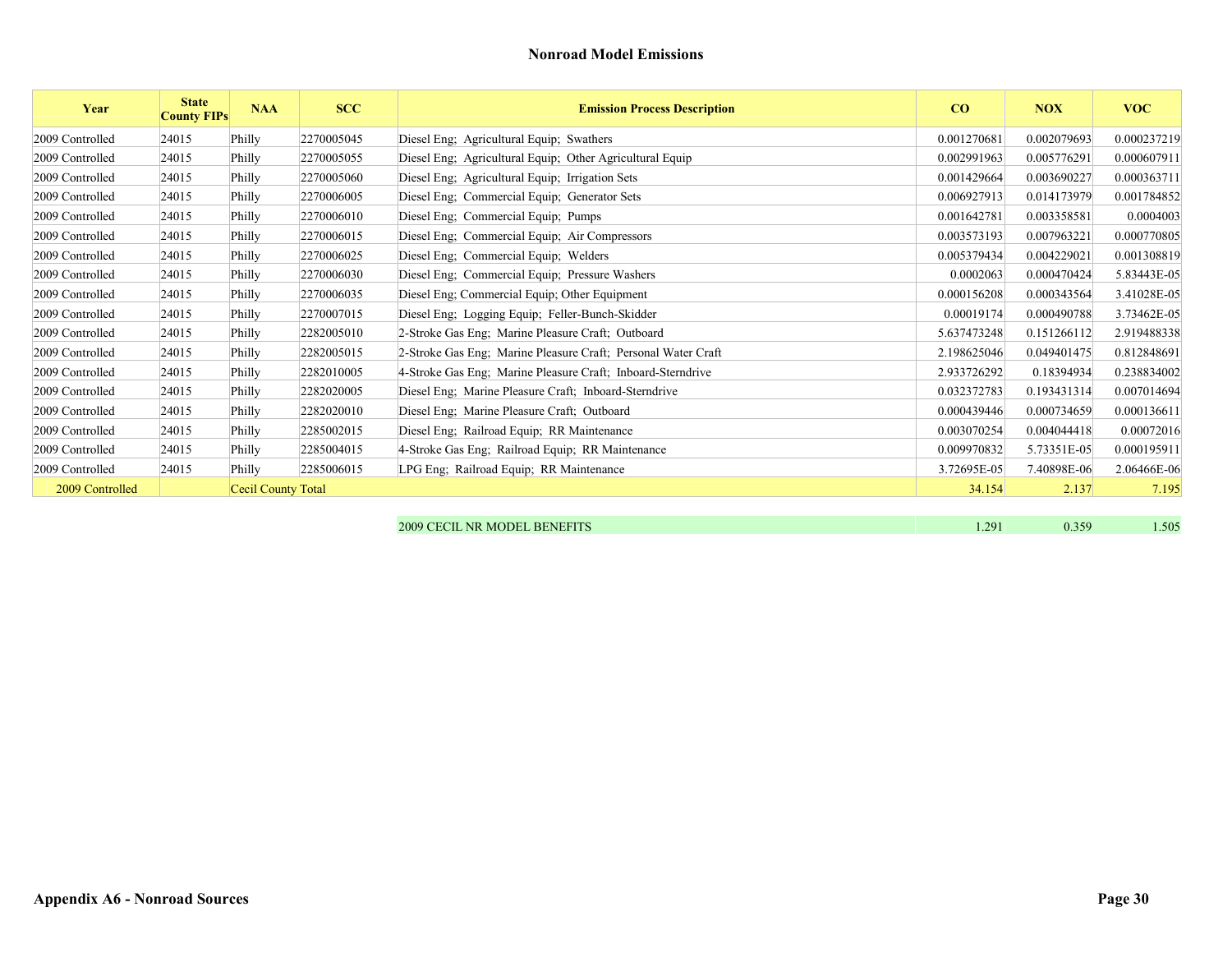## Nonroad Model Emissions

| Year | State County FIPs | NAA | SCC | Emission Process Description | CO | NOX | VOC |
|---|---|---|---|---|---|---|---|
| 2009 Controlled | 24015 | Philly | 2270005045 | Diesel Eng; Agricultural Equip; Swathers | 0.001270681 | 0.002079693 | 0.000237219 |
| 2009 Controlled | 24015 | Philly | 2270005055 | Diesel Eng; Agricultural Equip; Other Agricultural Equip | 0.002991963 | 0.005776291 | 0.000607911 |
| 2009 Controlled | 24015 | Philly | 2270005060 | Diesel Eng; Agricultural Equip; Irrigation Sets | 0.001429664 | 0.003690227 | 0.000363711 |
| 2009 Controlled | 24015 | Philly | 2270006005 | Diesel Eng; Commercial Equip; Generator Sets | 0.006927913 | 0.014173979 | 0.001784852 |
| 2009 Controlled | 24015 | Philly | 2270006010 | Diesel Eng; Commercial Equip; Pumps | 0.001642781 | 0.003358581 | 0.0004003 |
| 2009 Controlled | 24015 | Philly | 2270006015 | Diesel Eng; Commercial Equip; Air Compressors | 0.003573193 | 0.007963221 | 0.000770805 |
| 2009 Controlled | 24015 | Philly | 2270006025 | Diesel Eng; Commercial Equip; Welders | 0.005379434 | 0.004229021 | 0.001308819 |
| 2009 Controlled | 24015 | Philly | 2270006030 | Diesel Eng; Commercial Equip; Pressure Washers | 0.0002063 | 0.000470424 | 5.83443E-05 |
| 2009 Controlled | 24015 | Philly | 2270006035 | Diesel Eng; Commercial Equip; Other Equipment | 0.000156208 | 0.000343564 | 3.41028E-05 |
| 2009 Controlled | 24015 | Philly | 2270007015 | Diesel Eng; Logging Equip; Feller-Bunch-Skidder | 0.00019174 | 0.000490788 | 3.73462E-05 |
| 2009 Controlled | 24015 | Philly | 2282005010 | 2-Stroke Gas Eng; Marine Pleasure Craft; Outboard | 5.637473248 | 0.151266112 | 2.919488338 |
| 2009 Controlled | 24015 | Philly | 2282005015 | 2-Stroke Gas Eng; Marine Pleasure Craft; Personal Water Craft | 2.198625046 | 0.049401475 | 0.812848691 |
| 2009 Controlled | 24015 | Philly | 2282010005 | 4-Stroke Gas Eng; Marine Pleasure Craft; Inboard-Sterndrive | 2.933726292 | 0.18394934 | 0.238834002 |
| 2009 Controlled | 24015 | Philly | 2282020005 | Diesel Eng; Marine Pleasure Craft; Inboard-Sterndrive | 0.032372783 | 0.193431314 | 0.007014694 |
| 2009 Controlled | 24015 | Philly | 2282020010 | Diesel Eng; Marine Pleasure Craft; Outboard | 0.000439446 | 0.000734659 | 0.000136611 |
| 2009 Controlled | 24015 | Philly | 2285002015 | Diesel Eng; Railroad Equip; RR Maintenance | 0.003070254 | 0.004044418 | 0.00072016 |
| 2009 Controlled | 24015 | Philly | 2285004015 | 4-Stroke Gas Eng; Railroad Equip; RR Maintenance | 0.009970832 | 5.73351E-05 | 0.000195911 |
| 2009 Controlled | 24015 | Philly | 2285006015 | LPG Eng; Railroad Equip; RR Maintenance | 3.72695E-05 | 7.40898E-06 | 2.06466E-06 |
| 2009 Controlled | | Cecil County Total | | | 34.154 | 2.137 | 7.195 |
| | | | | 2009 CECIL NR MODEL BENEFITS | 1.291 | 0.359 | 1.505 |

**Appendix A6 - Nonroad Sources**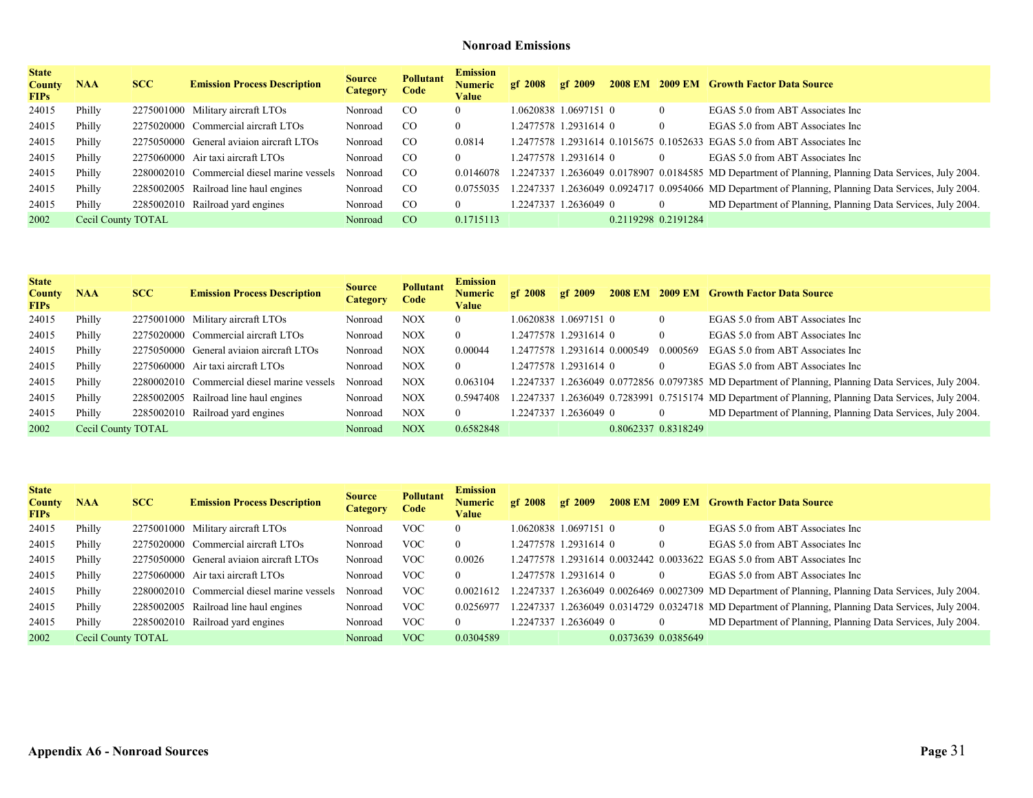## Nonroad Emissions

| State County FIPs | NAA | SCC | Emission Process Description | Source Category | Pollutant Code | Emission Numeric Value | gf 2008 | gf 2009 | 2008 EM | 2009 EM | Growth Factor Data Source |
|---|---|---|---|---|---|---|---|---|---|---|---|
| 24015 | Philly | 2275001000 | Military aircraft LTOs | Nonroad | CO | 0 | 1.0620838 | 1.0697151 | 0 | 0 | EGAS 5.0 from ABT Associates Inc |
| 24015 | Philly | 2275020000 | Commercial aircraft LTOs | Nonroad | CO | 0 | 1.2477578 | 1.2931614 | 0 | 0 | EGAS 5.0 from ABT Associates Inc |
| 24015 | Philly | 2275050000 | General aviaion aircraft LTOs | Nonroad | CO | 0.0814 | 1.2477578 | 1.2931614 | 0.1015675 | 0.1052633 | EGAS 5.0 from ABT Associates Inc |
| 24015 | Philly | 2275060000 | Air taxi aircraft LTOs | Nonroad | CO | 0 | 1.2477578 | 1.2931614 | 0 | 0 | EGAS 5.0 from ABT Associates Inc |
| 24015 | Philly | 2280002010 | Commercial diesel marine vessels | Nonroad | CO | 0.0146078 | 1.2247337 | 1.2636049 | 0.0178907 | 0.0184585 | MD Department of Planning, Planning Data Services, July 2004. |
| 24015 | Philly | 2285002005 | Railroad line haul engines | Nonroad | CO | 0.0755035 | 1.2247337 | 1.2636049 | 0.0924717 | 0.0954066 | MD Department of Planning, Planning Data Services, July 2004. |
| 24015 | Philly | 2285002010 | Railroad yard engines | Nonroad | CO | 0 | 1.2247337 | 1.2636049 | 0 | 0 | MD Department of Planning, Planning Data Services, July 2004. |
| 2002 | Cecil County TOTAL | | | Nonroad | CO | 0.1715113 | | | 0.2119298 | 0.2191284 | |

| State County FIPs | NAA | SCC | Emission Process Description | Source Category | Pollutant Code | Emission Numeric Value | gf 2008 | gf 2009 | 2008 EM | 2009 EM | Growth Factor Data Source |
|---|---|---|---|---|---|---|---|---|---|---|---|
| 24015 | Philly | 2275001000 | Military aircraft LTOs | Nonroad | NOX | 0 | 1.0620838 | 1.0697151 | 0 | 0 | EGAS 5.0 from ABT Associates Inc |
| 24015 | Philly | 2275020000 | Commercial aircraft LTOs | Nonroad | NOX | 0 | 1.2477578 | 1.2931614 | 0 | 0 | EGAS 5.0 from ABT Associates Inc |
| 24015 | Philly | 2275050000 | General aviaion aircraft LTOs | Nonroad | NOX | 0.00044 | 1.2477578 | 1.2931614 | 0.000549 | 0.000569 | EGAS 5.0 from ABT Associates Inc |
| 24015 | Philly | 2275060000 | Air taxi aircraft LTOs | Nonroad | NOX | 0 | 1.2477578 | 1.2931614 | 0 | 0 | EGAS 5.0 from ABT Associates Inc |
| 24015 | Philly | 2280002010 | Commercial diesel marine vessels | Nonroad | NOX | 0.063104 | 1.2247337 | 1.2636049 | 0.0772856 | 0.0797385 | MD Department of Planning, Planning Data Services, July 2004. |
| 24015 | Philly | 2285002005 | Railroad line haul engines | Nonroad | NOX | 0.5947408 | 1.2247337 | 1.2636049 | 0.7283991 | 0.7515174 | MD Department of Planning, Planning Data Services, July 2004. |
| 24015 | Philly | 2285002010 | Railroad yard engines | Nonroad | NOX | 0 | 1.2247337 | 1.2636049 | 0 | 0 | MD Department of Planning, Planning Data Services, July 2004. |
| 2002 | Cecil County TOTAL | | | Nonroad | NOX | 0.6582848 | | | 0.8062337 | 0.8318249 | |

| State County FIPs | NAA | SCC | Emission Process Description | Source Category | Pollutant Code | Emission Numeric Value | gf 2008 | gf 2009 | 2008 EM | 2009 EM | Growth Factor Data Source |
|---|---|---|---|---|---|---|---|---|---|---|---|
| 24015 | Philly | 2275001000 | Military aircraft LTOs | Nonroad | VOC | 0 | 1.0620838 | 1.0697151 | 0 | 0 | EGAS 5.0 from ABT Associates Inc |
| 24015 | Philly | 2275020000 | Commercial aircraft LTOs | Nonroad | VOC | 0 | 1.2477578 | 1.2931614 | 0 | 0 | EGAS 5.0 from ABT Associates Inc |
| 24015 | Philly | 2275050000 | General aviaion aircraft LTOs | Nonroad | VOC | 0.0026 | 1.2477578 | 1.2931614 | 0.0032442 | 0.0033622 | EGAS 5.0 from ABT Associates Inc |
| 24015 | Philly | 2275060000 | Air taxi aircraft LTOs | Nonroad | VOC | 0 | 1.2477578 | 1.2931614 | 0 | 0 | EGAS 5.0 from ABT Associates Inc |
| 24015 | Philly | 2280002010 | Commercial diesel marine vessels | Nonroad | VOC | 0.0021612 | 1.2247337 | 1.2636049 | 0.0026469 | 0.0027309 | MD Department of Planning, Planning Data Services, July 2004. |
| 24015 | Philly | 2285002005 | Railroad line haul engines | Nonroad | VOC | 0.0256977 | 1.2247337 | 1.2636049 | 0.0314729 | 0.0324718 | MD Department of Planning, Planning Data Services, July 2004. |
| 24015 | Philly | 2285002010 | Railroad yard engines | Nonroad | VOC | 0 | 1.2247337 | 1.2636049 | 0 | 0 | MD Department of Planning, Planning Data Services, July 2004. |
| 2002 | Cecil County TOTAL | | | Nonroad | VOC | 0.0304589 | | | 0.0373639 | 0.0385649 | |